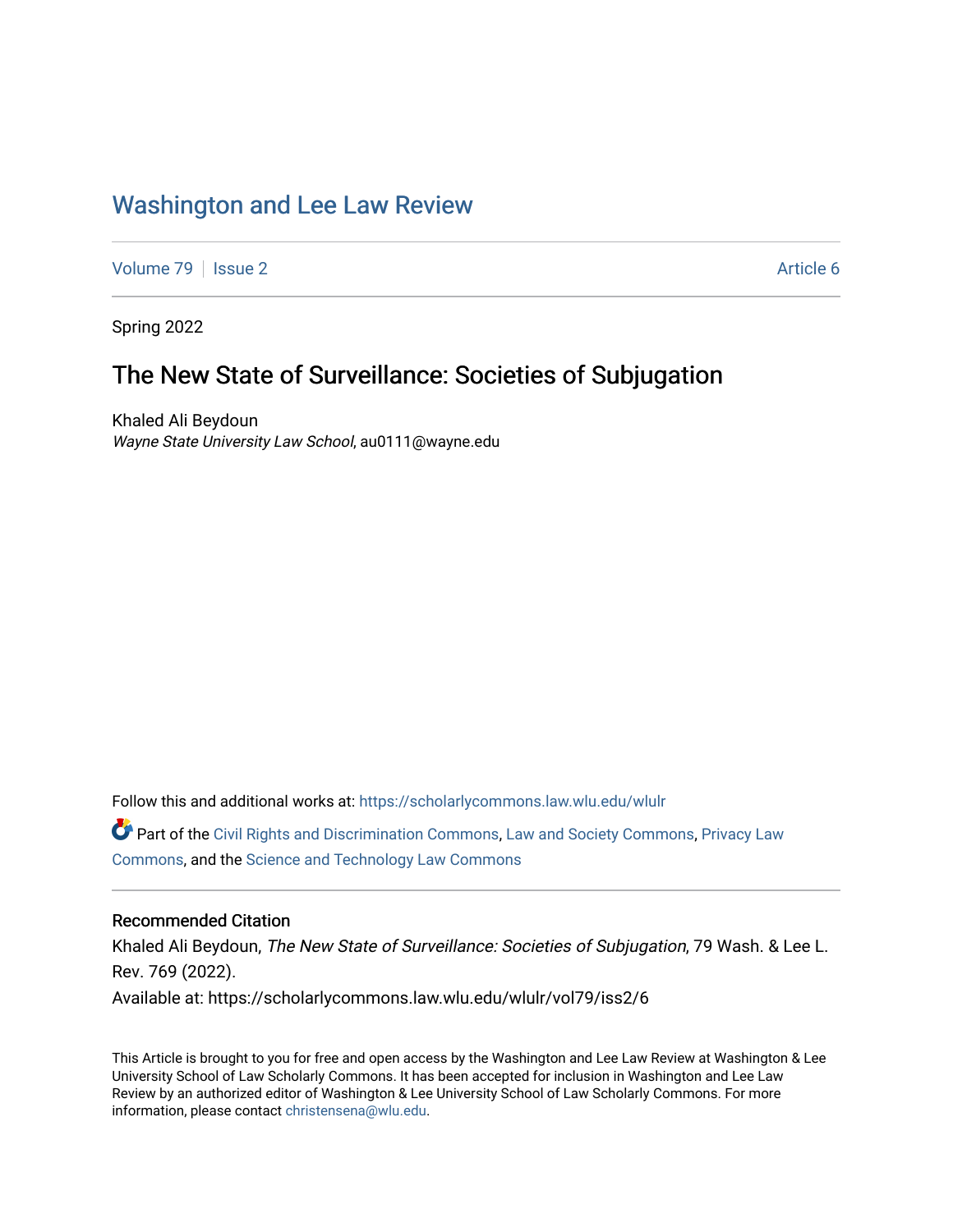# Washington and Lee Law Review

Volume 79 | Issue 2 Article 6

Spring 2022

## The New State of Surveillance: Societies of Subjugation

Khaled Ali Beydoun
*Wayne State University Law School*, au0111@wayne.edu

Follow this and additional works at: https://scholarlycommons.law.wlu.edu/wlulr

Part of the Civil Rights and Discrimination Commons, Law and Society Commons, Privacy Law Commons, and the Science and Technology Law Commons

### Recommended Citation

Khaled Ali Beydoun, *The New State of Surveillance: Societies of Subjugation*, 79 Wash. & Lee L. Rev. 769 (2022).

Available at: https://scholarlycommons.law.wlu.edu/wlulr/vol79/iss2/6

This Article is brought to you for free and open access by the Washington and Lee Law Review at Washington & Lee University School of Law Scholarly Commons. It has been accepted for inclusion in Washington and Lee Law Review by an authorized editor of Washington & Lee University School of Law Scholarly Commons. For more information, please contact christensena@wlu.edu.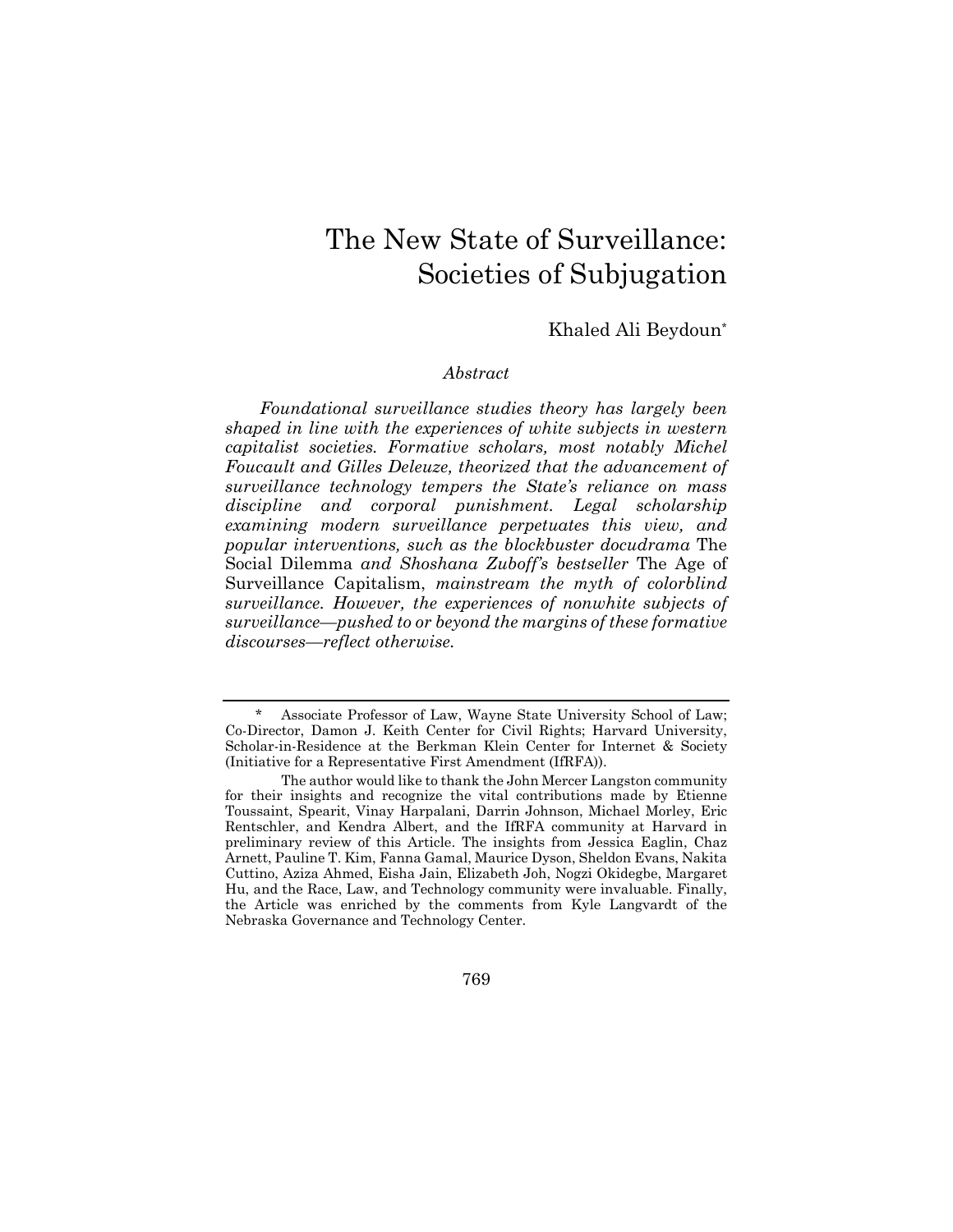# The New State of Surveillance: Societies of Subjugation

Khaled Ali Beydoun*

*Abstract*

*Foundational surveillance studies theory has largely been shaped in line with the experiences of white subjects in western capitalist societies. Formative scholars, most notably Michel Foucault and Gilles Deleuze, theorized that the advancement of surveillance technology tempers the State's reliance on mass discipline and corporal punishment. Legal scholarship examining modern surveillance perpetuates this view, and popular interventions, such as the blockbuster docudrama* The Social Dilemma *and Shoshana Zuboff's bestseller* The Age of Surveillance Capitalism, *mainstream the myth of colorblind surveillance. However, the experiences of nonwhite subjects of surveillance—pushed to or beyond the margins of these formative discourses—reflect otherwise.*

---

\* Associate Professor of Law, Wayne State University School of Law; Co-Director, Damon J. Keith Center for Civil Rights; Harvard University, Scholar-in-Residence at the Berkman Klein Center for Internet & Society (Initiative for a Representative First Amendment (IfRFA)).

The author would like to thank the John Mercer Langston community for their insights and recognize the vital contributions made by Etienne Toussaint, Spearit, Vinay Harpalani, Darrin Johnson, Michael Morley, Eric Rentschler, and Kendra Albert, and the IfRFA community at Harvard in preliminary review of this Article. The insights from Jessica Eaglin, Chaz Arnett, Pauline T. Kim, Fanna Gamal, Maurice Dyson, Sheldon Evans, Nakita Cuttino, Aziza Ahmed, Eisha Jain, Elizabeth Joh, Nogzi Okidegbe, Margaret Hu, and the Race, Law, and Technology community were invaluable. Finally, the Article was enriched by the comments from Kyle Langvardt of the Nebraska Governance and Technology Center.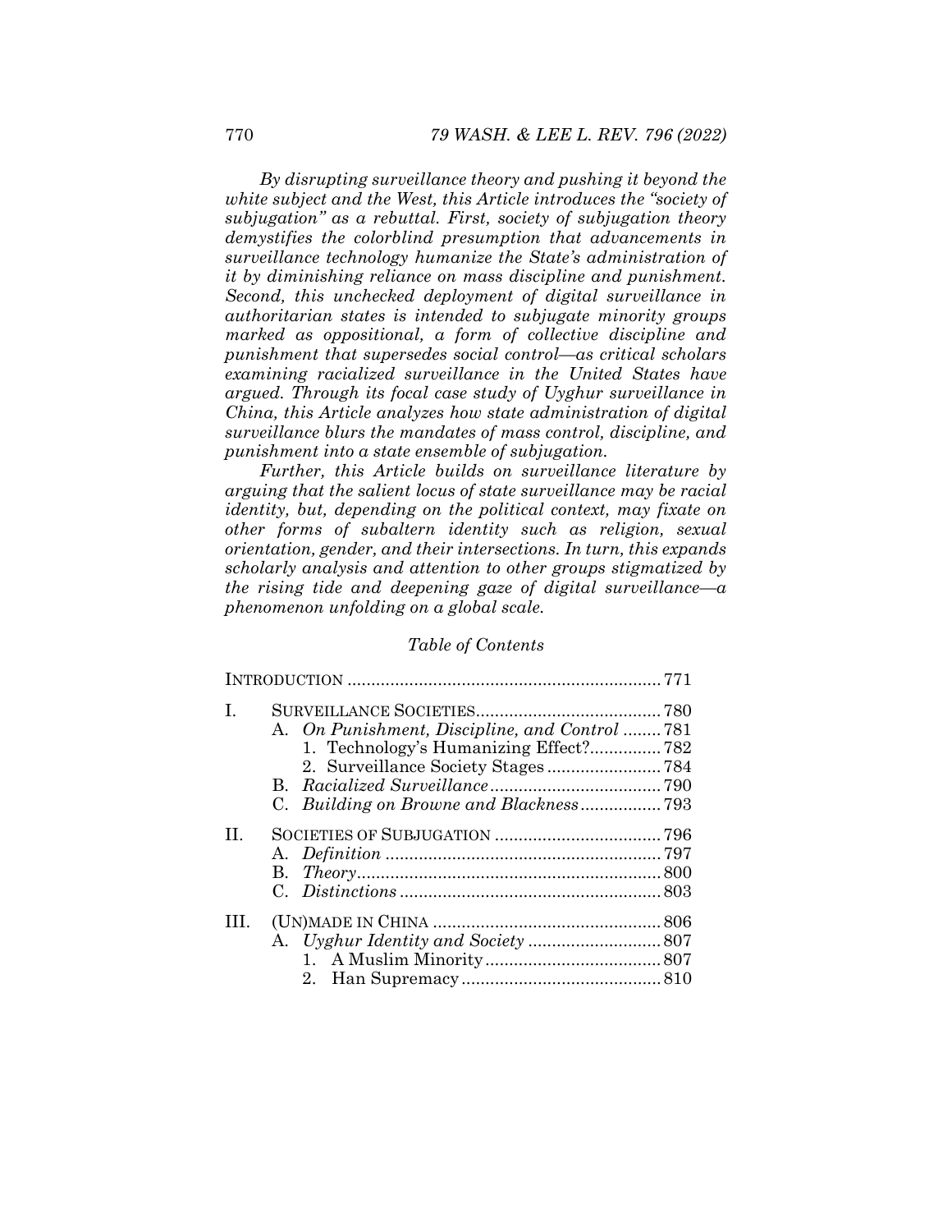*By disrupting surveillance theory and pushing it beyond the white subject and the West, this Article introduces the "society of subjugation" as a rebuttal. First, society of subjugation theory demystifies the colorblind presumption that advancements in surveillance technology humanize the State's administration of it by diminishing reliance on mass discipline and punishment. Second, this unchecked deployment of digital surveillance in authoritarian states is intended to subjugate minority groups marked as oppositional, a form of collective discipline and punishment that supersedes social control—as critical scholars examining racialized surveillance in the United States have argued. Through its focal case study of Uyghur surveillance in China, this Article analyzes how state administration of digital surveillance blurs the mandates of mass control, discipline, and punishment into a state ensemble of subjugation.*

*Further, this Article builds on surveillance literature by arguing that the salient locus of state surveillance may be racial identity, but, depending on the political context, may fixate on other forms of subaltern identity such as religion, sexual orientation, gender, and their intersections. In turn, this expands scholarly analysis and attention to other groups stigmatized by the rising tide and deepening gaze of digital surveillance—a phenomenon unfolding on a global scale.*

*Table of Contents*

INTRODUCTION .......... 771

I. SURVEILLANCE SOCIETIES .......... 780
- A. *On Punishment, Discipline, and Control* .......... 781
  - 1. Technology's Humanizing Effect? .......... 782
  - 2. Surveillance Society Stages .......... 784
- B. *Racialized Surveillance* .......... 790
- C. *Building on Browne and Blackness* .......... 793

II. SOCIETIES OF SUBJUGATION .......... 796
- A. *Definition* .......... 797
- B. *Theory* .......... 800
- C. *Distinctions* .......... 803

III. (UN)MADE IN CHINA .......... 806
- A. *Uyghur Identity and Society* .......... 807
  - 1. A Muslim Minority .......... 807
  - 2. Han Supremacy .......... 810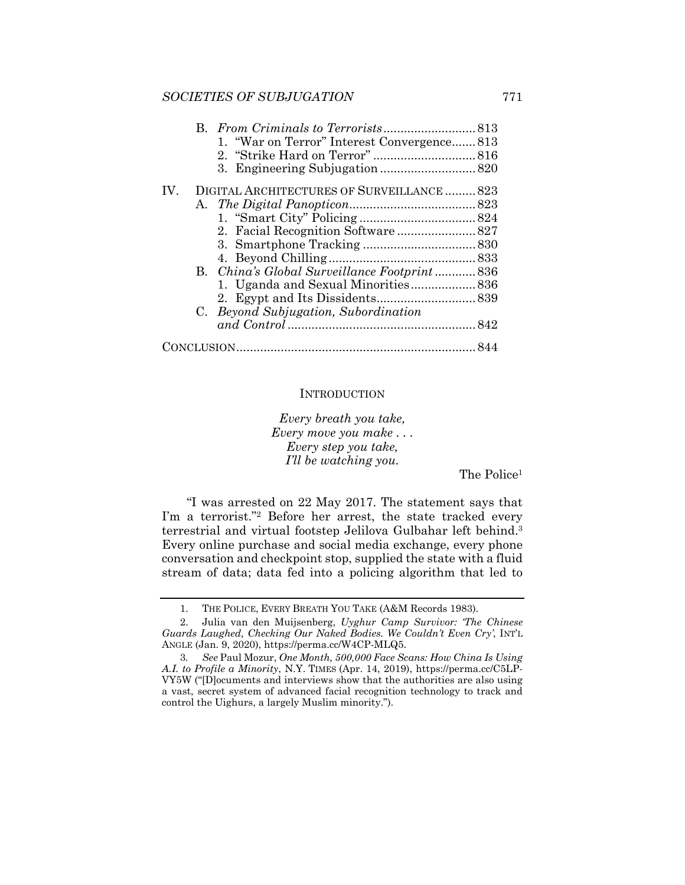B. *From Criminals to Terrorists* .......................... 813
   1. "War on Terror" Interest Convergence ....... 813
   2. "Strike Hard on Terror" ............................. 816
   3. Engineering Subjugation ........................... 820

IV. DIGITAL ARCHITECTURES OF SURVEILLANCE ......... 823
   A. *The Digital Panopticon* .................................... 823
      1. "Smart City" Policing ................................. 824
      2. Facial Recognition Software ...................... 827
      3. Smartphone Tracking ................................ 830
      4. Beyond Chilling .......................................... 833
   B. *China's Global Surveillance Footprint* ............ 836
      1. Uganda and Sexual Minorities ................... 836
      2. Egypt and Its Dissidents ............................ 839
   C. *Beyond Subjugation, Subordination and Control* ....................................................... 842

CONCLUSION ...................................................................... 844

## INTRODUCTION

*Every breath you take,*
*Every move you make . . .*
*Every step you take,*
*I'll be watching you.*

The Police[1]

"I was arrested on 22 May 2017. The statement says that I'm a terrorist."[2] Before her arrest, the state tracked every terrestrial and virtual footstep Jelilova Gulbahar left behind.[3] Every online purchase and social media exchange, every phone conversation and checkpoint stop, supplied the state with a fluid stream of data; data fed into a policing algorithm that led to

---

1. THE POLICE, EVERY BREATH YOU TAKE (A&M Records 1983).

2. Julia van den Muijsenberg, *Uyghur Camp Survivor: 'The Chinese Guards Laughed, Checking Our Naked Bodies. We Couldn't Even Cry'*, INT'L ANGLE (Jan. 9, 2020), https://perma.cc/W4CP-MLQ5.

3. *See* Paul Mozur, *One Month, 500,000 Face Scans: How China Is Using A.I. to Profile a Minority*, N.Y. TIMES (Apr. 14, 2019), https://perma.cc/C5LP-VY5W ("[D]ocuments and interviews show that the authorities are also using a vast, secret system of advanced facial recognition technology to track and control the Uighurs, a largely Muslim minority.").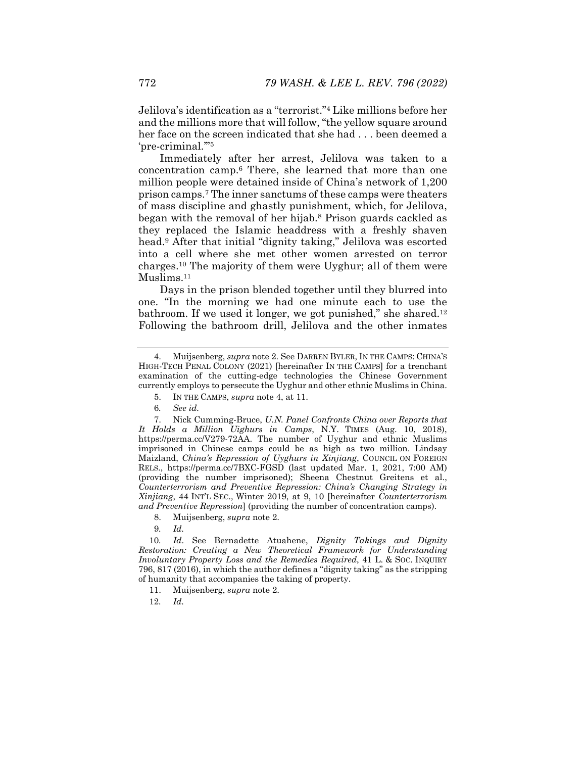Jelilova's identification as a "terrorist."[4] Like millions before her and the millions more that will follow, "the yellow square around her face on the screen indicated that she had . . . been deemed a 'pre-criminal.'"[5]

Immediately after her arrest, Jelilova was taken to a concentration camp.[6] There, she learned that more than one million people were detained inside of China's network of 1,200 prison camps.[7] The inner sanctums of these camps were theaters of mass discipline and ghastly punishment, which, for Jelilova, began with the removal of her hijab.[8] Prison guards cackled as they replaced the Islamic headdress with a freshly shaven head.[9] After that initial "dignity taking," Jelilova was escorted into a cell where she met other women arrested on terror charges.[10] The majority of them were Uyghur; all of them were Muslims.[11]

Days in the prison blended together until they blurred into one. "In the morning we had one minute each to use the bathroom. If we used it longer, we got punished," she shared.[12] Following the bathroom drill, Jelilova and the other inmates

---

4. Muijsenberg, *supra* note 2. See DARREN BYLER, IN THE CAMPS: CHINA'S HIGH-TECH PENAL COLONY (2021) [hereinafter IN THE CAMPS] for a trenchant examination of the cutting-edge technologies the Chinese Government currently employs to persecute the Uyghur and other ethnic Muslims in China.

5. IN THE CAMPS, *supra* note 4, at 11.

6. *See id.*

7. Nick Cumming-Bruce, *U.N. Panel Confronts China over Reports that It Holds a Million Uighurs in Camps*, N.Y. TIMES (Aug. 10, 2018), https://perma.cc/V279-72AA. The number of Uyghur and ethnic Muslims imprisoned in Chinese camps could be as high as two million. Lindsay Maizland, *China's Repression of Uyghurs in Xinjiang*, COUNCIL ON FOREIGN RELS., https://perma.cc/7BXC-FGSD (last updated Mar. 1, 2021, 7:00 AM) (providing the number imprisoned); Sheena Chestnut Greitens et al., *Counterterrorism and Preventive Repression: China's Changing Strategy in Xinjiang*, 44 INT'L SEC., Winter 2019, at 9, 10 [hereinafter *Counterterrorism and Preventive Repression*] (providing the number of concentration camps).

8. Muijsenberg, *supra* note 2.

9. *Id.*

10. *Id*. See Bernadette Atuahene, *Dignity Takings and Dignity Restoration: Creating a New Theoretical Framework for Understanding Involuntary Property Loss and the Remedies Required*, 41 L. & SOC. INQUIRY 796, 817 (2016), in which the author defines a "dignity taking" as the stripping of humanity that accompanies the taking of property.

11. Muijsenberg, *supra* note 2.

12. *Id.*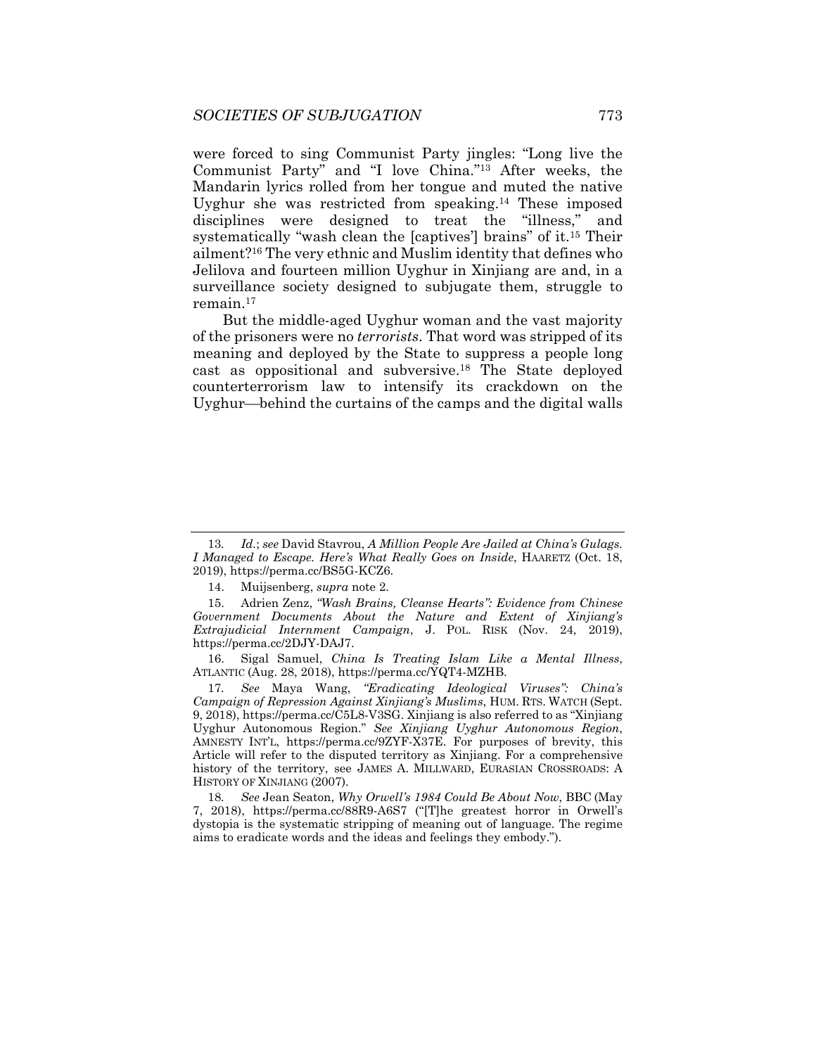were forced to sing Communist Party jingles: "Long live the Communist Party" and "I love China."[13] After weeks, the Mandarin lyrics rolled from her tongue and muted the native Uyghur she was restricted from speaking.[14] These imposed disciplines were designed to treat the "illness," and systematically "wash clean the [captives'] brains" of it.[15] Their ailment?[16] The very ethnic and Muslim identity that defines who Jelilova and fourteen million Uyghur in Xinjiang are and, in a surveillance society designed to subjugate them, struggle to remain.[17]

But the middle-aged Uyghur woman and the vast majority of the prisoners were no *terrorists*. That word was stripped of its meaning and deployed by the State to suppress a people long cast as oppositional and subversive.[18] The State deployed counterterrorism law to intensify its crackdown on the Uyghur—behind the curtains of the camps and the digital walls

---

13. *Id.*; *see* David Stavrou, *A Million People Are Jailed at China's Gulags. I Managed to Escape. Here's What Really Goes on Inside*, HAARETZ (Oct. 18, 2019), https://perma.cc/BS5G-KCZ6.

14. Muijsenberg, *supra* note 2.

15. Adrien Zenz, *"Wash Brains, Cleanse Hearts": Evidence from Chinese Government Documents About the Nature and Extent of Xinjiang's Extrajudicial Internment Campaign*, J. POL. RISK (Nov. 24, 2019), https://perma.cc/2DJY-DAJ7.

16. Sigal Samuel, *China Is Treating Islam Like a Mental Illness*, ATLANTIC (Aug. 28, 2018), https://perma.cc/YQT4-MZHB.

17. *See* Maya Wang, *"Eradicating Ideological Viruses": China's Campaign of Repression Against Xinjiang's Muslims*, HUM. RTS. WATCH (Sept. 9, 2018), https://perma.cc/C5L8-V3SG. Xinjiang is also referred to as "Xinjiang Uyghur Autonomous Region." *See Xinjiang Uyghur Autonomous Region*, AMNESTY INT'L, https://perma.cc/9ZYF-X37E. For purposes of brevity, this Article will refer to the disputed territory as Xinjiang. For a comprehensive history of the territory, see JAMES A. MILLWARD, EURASIAN CROSSROADS: A HISTORY OF XINJIANG (2007).

18. *See* Jean Seaton, *Why Orwell's 1984 Could Be About Now*, BBC (May 7, 2018), https://perma.cc/88R9-A6S7 ("[T]he greatest horror in Orwell's dystopia is the systematic stripping of meaning out of language. The regime aims to eradicate words and the ideas and feelings they embody.").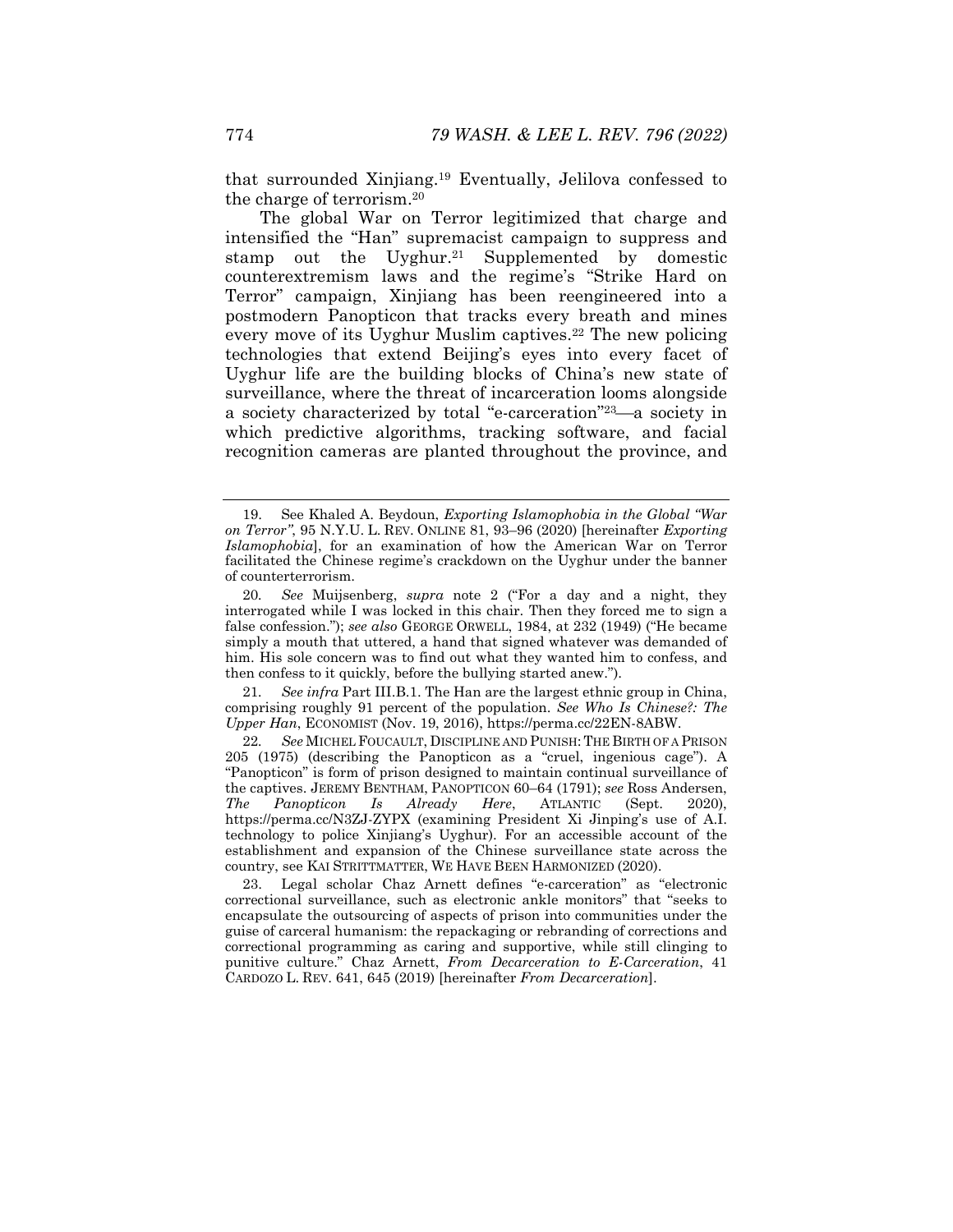that surrounded Xinjiang.[19] Eventually, Jelilova confessed to the charge of terrorism.[20]

The global War on Terror legitimized that charge and intensified the "Han" supremacist campaign to suppress and stamp out the Uyghur.[21] Supplemented by domestic counterextremism laws and the regime's "Strike Hard on Terror" campaign, Xinjiang has been reengineered into a postmodern Panopticon that tracks every breath and mines every move of its Uyghur Muslim captives.[22] The new policing technologies that extend Beijing's eyes into every facet of Uyghur life are the building blocks of China's new state of surveillance, where the threat of incarceration looms alongside a society characterized by total "e-carceration"[23]—a society in which predictive algorithms, tracking software, and facial recognition cameras are planted throughout the province, and

---

19. See Khaled A. Beydoun, *Exporting Islamophobia in the Global "War on Terror"*, 95 N.Y.U. L. REV. ONLINE 81, 93–96 (2020) [hereinafter *Exporting Islamophobia*], for an examination of how the American War on Terror facilitated the Chinese regime's crackdown on the Uyghur under the banner of counterterrorism.

20. *See* Muijsenberg, *supra* note 2 ("For a day and a night, they interrogated while I was locked in this chair. Then they forced me to sign a false confession."); *see also* GEORGE ORWELL, 1984, at 232 (1949) ("He became simply a mouth that uttered, a hand that signed whatever was demanded of him. His sole concern was to find out what they wanted him to confess, and then confess to it quickly, before the bullying started anew.").

21. *See infra* Part III.B.1. The Han are the largest ethnic group in China, comprising roughly 91 percent of the population. *See Who Is Chinese?: The Upper Han*, ECONOMIST (Nov. 19, 2016), https://perma.cc/22EN-8ABW.

22. *See* MICHEL FOUCAULT, DISCIPLINE AND PUNISH: THE BIRTH OF A PRISON 205 (1975) (describing the Panopticon as a "cruel, ingenious cage"). A "Panopticon" is form of prison designed to maintain continual surveillance of the captives. JEREMY BENTHAM, PANOPTICON 60–64 (1791); *see* Ross Andersen, *The Panopticon Is Already Here*, ATLANTIC (Sept. 2020), https://perma.cc/N3ZJ-ZYPX (examining President Xi Jinping's use of A.I. technology to police Xinjiang's Uyghur). For an accessible account of the establishment and expansion of the Chinese surveillance state across the country, see KAI STRITTMATTER, WE HAVE BEEN HARMONIZED (2020).

23. Legal scholar Chaz Arnett defines "e-carceration" as "electronic correctional surveillance, such as electronic ankle monitors" that "seeks to encapsulate the outsourcing of aspects of prison into communities under the guise of carceral humanism: the repackaging or rebranding of corrections and correctional programming as caring and supportive, while still clinging to punitive culture." Chaz Arnett, *From Decarceration to E-Carceration*, 41 CARDOZO L. REV. 641, 645 (2019) [hereinafter *From Decarceration*].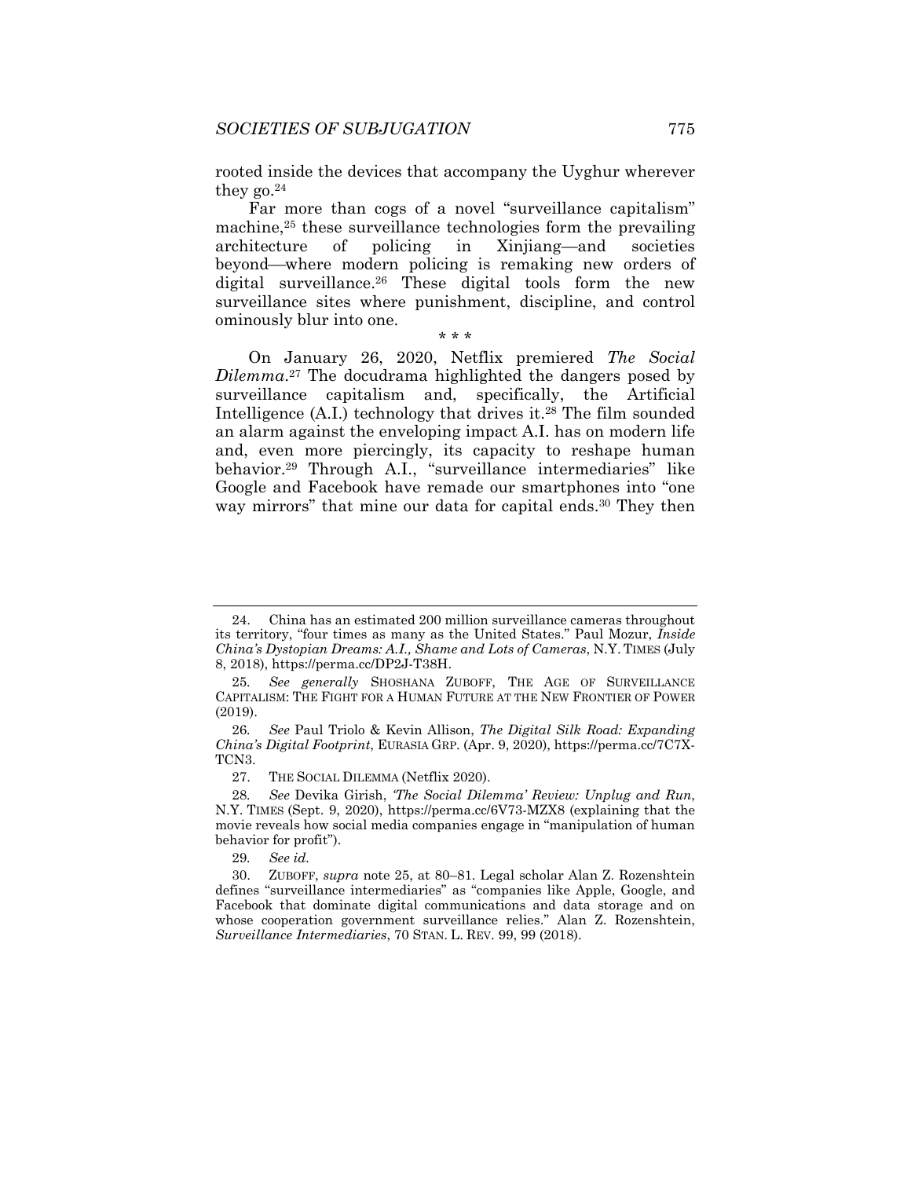rooted inside the devices that accompany the Uyghur wherever they go.[24]

Far more than cogs of a novel "surveillance capitalism" machine,[25] these surveillance technologies form the prevailing architecture of policing in Xinjiang—and societies beyond—where modern policing is remaking new orders of digital surveillance.[26] These digital tools form the new surveillance sites where punishment, discipline, and control ominously blur into one.

\* \* \*

On January 26, 2020, Netflix premiered *The Social Dilemma*.[27] The docudrama highlighted the dangers posed by surveillance capitalism and, specifically, the Artificial Intelligence (A.I.) technology that drives it.[28] The film sounded an alarm against the enveloping impact A.I. has on modern life and, even more piercingly, its capacity to reshape human behavior.[29] Through A.I., "surveillance intermediaries" like Google and Facebook have remade our smartphones into "one way mirrors" that mine our data for capital ends.[30] They then

---

24. China has an estimated 200 million surveillance cameras throughout its territory, "four times as many as the United States." Paul Mozur, *Inside China's Dystopian Dreams: A.I., Shame and Lots of Cameras*, N.Y. TIMES (July 8, 2018), https://perma.cc/DP2J-T38H.

25. *See generally* SHOSHANA ZUBOFF, THE AGE OF SURVEILLANCE CAPITALISM: THE FIGHT FOR A HUMAN FUTURE AT THE NEW FRONTIER OF POWER (2019).

26. *See* Paul Triolo & Kevin Allison, *The Digital Silk Road: Expanding China's Digital Footprint*, EURASIA GRP. (Apr. 9, 2020), https://perma.cc/7C7X-TCN3.

27. THE SOCIAL DILEMMA (Netflix 2020).

28. *See* Devika Girish, *'The Social Dilemma' Review: Unplug and Run*, N.Y. TIMES (Sept. 9, 2020), https://perma.cc/6V73-MZX8 (explaining that the movie reveals how social media companies engage in "manipulation of human behavior for profit").

29. *See id.*

30. ZUBOFF, *supra* note 25, at 80–81. Legal scholar Alan Z. Rozenshtein defines "surveillance intermediaries" as "companies like Apple, Google, and Facebook that dominate digital communications and data storage and on whose cooperation government surveillance relies." Alan Z. Rozenshtein, *Surveillance Intermediaries*, 70 STAN. L. REV. 99, 99 (2018).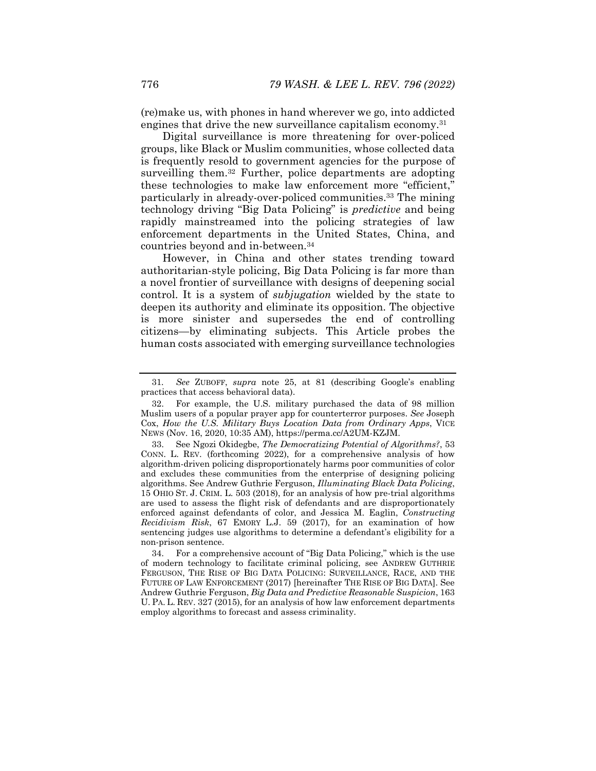(re)make us, with phones in hand wherever we go, into addicted engines that drive the new surveillance capitalism economy.[31]

Digital surveillance is more threatening for over-policed groups, like Black or Muslim communities, whose collected data is frequently resold to government agencies for the purpose of surveilling them.[32] Further, police departments are adopting these technologies to make law enforcement more "efficient," particularly in already-over-policed communities.[33] The mining technology driving "Big Data Policing" is *predictive* and being rapidly mainstreamed into the policing strategies of law enforcement departments in the United States, China, and countries beyond and in-between.[34]

However, in China and other states trending toward authoritarian-style policing, Big Data Policing is far more than a novel frontier of surveillance with designs of deepening social control. It is a system of *subjugation* wielded by the state to deepen its authority and eliminate its opposition. The objective is more sinister and supersedes the end of controlling citizens—by eliminating subjects. This Article probes the human costs associated with emerging surveillance technologies

---

31. *See* ZUBOFF, *supra* note 25, at 81 (describing Google's enabling practices that access behavioral data).

32. For example, the U.S. military purchased the data of 98 million Muslim users of a popular prayer app for counterterror purposes. *See* Joseph Cox, *How the U.S. Military Buys Location Data from Ordinary Apps*, VICE NEWS (Nov. 16, 2020, 10:35 AM), https://perma.cc/A2UM-KZJM.

33. See Ngozi Okidegbe, *The Democratizing Potential of Algorithms?*, 53 CONN. L. REV. (forthcoming 2022), for a comprehensive analysis of how algorithm-driven policing disproportionately harms poor communities of color and excludes these communities from the enterprise of designing policing algorithms. See Andrew Guthrie Ferguson, *Illuminating Black Data Policing*, 15 OHIO ST. J. CRIM. L. 503 (2018), for an analysis of how pre-trial algorithms are used to assess the flight risk of defendants and are disproportionately enforced against defendants of color, and Jessica M. Eaglin, *Constructing Recidivism Risk*, 67 EMORY L.J. 59 (2017), for an examination of how sentencing judges use algorithms to determine a defendant's eligibility for a non-prison sentence.

34. For a comprehensive account of "Big Data Policing," which is the use of modern technology to facilitate criminal policing, see ANDREW GUTHRIE FERGUSON, THE RISE OF BIG DATA POLICING: SURVEILLANCE, RACE, AND THE FUTURE OF LAW ENFORCEMENT (2017) [hereinafter THE RISE OF BIG DATA]. See Andrew Guthrie Ferguson, *Big Data and Predictive Reasonable Suspicion*, 163 U. PA. L. REV. 327 (2015), for an analysis of how law enforcement departments employ algorithms to forecast and assess criminality.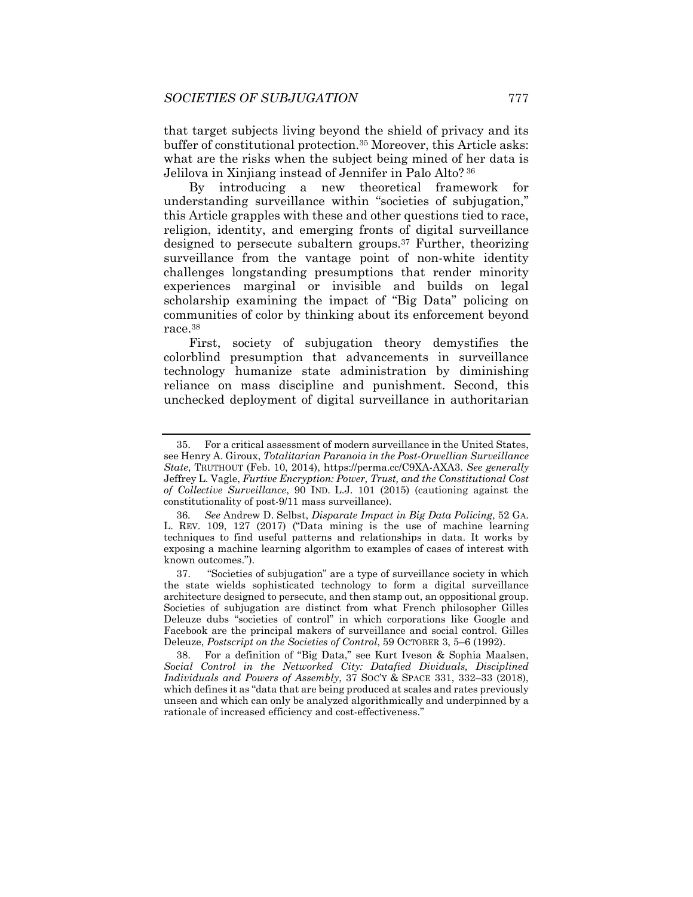that target subjects living beyond the shield of privacy and its buffer of constitutional protection.[35] Moreover, this Article asks: what are the risks when the subject being mined of her data is Jelilova in Xinjiang instead of Jennifer in Palo Alto?[36]

By introducing a new theoretical framework for understanding surveillance within "societies of subjugation," this Article grapples with these and other questions tied to race, religion, identity, and emerging fronts of digital surveillance designed to persecute subaltern groups.[37] Further, theorizing surveillance from the vantage point of non-white identity challenges longstanding presumptions that render minority experiences marginal or invisible and builds on legal scholarship examining the impact of "Big Data" policing on communities of color by thinking about its enforcement beyond race.[38]

First, society of subjugation theory demystifies the colorblind presumption that advancements in surveillance technology humanize state administration by diminishing reliance on mass discipline and punishment. Second, this unchecked deployment of digital surveillance in authoritarian

---

35. For a critical assessment of modern surveillance in the United States, see Henry A. Giroux, *Totalitarian Paranoia in the Post-Orwellian Surveillance State*, TRUTHOUT (Feb. 10, 2014), https://perma.cc/C9XA-AXA3. *See generally* Jeffrey L. Vagle, *Furtive Encryption: Power, Trust, and the Constitutional Cost of Collective Surveillance*, 90 IND. L.J. 101 (2015) (cautioning against the constitutionality of post-9/11 mass surveillance).

36. *See* Andrew D. Selbst, *Disparate Impact in Big Data Policing*, 52 GA. L. REV. 109, 127 (2017) ("Data mining is the use of machine learning techniques to find useful patterns and relationships in data. It works by exposing a machine learning algorithm to examples of cases of interest with known outcomes.").

37. "Societies of subjugation" are a type of surveillance society in which the state wields sophisticated technology to form a digital surveillance architecture designed to persecute, and then stamp out, an oppositional group. Societies of subjugation are distinct from what French philosopher Gilles Deleuze dubs "societies of control" in which corporations like Google and Facebook are the principal makers of surveillance and social control. Gilles Deleuze, *Postscript on the Societies of Control*, 59 OCTOBER 3, 5–6 (1992).

38. For a definition of "Big Data," see Kurt Iveson & Sophia Maalsen, *Social Control in the Networked City: Datafied Dividuals, Disciplined Individuals and Powers of Assembly*, 37 SOC'Y & SPACE 331, 332–33 (2018), which defines it as "data that are being produced at scales and rates previously unseen and which can only be analyzed algorithmically and underpinned by a rationale of increased efficiency and cost-effectiveness."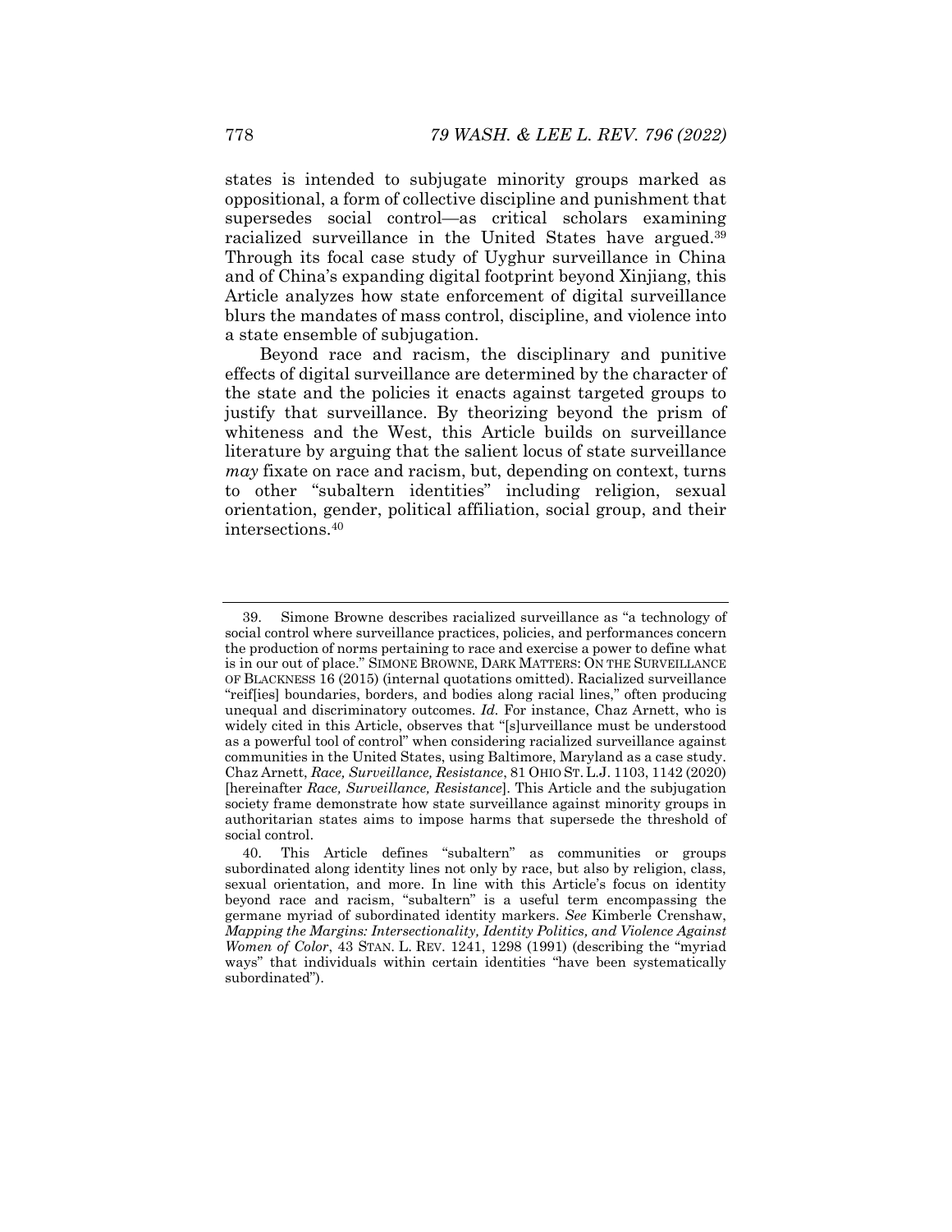states is intended to subjugate minority groups marked as oppositional, a form of collective discipline and punishment that supersedes social control—as critical scholars examining racialized surveillance in the United States have argued.[39] Through its focal case study of Uyghur surveillance in China and of China's expanding digital footprint beyond Xinjiang, this Article analyzes how state enforcement of digital surveillance blurs the mandates of mass control, discipline, and violence into a state ensemble of subjugation.

Beyond race and racism, the disciplinary and punitive effects of digital surveillance are determined by the character of the state and the policies it enacts against targeted groups to justify that surveillance. By theorizing beyond the prism of whiteness and the West, this Article builds on surveillance literature by arguing that the salient locus of state surveillance *may* fixate on race and racism, but, depending on context, turns to other "subaltern identities" including religion, sexual orientation, gender, political affiliation, social group, and their intersections.[40]

---

39. Simone Browne describes racialized surveillance as "a technology of social control where surveillance practices, policies, and performances concern the production of norms pertaining to race and exercise a power to define what is in our out of place." SIMONE BROWNE, DARK MATTERS: ON THE SURVEILLANCE OF BLACKNESS 16 (2015) (internal quotations omitted). Racialized surveillance "reif[ies] boundaries, borders, and bodies along racial lines," often producing unequal and discriminatory outcomes. *Id.* For instance, Chaz Arnett, who is widely cited in this Article, observes that "[s]urveillance must be understood as a powerful tool of control" when considering racialized surveillance against communities in the United States, using Baltimore, Maryland as a case study. Chaz Arnett, *Race, Surveillance, Resistance*, 81 OHIO ST. L.J. 1103, 1142 (2020) [hereinafter *Race, Surveillance, Resistance*]. This Article and the subjugation society frame demonstrate how state surveillance against minority groups in authoritarian states aims to impose harms that supersede the threshold of social control.

40. This Article defines "subaltern" as communities or groups subordinated along identity lines not only by race, but also by religion, class, sexual orientation, and more. In line with this Article's focus on identity beyond race and racism, "subaltern" is a useful term encompassing the germane myriad of subordinated identity markers. *See* Kimberle Crenshaw, *Mapping the Margins: Intersectionality, Identity Politics, and Violence Against Women of Color*, 43 STAN. L. REV. 1241, 1298 (1991) (describing the "myriad ways" that individuals within certain identities "have been systematically subordinated").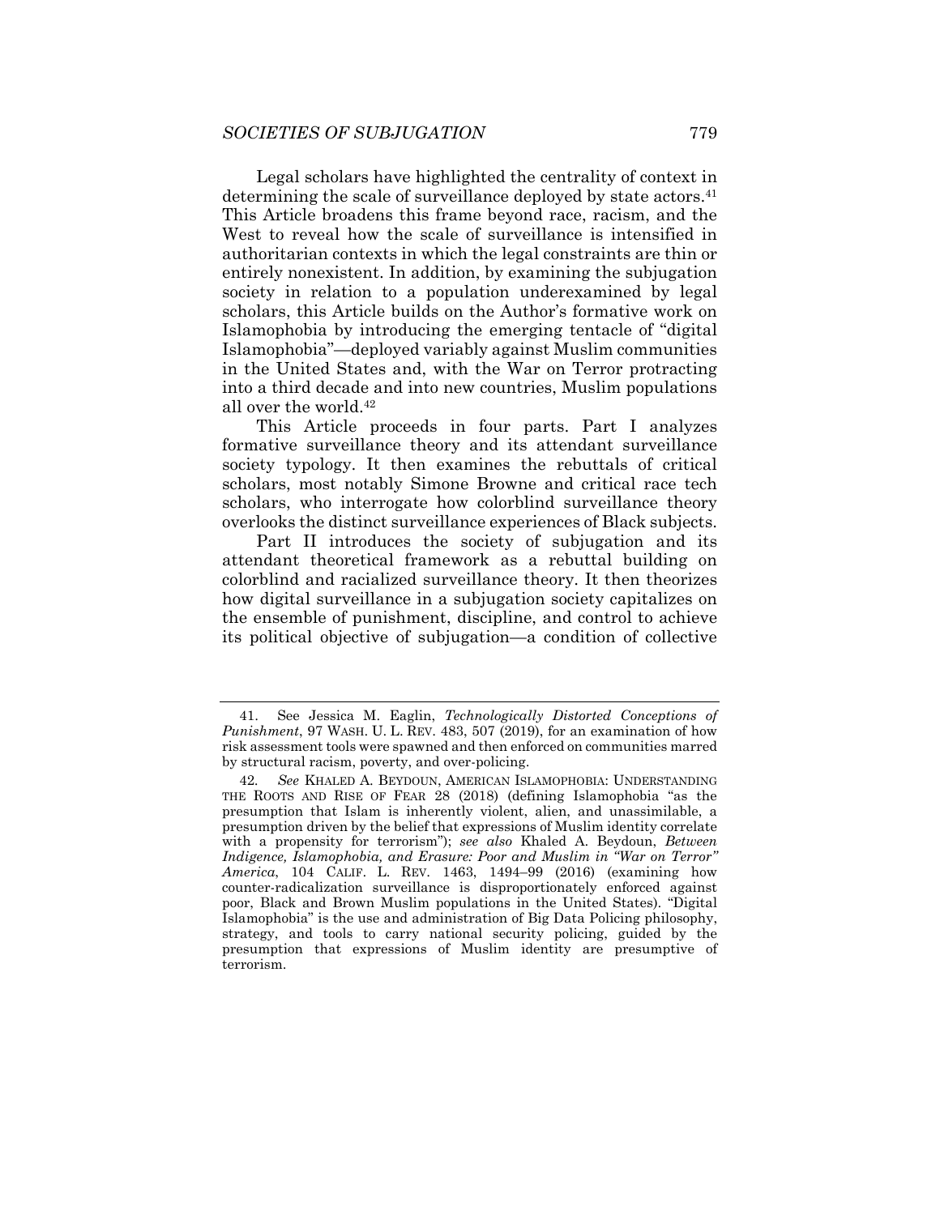Legal scholars have highlighted the centrality of context in determining the scale of surveillance deployed by state actors.[41] This Article broadens this frame beyond race, racism, and the West to reveal how the scale of surveillance is intensified in authoritarian contexts in which the legal constraints are thin or entirely nonexistent. In addition, by examining the subjugation society in relation to a population underexamined by legal scholars, this Article builds on the Author's formative work on Islamophobia by introducing the emerging tentacle of "digital Islamophobia"—deployed variably against Muslim communities in the United States and, with the War on Terror protracting into a third decade and into new countries, Muslim populations all over the world.[42]

This Article proceeds in four parts. Part I analyzes formative surveillance theory and its attendant surveillance society typology. It then examines the rebuttals of critical scholars, most notably Simone Browne and critical race tech scholars, who interrogate how colorblind surveillance theory overlooks the distinct surveillance experiences of Black subjects.

Part II introduces the society of subjugation and its attendant theoretical framework as a rebuttal building on colorblind and racialized surveillance theory. It then theorizes how digital surveillance in a subjugation society capitalizes on the ensemble of punishment, discipline, and control to achieve its political objective of subjugation—a condition of collective

---

41. See Jessica M. Eaglin, *Technologically Distorted Conceptions of Punishment*, 97 WASH. U. L. REV. 483, 507 (2019), for an examination of how risk assessment tools were spawned and then enforced on communities marred by structural racism, poverty, and over-policing.

42. *See* KHALED A. BEYDOUN, AMERICAN ISLAMOPHOBIA: UNDERSTANDING THE ROOTS AND RISE OF FEAR 28 (2018) (defining Islamophobia "as the presumption that Islam is inherently violent, alien, and unassimilable, a presumption driven by the belief that expressions of Muslim identity correlate with a propensity for terrorism"); *see also* Khaled A. Beydoun, *Between Indigence, Islamophobia, and Erasure: Poor and Muslim in "War on Terror" America*, 104 CALIF. L. REV. 1463, 1494–99 (2016) (examining how counter-radicalization surveillance is disproportionately enforced against poor, Black and Brown Muslim populations in the United States). "Digital Islamophobia" is the use and administration of Big Data Policing philosophy, strategy, and tools to carry national security policing, guided by the presumption that expressions of Muslim identity are presumptive of terrorism.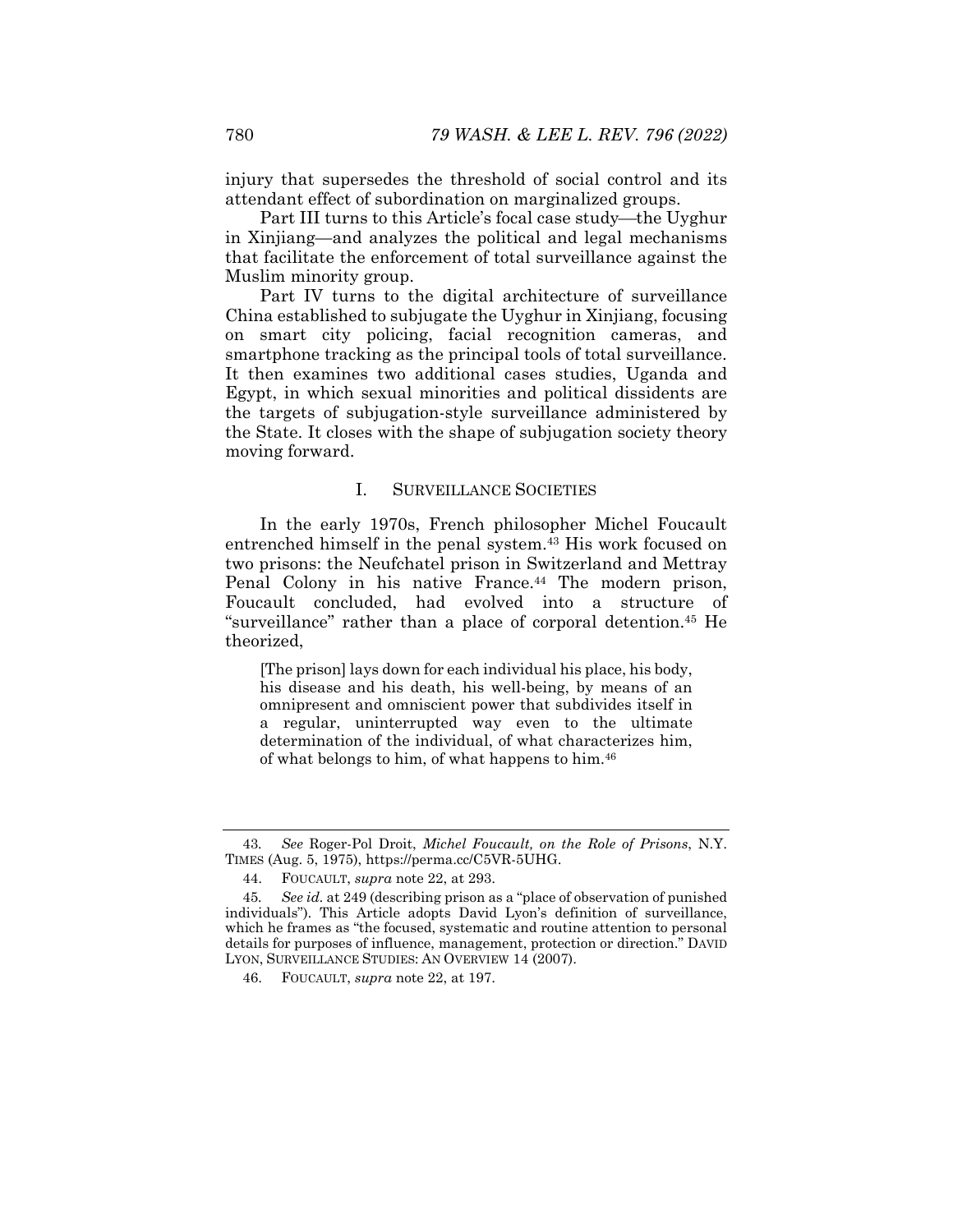injury that supersedes the threshold of social control and its attendant effect of subordination on marginalized groups.

Part III turns to this Article's focal case study—the Uyghur in Xinjiang—and analyzes the political and legal mechanisms that facilitate the enforcement of total surveillance against the Muslim minority group.

Part IV turns to the digital architecture of surveillance China established to subjugate the Uyghur in Xinjiang, focusing on smart city policing, facial recognition cameras, and smartphone tracking as the principal tools of total surveillance. It then examines two additional cases studies, Uganda and Egypt, in which sexual minorities and political dissidents are the targets of subjugation-style surveillance administered by the State. It closes with the shape of subjugation society theory moving forward.

## I. SURVEILLANCE SOCIETIES

In the early 1970s, French philosopher Michel Foucault entrenched himself in the penal system.[43] His work focused on two prisons: the Neufchatel prison in Switzerland and Mettray Penal Colony in his native France.[44] The modern prison, Foucault concluded, had evolved into a structure of "surveillance" rather than a place of corporal detention.[45] He theorized,

> [The prison] lays down for each individual his place, his body, his disease and his death, his well-being, by means of an omnipresent and omniscient power that subdivides itself in a regular, uninterrupted way even to the ultimate determination of the individual, of what characterizes him, of what belongs to him, of what happens to him.[46]

---

43. *See* Roger-Pol Droit, *Michel Foucault, on the Role of Prisons*, N.Y. TIMES (Aug. 5, 1975), https://perma.cc/C5VR-5UHG.

44. FOUCAULT, *supra* note 22, at 293.

45. *See id.* at 249 (describing prison as a "place of observation of punished individuals"). This Article adopts David Lyon's definition of surveillance, which he frames as "the focused, systematic and routine attention to personal details for purposes of influence, management, protection or direction." DAVID LYON, SURVEILLANCE STUDIES: AN OVERVIEW 14 (2007).

46. FOUCAULT, *supra* note 22, at 197.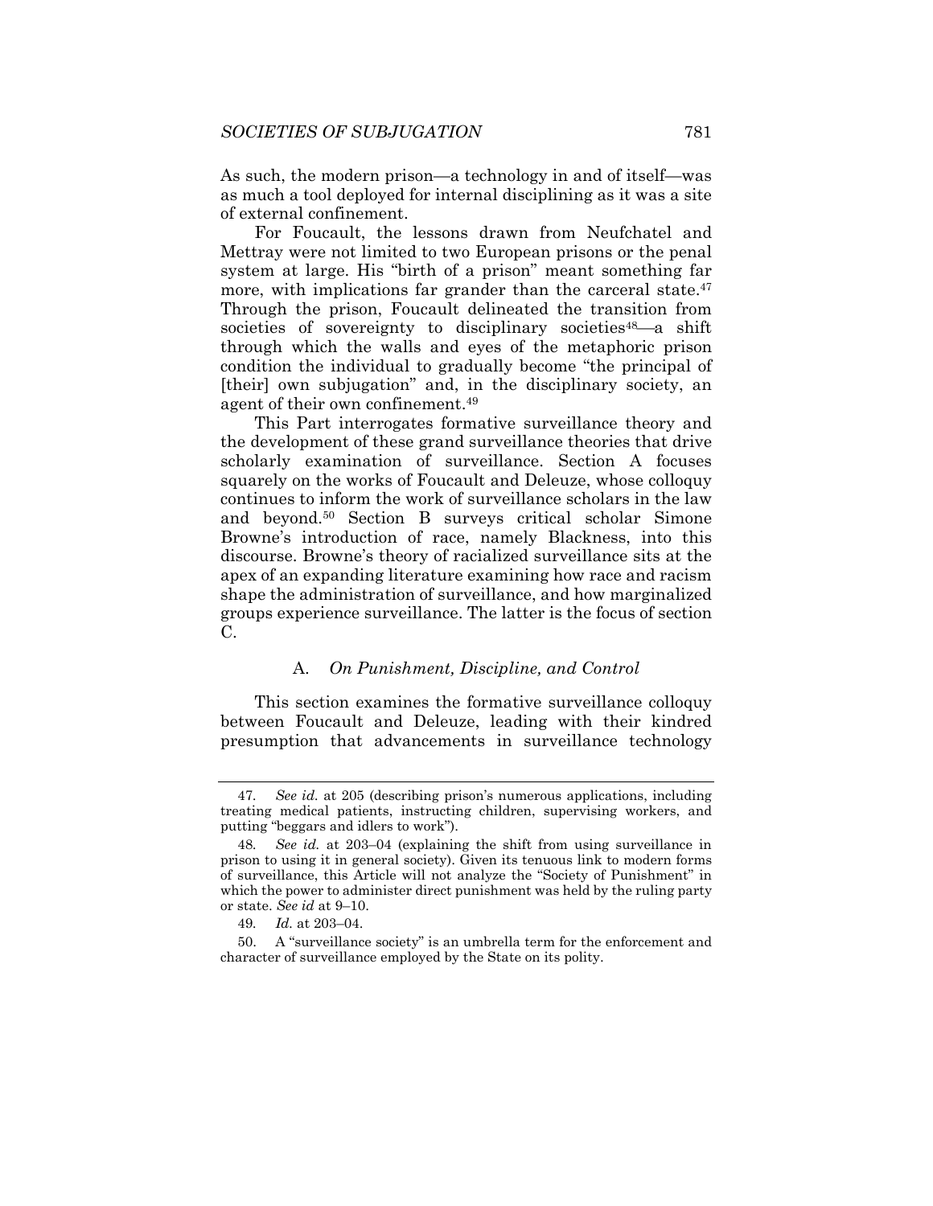As such, the modern prison—a technology in and of itself—was as much a tool deployed for internal disciplining as it was a site of external confinement.

For Foucault, the lessons drawn from Neufchatel and Mettray were not limited to two European prisons or the penal system at large. His "birth of a prison" meant something far more, with implications far grander than the carceral state.[47] Through the prison, Foucault delineated the transition from societies of sovereignty to disciplinary societies[48]—a shift through which the walls and eyes of the metaphoric prison condition the individual to gradually become "the principal of [their] own subjugation" and, in the disciplinary society, an agent of their own confinement.[49]

This Part interrogates formative surveillance theory and the development of these grand surveillance theories that drive scholarly examination of surveillance. Section A focuses squarely on the works of Foucault and Deleuze, whose colloquy continues to inform the work of surveillance scholars in the law and beyond.[50] Section B surveys critical scholar Simone Browne's introduction of race, namely Blackness, into this discourse. Browne's theory of racialized surveillance sits at the apex of an expanding literature examining how race and racism shape the administration of surveillance, and how marginalized groups experience surveillance. The latter is the focus of section C.

### A. *On Punishment, Discipline, and Control*

This section examines the formative surveillance colloquy between Foucault and Deleuze, leading with their kindred presumption that advancements in surveillance technology

---

47. *See id.* at 205 (describing prison's numerous applications, including treating medical patients, instructing children, supervising workers, and putting "beggars and idlers to work").

48. *See id.* at 203–04 (explaining the shift from using surveillance in prison to using it in general society). Given its tenuous link to modern forms of surveillance, this Article will not analyze the "Society of Punishment" in which the power to administer direct punishment was held by the ruling party or state. *See id* at 9–10.

49. *Id.* at 203–04.

50. A "surveillance society" is an umbrella term for the enforcement and character of surveillance employed by the State on its polity.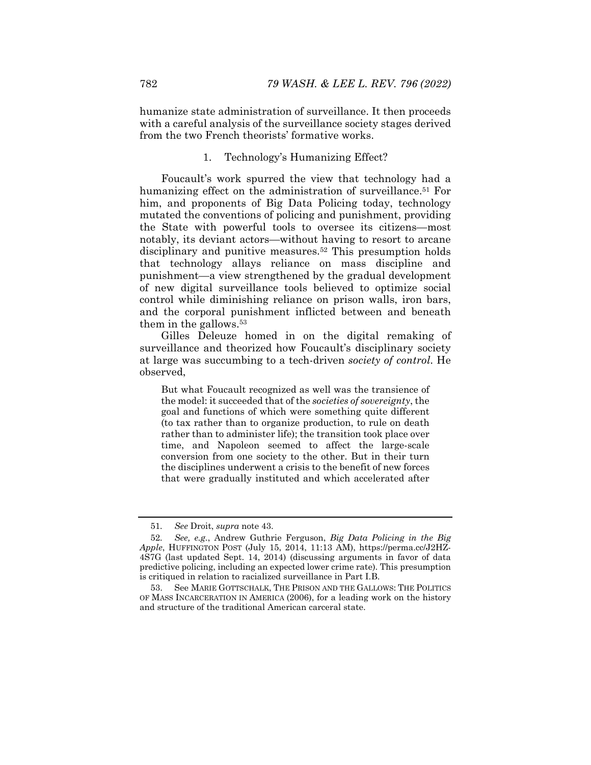humanize state administration of surveillance. It then proceeds with a careful analysis of the surveillance society stages derived from the two French theorists' formative works.

### 1. Technology's Humanizing Effect?

Foucault's work spurred the view that technology had a humanizing effect on the administration of surveillance.[51] For him, and proponents of Big Data Policing today, technology mutated the conventions of policing and punishment, providing the State with powerful tools to oversee its citizens—most notably, its deviant actors—without having to resort to arcane disciplinary and punitive measures.[52] This presumption holds that technology allays reliance on mass discipline and punishment—a view strengthened by the gradual development of new digital surveillance tools believed to optimize social control while diminishing reliance on prison walls, iron bars, and the corporal punishment inflicted between and beneath them in the gallows.[53]

Gilles Deleuze homed in on the digital remaking of surveillance and theorized how Foucault's disciplinary society at large was succumbing to a tech-driven *society of control*. He observed,

> But what Foucault recognized as well was the transience of the model: it succeeded that of the *societies of sovereignty*, the goal and functions of which were something quite different (to tax rather than to organize production, to rule on death rather than to administer life); the transition took place over time, and Napoleon seemed to affect the large-scale conversion from one society to the other. But in their turn the disciplines underwent a crisis to the benefit of new forces that were gradually instituted and which accelerated after

---

51. *See* Droit, *supra* note 43.

52. *See, e.g.*, Andrew Guthrie Ferguson, *Big Data Policing in the Big Apple*, HUFFINGTON POST (July 15, 2014, 11:13 AM), https://perma.cc/J2HZ-4S7G (last updated Sept. 14, 2014) (discussing arguments in favor of data predictive policing, including an expected lower crime rate). This presumption is critiqued in relation to racialized surveillance in Part I.B.

53. See MARIE GOTTSCHALK, THE PRISON AND THE GALLOWS: THE POLITICS OF MASS INCARCERATION IN AMERICA (2006), for a leading work on the history and structure of the traditional American carceral state.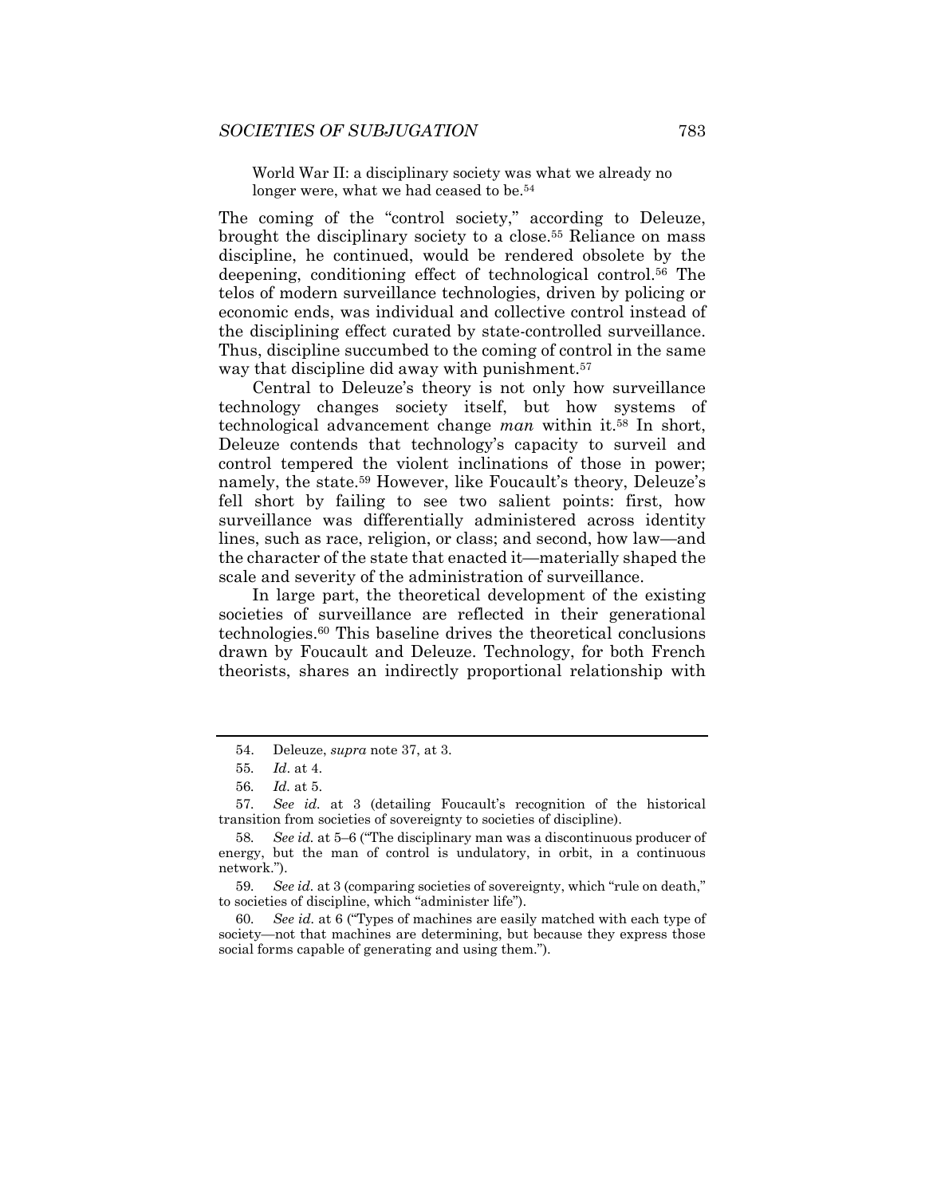> World War II: a disciplinary society was what we already no longer were, what we had ceased to be.[54]

The coming of the "control society," according to Deleuze, brought the disciplinary society to a close.[55] Reliance on mass discipline, he continued, would be rendered obsolete by the deepening, conditioning effect of technological control.[56] The telos of modern surveillance technologies, driven by policing or economic ends, was individual and collective control instead of the disciplining effect curated by state-controlled surveillance. Thus, discipline succumbed to the coming of control in the same way that discipline did away with punishment.[57]

Central to Deleuze's theory is not only how surveillance technology changes society itself, but how systems of technological advancement change *man* within it.[58] In short, Deleuze contends that technology's capacity to surveil and control tempered the violent inclinations of those in power; namely, the state.[59] However, like Foucault's theory, Deleuze's fell short by failing to see two salient points: first, how surveillance was differentially administered across identity lines, such as race, religion, or class; and second, how law—and the character of the state that enacted it—materially shaped the scale and severity of the administration of surveillance.

In large part, the theoretical development of the existing societies of surveillance are reflected in their generational technologies.[60] This baseline drives the theoretical conclusions drawn by Foucault and Deleuze. Technology, for both French theorists, shares an indirectly proportional relationship with

---

54. Deleuze, *supra* note 37, at 3.

55. *Id*. at 4.

56. *Id.* at 5.

57. *See id.* at 3 (detailing Foucault's recognition of the historical transition from societies of sovereignty to societies of discipline).

58. *See id.* at 5–6 ("The disciplinary man was a discontinuous producer of energy, but the man of control is undulatory, in orbit, in a continuous network.").

59. *See id.* at 3 (comparing societies of sovereignty, which "rule on death," to societies of discipline, which "administer life").

60. *See id.* at 6 ("Types of machines are easily matched with each type of society—not that machines are determining, but because they express those social forms capable of generating and using them.").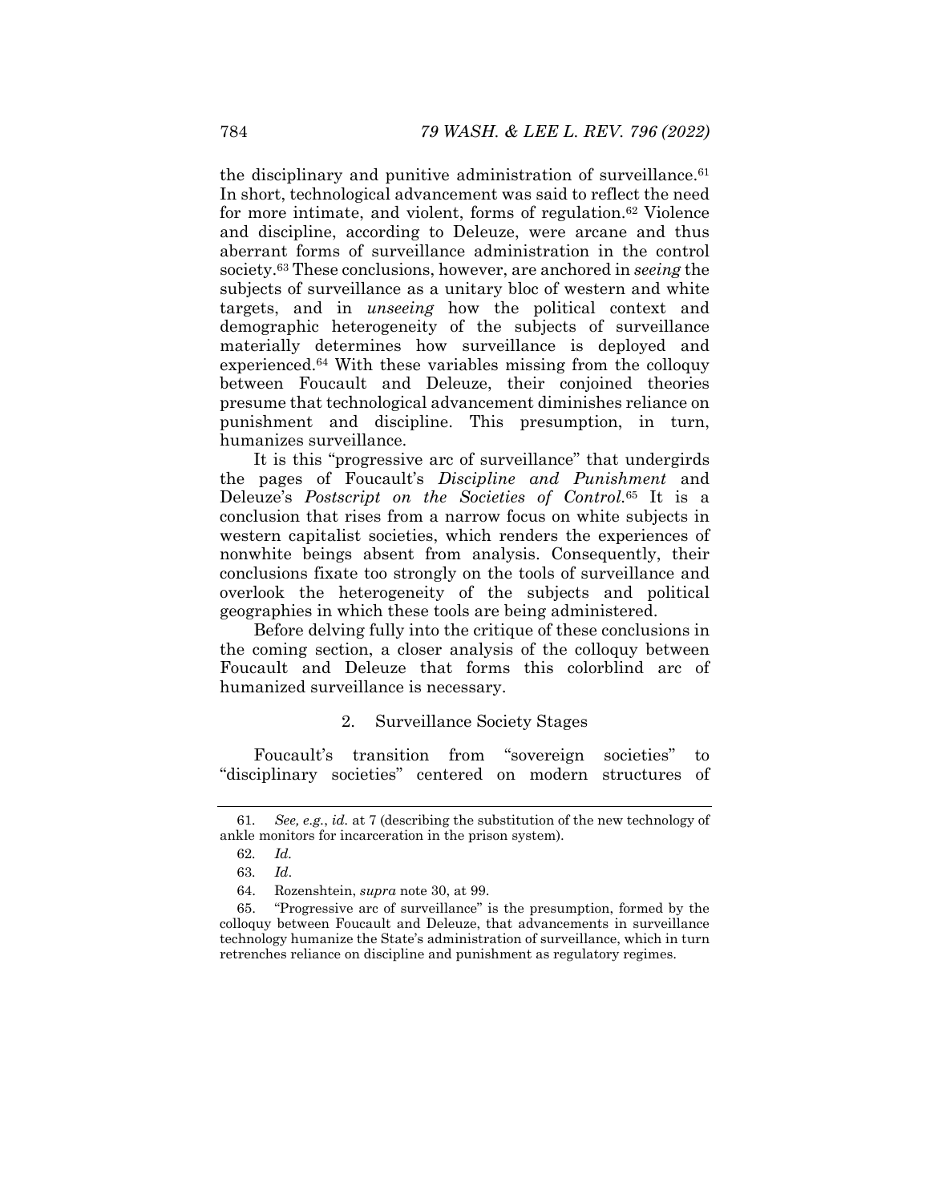the disciplinary and punitive administration of surveillance.[61] In short, technological advancement was said to reflect the need for more intimate, and violent, forms of regulation.[62] Violence and discipline, according to Deleuze, were arcane and thus aberrant forms of surveillance administration in the control society.[63] These conclusions, however, are anchored in *seeing* the subjects of surveillance as a unitary bloc of western and white targets, and in *unseeing* how the political context and demographic heterogeneity of the subjects of surveillance materially determines how surveillance is deployed and experienced.[64] With these variables missing from the colloquy between Foucault and Deleuze, their conjoined theories presume that technological advancement diminishes reliance on punishment and discipline. This presumption, in turn, humanizes surveillance.

It is this "progressive arc of surveillance" that undergirds the pages of Foucault's *Discipline and Punishment* and Deleuze's *Postscript on the Societies of Control*.[65] It is a conclusion that rises from a narrow focus on white subjects in western capitalist societies, which renders the experiences of nonwhite beings absent from analysis. Consequently, their conclusions fixate too strongly on the tools of surveillance and overlook the heterogeneity of the subjects and political geographies in which these tools are being administered.

Before delving fully into the critique of these conclusions in the coming section, a closer analysis of the colloquy between Foucault and Deleuze that forms this colorblind arc of humanized surveillance is necessary.

#### 2. Surveillance Society Stages

Foucault's transition from "sovereign societies" to "disciplinary societies" centered on modern structures of

---

61. *See, e.g.*, *id.* at 7 (describing the substitution of the new technology of ankle monitors for incarceration in the prison system).

62. *Id.*

63. *Id*.

64. Rozenshtein, *supra* note 30, at 99.

65. "Progressive arc of surveillance" is the presumption, formed by the colloquy between Foucault and Deleuze, that advancements in surveillance technology humanize the State's administration of surveillance, which in turn retrenches reliance on discipline and punishment as regulatory regimes.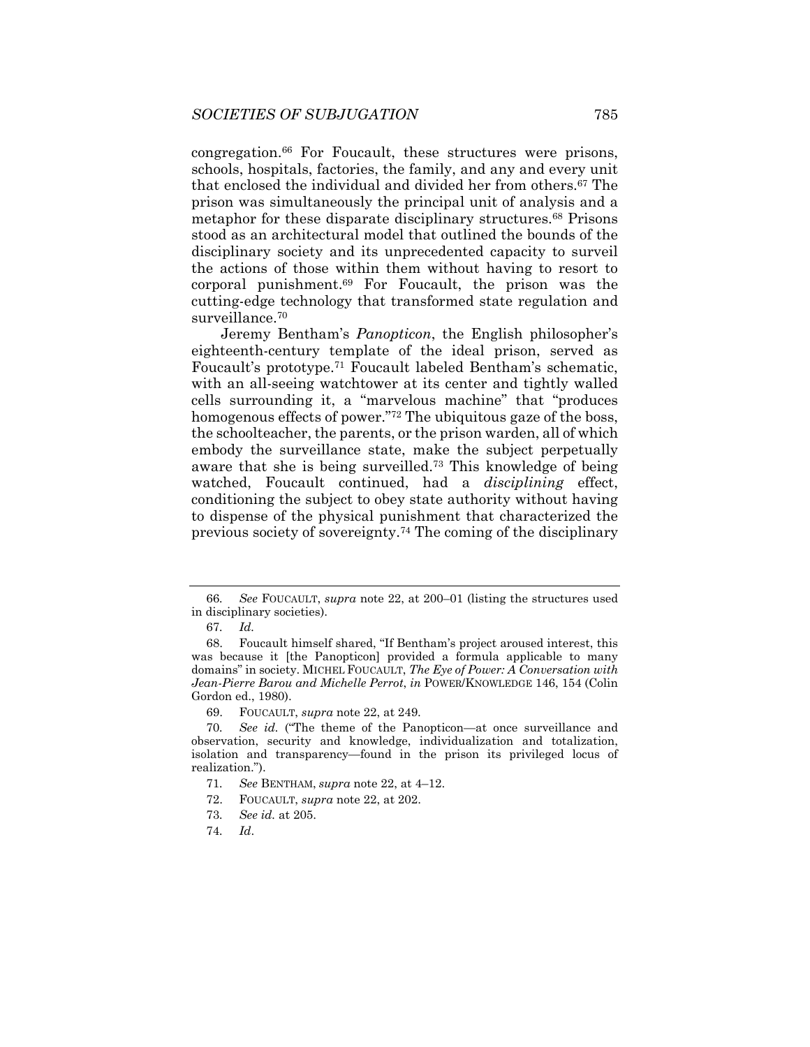congregation.[66] For Foucault, these structures were prisons, schools, hospitals, factories, the family, and any and every unit that enclosed the individual and divided her from others.[67] The prison was simultaneously the principal unit of analysis and a metaphor for these disparate disciplinary structures.[68] Prisons stood as an architectural model that outlined the bounds of the disciplinary society and its unprecedented capacity to surveil the actions of those within them without having to resort to corporal punishment.[69] For Foucault, the prison was the cutting-edge technology that transformed state regulation and surveillance.[70]

Jeremy Bentham's *Panopticon*, the English philosopher's eighteenth-century template of the ideal prison, served as Foucault's prototype.[71] Foucault labeled Bentham's schematic, with an all-seeing watchtower at its center and tightly walled cells surrounding it, a "marvelous machine" that "produces homogenous effects of power."[72] The ubiquitous gaze of the boss, the schoolteacher, the parents, or the prison warden, all of which embody the surveillance state, make the subject perpetually aware that she is being surveilled.[73] This knowledge of being watched, Foucault continued, had a *disciplining* effect, conditioning the subject to obey state authority without having to dispense of the physical punishment that characterized the previous society of sovereignty.[74] The coming of the disciplinary

---

66. *See* FOUCAULT, *supra* note 22, at 200–01 (listing the structures used in disciplinary societies).

67. *Id.*

68. Foucault himself shared, "If Bentham's project aroused interest, this was because it [the Panopticon] provided a formula applicable to many domains" in society. MICHEL FOUCAULT, *The Eye of Power: A Conversation with Jean-Pierre Barou and Michelle Perrot*, *in* POWER/KNOWLEDGE 146, 154 (Colin Gordon ed., 1980).

69. FOUCAULT, *supra* note 22, at 249.

70. *See id.* ("The theme of the Panopticon—at once surveillance and observation, security and knowledge, individualization and totalization, isolation and transparency—found in the prison its privileged locus of realization.").

71. *See* BENTHAM, *supra* note 22, at 4–12.

72. FOUCAULT, *supra* note 22, at 202.

73. *See id.* at 205.

74. *Id*.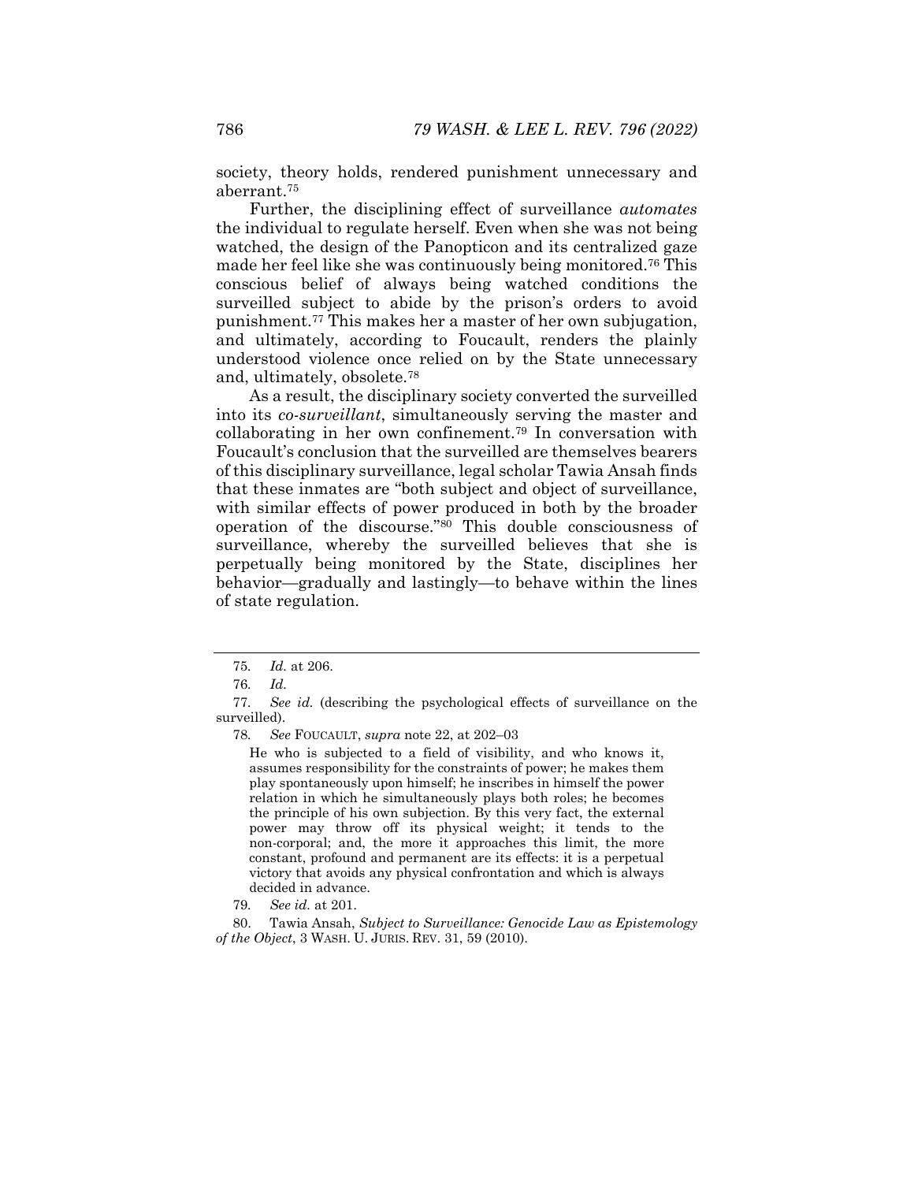society, theory holds, rendered punishment unnecessary and aberrant.[75]

Further, the disciplining effect of surveillance *automates* the individual to regulate herself. Even when she was not being watched, the design of the Panopticon and its centralized gaze made her feel like she was continuously being monitored.[76] This conscious belief of always being watched conditions the surveilled subject to abide by the prison's orders to avoid punishment.[77] This makes her a master of her own subjugation, and ultimately, according to Foucault, renders the plainly understood violence once relied on by the State unnecessary and, ultimately, obsolete.[78]

As a result, the disciplinary society converted the surveilled into its *co-surveillant*, simultaneously serving the master and collaborating in her own confinement.[79] In conversation with Foucault's conclusion that the surveilled are themselves bearers of this disciplinary surveillance, legal scholar Tawia Ansah finds that these inmates are "both subject and object of surveillance, with similar effects of power produced in both by the broader operation of the discourse."[80] This double consciousness of surveillance, whereby the surveilled believes that she is perpetually being monitored by the State, disciplines her behavior—gradually and lastingly—to behave within the lines of state regulation.

---

75. *Id.* at 206.

76. *Id.*

77. *See id.* (describing the psychological effects of surveillance on the surveilled).

78. *See* FOUCAULT, *supra* note 22, at 202–03

> He who is subjected to a field of visibility, and who knows it, assumes responsibility for the constraints of power; he makes them play spontaneously upon himself; he inscribes in himself the power relation in which he simultaneously plays both roles; he becomes the principle of his own subjection. By this very fact, the external power may throw off its physical weight; it tends to the non-corporal; and, the more it approaches this limit, the more constant, profound and permanent are its effects: it is a perpetual victory that avoids any physical confrontation and which is always decided in advance.

79. *See id.* at 201.

80. Tawia Ansah, *Subject to Surveillance: Genocide Law as Epistemology of the Object*, 3 WASH. U. JURIS. REV. 31, 59 (2010).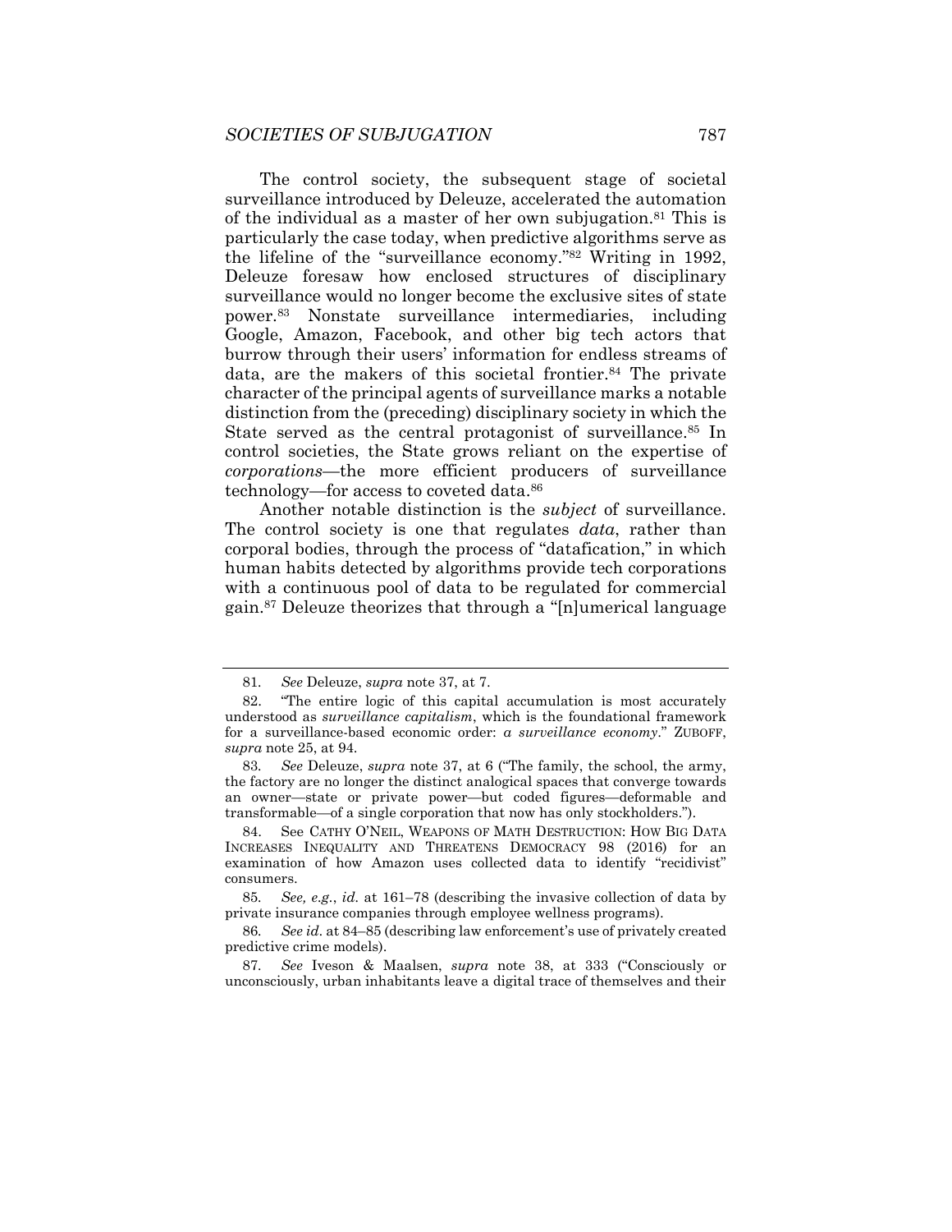The control society, the subsequent stage of societal surveillance introduced by Deleuze, accelerated the automation of the individual as a master of her own subjugation.[81] This is particularly the case today, when predictive algorithms serve as the lifeline of the "surveillance economy."[82] Writing in 1992, Deleuze foresaw how enclosed structures of disciplinary surveillance would no longer become the exclusive sites of state power.[83] Nonstate surveillance intermediaries, including Google, Amazon, Facebook, and other big tech actors that burrow through their users' information for endless streams of data, are the makers of this societal frontier.[84] The private character of the principal agents of surveillance marks a notable distinction from the (preceding) disciplinary society in which the State served as the central protagonist of surveillance.[85] In control societies, the State grows reliant on the expertise of *corporations*—the more efficient producers of surveillance technology—for access to coveted data.[86]

Another notable distinction is the *subject* of surveillance. The control society is one that regulates *data*, rather than corporal bodies, through the process of "datafication," in which human habits detected by algorithms provide tech corporations with a continuous pool of data to be regulated for commercial gain.[87] Deleuze theorizes that through a "[n]umerical language

---

81. *See* Deleuze, *supra* note 37, at 7.

82. "The entire logic of this capital accumulation is most accurately understood as *surveillance capitalism*, which is the foundational framework for a surveillance-based economic order: *a surveillance economy*." ZUBOFF, *supra* note 25, at 94.

83. *See* Deleuze, *supra* note 37, at 6 ("The family, the school, the army, the factory are no longer the distinct analogical spaces that converge towards an owner—state or private power—but coded figures—deformable and transformable—of a single corporation that now has only stockholders.").

84. See CATHY O'NEIL, WEAPONS OF MATH DESTRUCTION: HOW BIG DATA INCREASES INEQUALITY AND THREATENS DEMOCRACY 98 (2016) for an examination of how Amazon uses collected data to identify "recidivist" consumers.

85. *See, e.g.*, *id.* at 161–78 (describing the invasive collection of data by private insurance companies through employee wellness programs).

86. *See id.* at 84–85 (describing law enforcement's use of privately created predictive crime models).

87. *See* Iveson & Maalsen, *supra* note 38, at 333 ("Consciously or unconsciously, urban inhabitants leave a digital trace of themselves and their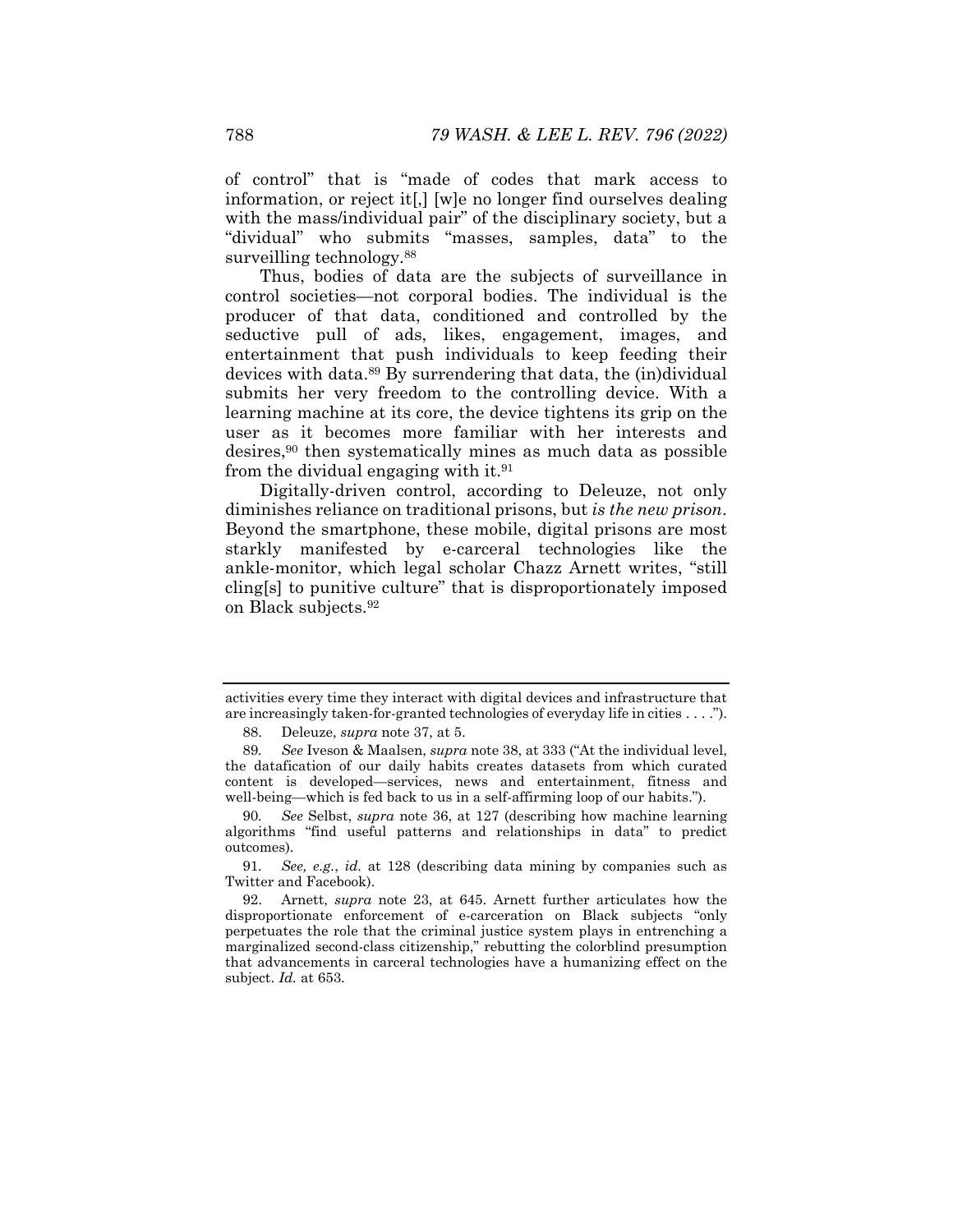of control" that is "made of codes that mark access to information, or reject it[,] [w]e no longer find ourselves dealing with the mass/individual pair" of the disciplinary society, but a "dividual" who submits "masses, samples, data" to the surveilling technology.[88]

Thus, bodies of data are the subjects of surveillance in control societies—not corporal bodies. The individual is the producer of that data, conditioned and controlled by the seductive pull of ads, likes, engagement, images, and entertainment that push individuals to keep feeding their devices with data.[89] By surrendering that data, the (in)dividual submits her very freedom to the controlling device. With a learning machine at its core, the device tightens its grip on the user as it becomes more familiar with her interests and desires,[90] then systematically mines as much data as possible from the dividual engaging with it.[91]

Digitally-driven control, according to Deleuze, not only diminishes reliance on traditional prisons, but *is the new prison*. Beyond the smartphone, these mobile, digital prisons are most starkly manifested by e-carceral technologies like the ankle-monitor, which legal scholar Chazz Arnett writes, "still cling[s] to punitive culture" that is disproportionately imposed on Black subjects.[92]

---

activities every time they interact with digital devices and infrastructure that are increasingly taken-for-granted technologies of everyday life in cities . . . .").

88. Deleuze, *supra* note 37, at 5.

89. *See* Iveson & Maalsen, *supra* note 38, at 333 ("At the individual level, the datafication of our daily habits creates datasets from which curated content is developed—services, news and entertainment, fitness and well-being—which is fed back to us in a self-affirming loop of our habits.").

90. *See* Selbst, *supra* note 36, at 127 (describing how machine learning algorithms "find useful patterns and relationships in data" to predict outcomes).

91. *See, e.g.*, *id.* at 128 (describing data mining by companies such as Twitter and Facebook).

92. Arnett, *supra* note 23, at 645. Arnett further articulates how the disproportionate enforcement of e-carceration on Black subjects "only perpetuates the role that the criminal justice system plays in entrenching a marginalized second-class citizenship," rebutting the colorblind presumption that advancements in carceral technologies have a humanizing effect on the subject. *Id.* at 653.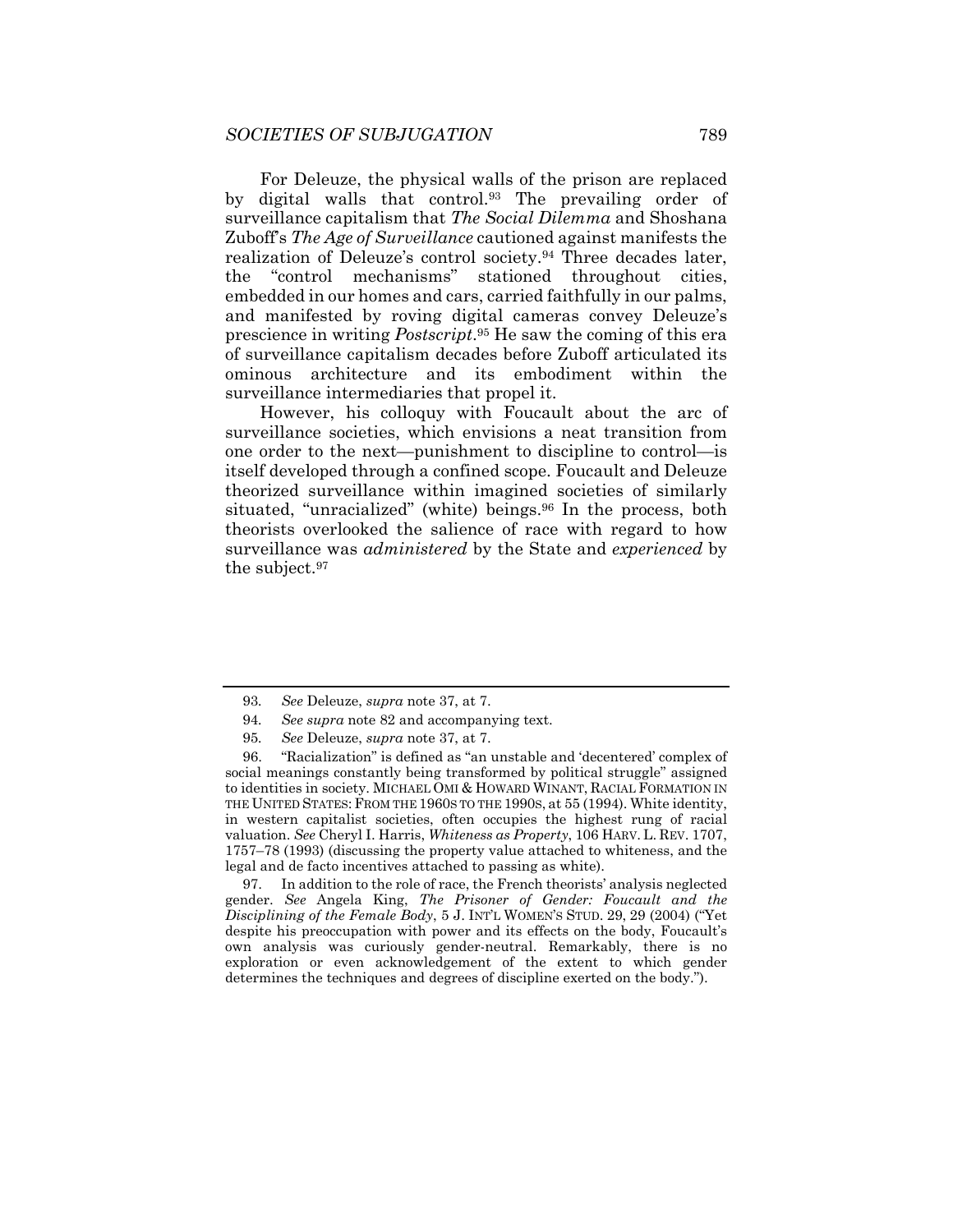For Deleuze, the physical walls of the prison are replaced by digital walls that control.[93] The prevailing order of surveillance capitalism that *The Social Dilemma* and Shoshana Zuboff's *The Age of Surveillance* cautioned against manifests the realization of Deleuze's control society.[94] Three decades later, the "control mechanisms" stationed throughout cities, embedded in our homes and cars, carried faithfully in our palms, and manifested by roving digital cameras convey Deleuze's prescience in writing *Postscript*.[95] He saw the coming of this era of surveillance capitalism decades before Zuboff articulated its ominous architecture and its embodiment within the surveillance intermediaries that propel it.

However, his colloquy with Foucault about the arc of surveillance societies, which envisions a neat transition from one order to the next—punishment to discipline to control—is itself developed through a confined scope. Foucault and Deleuze theorized surveillance within imagined societies of similarly situated, "unracialized" (white) beings.[96] In the process, both theorists overlooked the salience of race with regard to how surveillance was *administered* by the State and *experienced* by the subject.[97]

---

93. *See* Deleuze, *supra* note 37, at 7.

94. *See supra* note 82 and accompanying text.

95. *See* Deleuze, *supra* note 37, at 7.

96. "Racialization" is defined as "an unstable and 'decentered' complex of social meanings constantly being transformed by political struggle" assigned to identities in society. MICHAEL OMI & HOWARD WINANT, RACIAL FORMATION IN THE UNITED STATES: FROM THE 1960S TO THE 1990S, at 55 (1994). White identity, in western capitalist societies, often occupies the highest rung of racial valuation. *See* Cheryl I. Harris, *Whiteness as Property*, 106 HARV. L. REV. 1707, 1757–78 (1993) (discussing the property value attached to whiteness, and the legal and de facto incentives attached to passing as white).

97. In addition to the role of race, the French theorists' analysis neglected gender. *See* Angela King, *The Prisoner of Gender: Foucault and the Disciplining of the Female Body*, 5 J. INT'L WOMEN'S STUD. 29, 29 (2004) ("Yet despite his preoccupation with power and its effects on the body, Foucault's own analysis was curiously gender-neutral. Remarkably, there is no exploration or even acknowledgement of the extent to which gender determines the techniques and degrees of discipline exerted on the body.").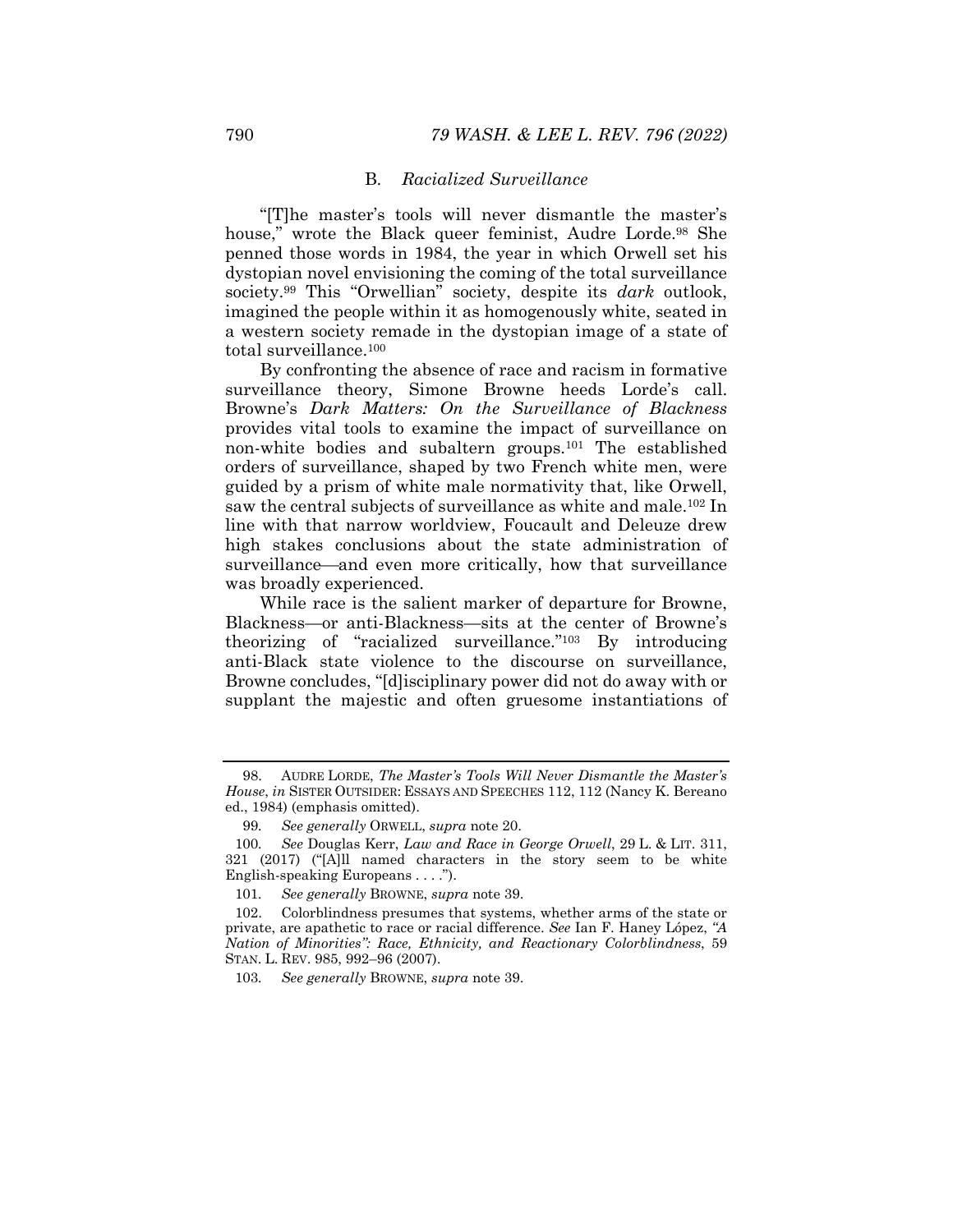### B. *Racialized Surveillance*

"[T]he master's tools will never dismantle the master's house," wrote the Black queer feminist, Audre Lorde.[98] She penned those words in 1984, the year in which Orwell set his dystopian novel envisioning the coming of the total surveillance society.[99] This "Orwellian" society, despite its *dark* outlook, imagined the people within it as homogenously white, seated in a western society remade in the dystopian image of a state of total surveillance.[100]

By confronting the absence of race and racism in formative surveillance theory, Simone Browne heeds Lorde's call. Browne's *Dark Matters: On the Surveillance of Blackness* provides vital tools to examine the impact of surveillance on non-white bodies and subaltern groups.[101] The established orders of surveillance, shaped by two French white men, were guided by a prism of white male normativity that, like Orwell, saw the central subjects of surveillance as white and male.[102] In line with that narrow worldview, Foucault and Deleuze drew high stakes conclusions about the state administration of surveillance—and even more critically, how that surveillance was broadly experienced.

While race is the salient marker of departure for Browne, Blackness—or anti-Blackness—sits at the center of Browne's theorizing of "racialized surveillance."[103] By introducing anti-Black state violence to the discourse on surveillance, Browne concludes, "[d]isciplinary power did not do away with or supplant the majestic and often gruesome instantiations of

---

98. AUDRE LORDE, *The Master's Tools Will Never Dismantle the Master's House*, *in* SISTER OUTSIDER: ESSAYS AND SPEECHES 112, 112 (Nancy K. Bereano ed., 1984) (emphasis omitted).

99. *See generally* ORWELL, *supra* note 20.

100. *See* Douglas Kerr, *Law and Race in George Orwell*, 29 L. & LIT. 311, 321 (2017) ("[A]ll named characters in the story seem to be white English-speaking Europeans . . . .").

101. *See generally* BROWNE, *supra* note 39.

102. Colorblindness presumes that systems, whether arms of the state or private, are apathetic to race or racial difference. *See* Ian F. Haney López, *"A Nation of Minorities": Race, Ethnicity, and Reactionary Colorblindness*, 59 STAN. L. REV. 985, 992–96 (2007).

103. *See generally* BROWNE, *supra* note 39.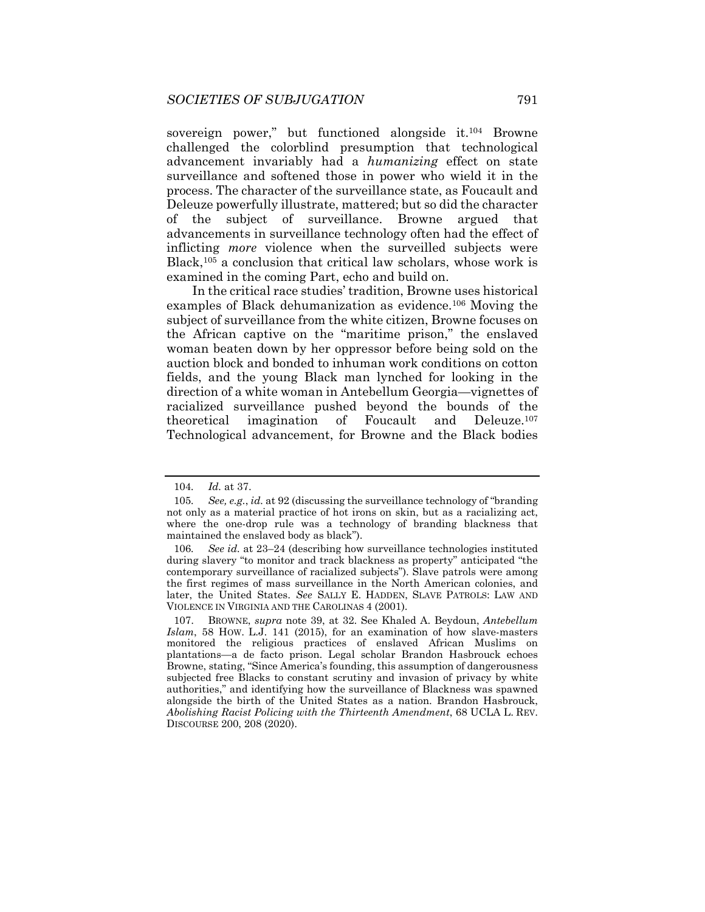sovereign power," but functioned alongside it.[104] Browne challenged the colorblind presumption that technological advancement invariably had a *humanizing* effect on state surveillance and softened those in power who wield it in the process. The character of the surveillance state, as Foucault and Deleuze powerfully illustrate, mattered; but so did the character of the subject of surveillance. Browne argued that advancements in surveillance technology often had the effect of inflicting *more* violence when the surveilled subjects were Black,[105] a conclusion that critical law scholars, whose work is examined in the coming Part, echo and build on.

In the critical race studies' tradition, Browne uses historical examples of Black dehumanization as evidence.[106] Moving the subject of surveillance from the white citizen, Browne focuses on the African captive on the "maritime prison," the enslaved woman beaten down by her oppressor before being sold on the auction block and bonded to inhuman work conditions on cotton fields, and the young Black man lynched for looking in the direction of a white woman in Antebellum Georgia—vignettes of racialized surveillance pushed beyond the bounds of the theoretical imagination of Foucault and Deleuze.[107] Technological advancement, for Browne and the Black bodies

---

104. *Id.* at 37.

105. *See, e.g.*, *id.* at 92 (discussing the surveillance technology of "branding not only as a material practice of hot irons on skin, but as a racializing act, where the one-drop rule was a technology of branding blackness that maintained the enslaved body as black").

106. *See id.* at 23–24 (describing how surveillance technologies instituted during slavery "to monitor and track blackness as property" anticipated "the contemporary surveillance of racialized subjects"). Slave patrols were among the first regimes of mass surveillance in the North American colonies, and later, the United States. *See* SALLY E. HADDEN, SLAVE PATROLS: LAW AND VIOLENCE IN VIRGINIA AND THE CAROLINAS 4 (2001).

107. BROWNE, *supra* note 39, at 32. See Khaled A. Beydoun, *Antebellum Islam*, 58 HOW. L.J. 141 (2015), for an examination of how slave-masters monitored the religious practices of enslaved African Muslims on plantations—a de facto prison. Legal scholar Brandon Hasbrouck echoes Browne, stating, "Since America's founding, this assumption of dangerousness subjected free Blacks to constant scrutiny and invasion of privacy by white authorities," and identifying how the surveillance of Blackness was spawned alongside the birth of the United States as a nation. Brandon Hasbrouck, *Abolishing Racist Policing with the Thirteenth Amendment*, 68 UCLA L. REV. DISCOURSE 200, 208 (2020).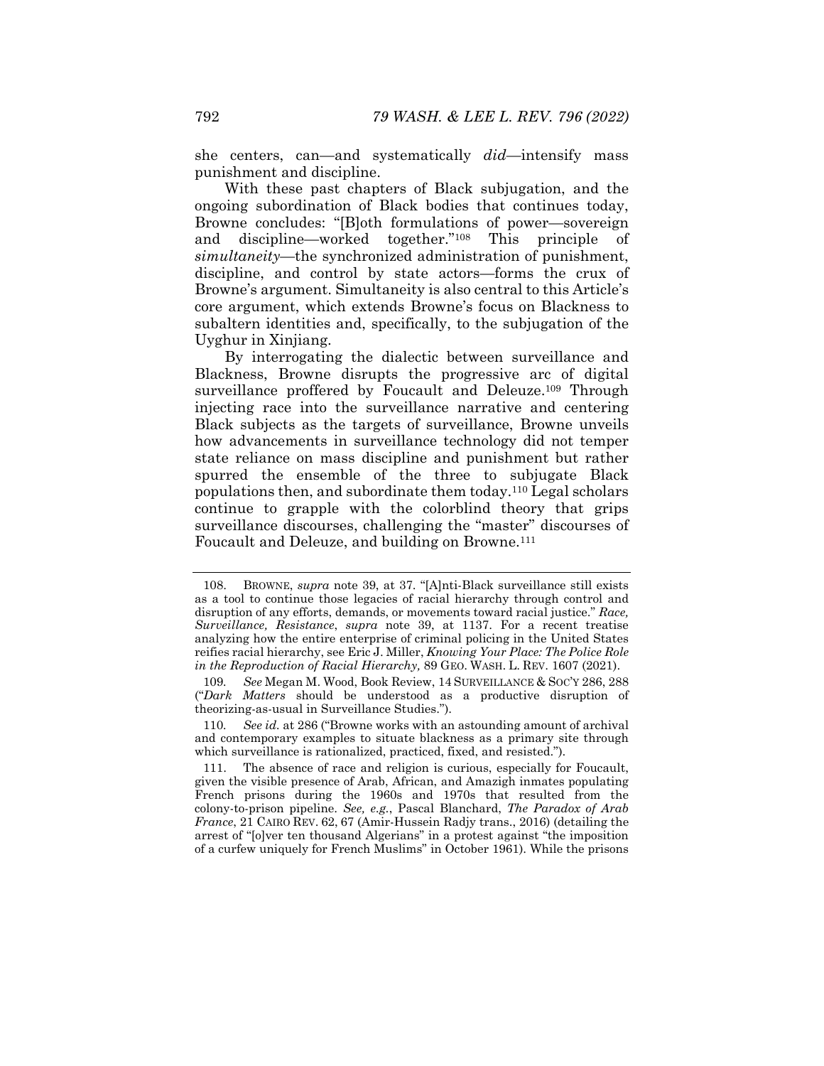she centers, can—and systematically *did*—intensify mass punishment and discipline.

With these past chapters of Black subjugation, and the ongoing subordination of Black bodies that continues today, Browne concludes: "[B]oth formulations of power—sovereign and discipline—worked together."[108] This principle of *simultaneity*—the synchronized administration of punishment, discipline, and control by state actors—forms the crux of Browne's argument. Simultaneity is also central to this Article's core argument, which extends Browne's focus on Blackness to subaltern identities and, specifically, to the subjugation of the Uyghur in Xinjiang.

By interrogating the dialectic between surveillance and Blackness, Browne disrupts the progressive arc of digital surveillance proffered by Foucault and Deleuze.[109] Through injecting race into the surveillance narrative and centering Black subjects as the targets of surveillance, Browne unveils how advancements in surveillance technology did not temper state reliance on mass discipline and punishment but rather spurred the ensemble of the three to subjugate Black populations then, and subordinate them today.[110] Legal scholars continue to grapple with the colorblind theory that grips surveillance discourses, challenging the "master" discourses of Foucault and Deleuze, and building on Browne.[111]

---

108. BROWNE, *supra* note 39, at 37. "[A]nti-Black surveillance still exists as a tool to continue those legacies of racial hierarchy through control and disruption of any efforts, demands, or movements toward racial justice." *Race, Surveillance, Resistance*, *supra* note 39, at 1137. For a recent treatise analyzing how the entire enterprise of criminal policing in the United States reifies racial hierarchy, see Eric J. Miller, *Knowing Your Place: The Police Role in the Reproduction of Racial Hierarchy,* 89 GEO. WASH. L. REV. 1607 (2021).

109. *See* Megan M. Wood, Book Review, 14 SURVEILLANCE & SOC'Y 286, 288 ("*Dark Matters* should be understood as a productive disruption of theorizing-as-usual in Surveillance Studies.").

110. *See id.* at 286 ("Browne works with an astounding amount of archival and contemporary examples to situate blackness as a primary site through which surveillance is rationalized, practiced, fixed, and resisted.").

111. The absence of race and religion is curious, especially for Foucault, given the visible presence of Arab, African, and Amazigh inmates populating French prisons during the 1960s and 1970s that resulted from the colony-to-prison pipeline. *See, e.g.*, Pascal Blanchard, *The Paradox of Arab France*, 21 CAIRO REV. 62, 67 (Amir-Hussein Radjy trans., 2016) (detailing the arrest of "[o]ver ten thousand Algerians" in a protest against "the imposition of a curfew uniquely for French Muslims" in October 1961). While the prisons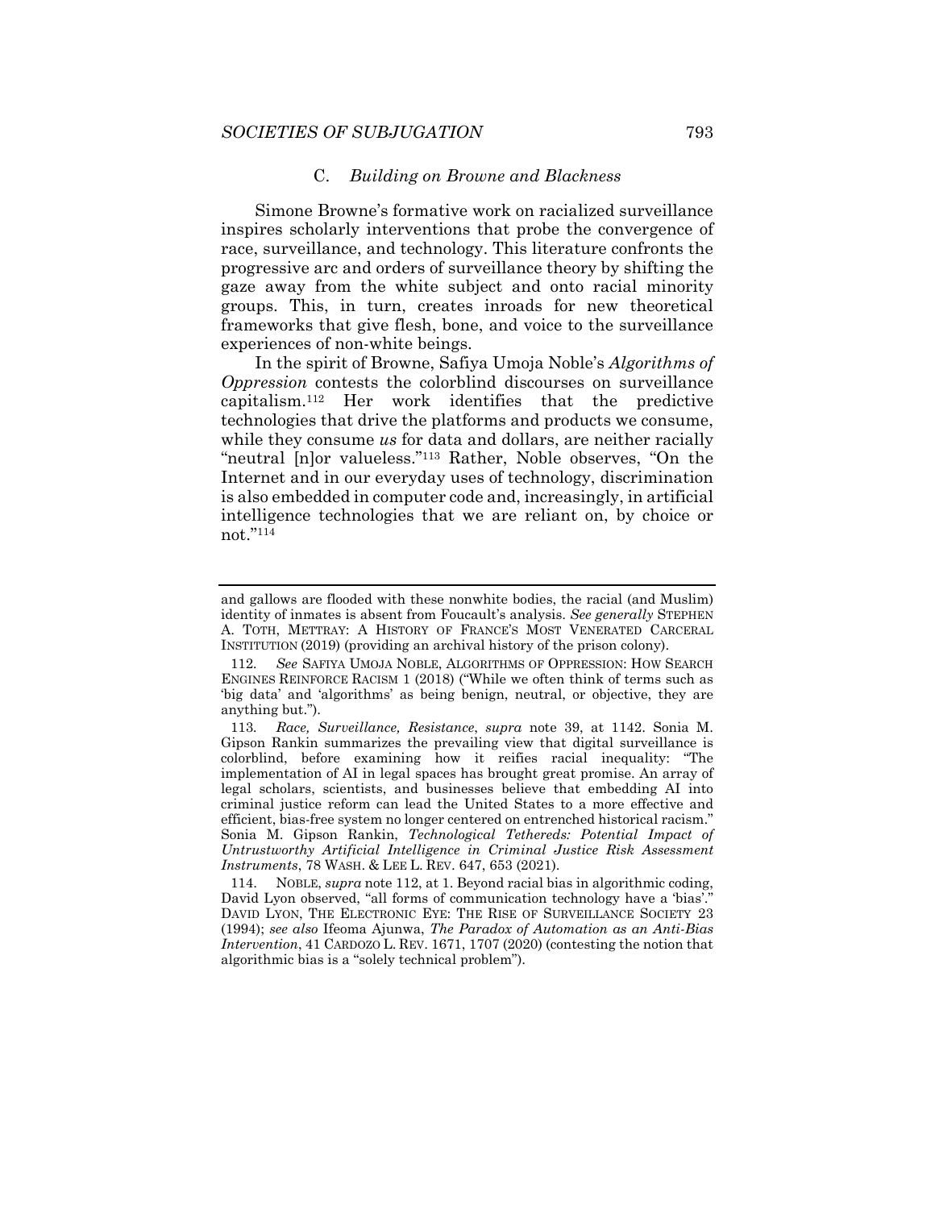### C. *Building on Browne and Blackness*

Simone Browne's formative work on racialized surveillance inspires scholarly interventions that probe the convergence of race, surveillance, and technology. This literature confronts the progressive arc and orders of surveillance theory by shifting the gaze away from the white subject and onto racial minority groups. This, in turn, creates inroads for new theoretical frameworks that give flesh, bone, and voice to the surveillance experiences of non-white beings.

In the spirit of Browne, Safiya Umoja Noble's *Algorithms of Oppression* contests the colorblind discourses on surveillance capitalism.[112] Her work identifies that the predictive technologies that drive the platforms and products we consume, while they consume *us* for data and dollars, are neither racially "neutral [n]or valueless."[113] Rather, Noble observes, "On the Internet and in our everyday uses of technology, discrimination is also embedded in computer code and, increasingly, in artificial intelligence technologies that we are reliant on, by choice or not."[114]

---

and gallows are flooded with these nonwhite bodies, the racial (and Muslim) identity of inmates is absent from Foucault's analysis. *See generally* STEPHEN A. TOTH, METTRAY: A HISTORY OF FRANCE'S MOST VENERATED CARCERAL INSTITUTION (2019) (providing an archival history of the prison colony).

112. *See* SAFIYA UMOJA NOBLE, ALGORITHMS OF OPPRESSION: HOW SEARCH ENGINES REINFORCE RACISM 1 (2018) ("While we often think of terms such as 'big data' and 'algorithms' as being benign, neutral, or objective, they are anything but.").

113. *Race, Surveillance, Resistance*, *supra* note 39, at 1142. Sonia M. Gipson Rankin summarizes the prevailing view that digital surveillance is colorblind, before examining how it reifies racial inequality: "The implementation of AI in legal spaces has brought great promise. An array of legal scholars, scientists, and businesses believe that embedding AI into criminal justice reform can lead the United States to a more effective and efficient, bias-free system no longer centered on entrenched historical racism." Sonia M. Gipson Rankin, *Technological Tethereds: Potential Impact of Untrustworthy Artificial Intelligence in Criminal Justice Risk Assessment Instruments*, 78 WASH. & LEE L. REV. 647, 653 (2021).

114. NOBLE, *supra* note 112, at 1. Beyond racial bias in algorithmic coding, David Lyon observed, "all forms of communication technology have a 'bias'." DAVID LYON, THE ELECTRONIC EYE: THE RISE OF SURVEILLANCE SOCIETY 23 (1994); *see also* Ifeoma Ajunwa, *The Paradox of Automation as an Anti-Bias Intervention*, 41 CARDOZO L. REV. 1671, 1707 (2020) (contesting the notion that algorithmic bias is a "solely technical problem").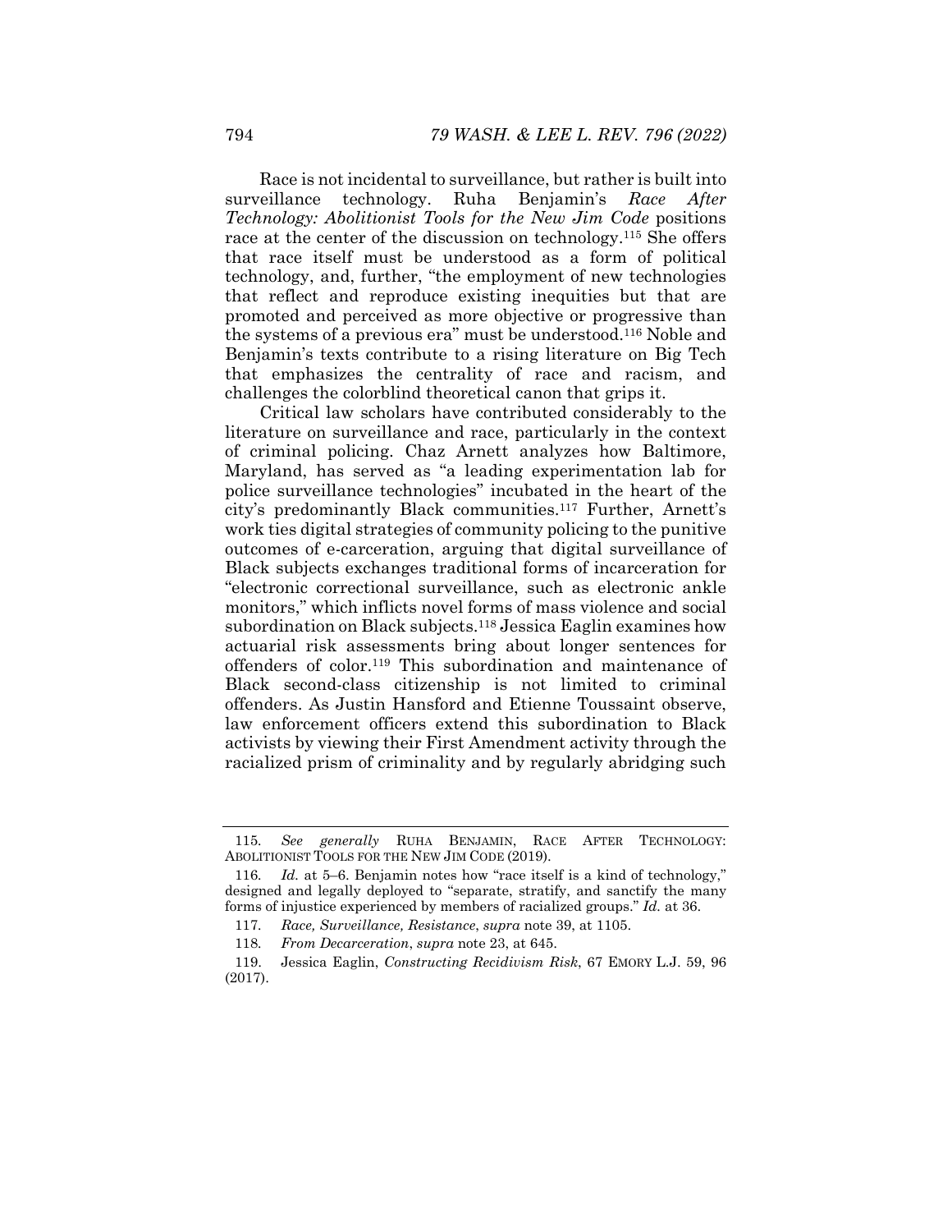Race is not incidental to surveillance, but rather is built into surveillance technology. Ruha Benjamin's *Race After Technology: Abolitionist Tools for the New Jim Code* positions race at the center of the discussion on technology.[115] She offers that race itself must be understood as a form of political technology, and, further, "the employment of new technologies that reflect and reproduce existing inequities but that are promoted and perceived as more objective or progressive than the systems of a previous era" must be understood.[116] Noble and Benjamin's texts contribute to a rising literature on Big Tech that emphasizes the centrality of race and racism, and challenges the colorblind theoretical canon that grips it.

Critical law scholars have contributed considerably to the literature on surveillance and race, particularly in the context of criminal policing. Chaz Arnett analyzes how Baltimore, Maryland, has served as "a leading experimentation lab for police surveillance technologies" incubated in the heart of the city's predominantly Black communities.[117] Further, Arnett's work ties digital strategies of community policing to the punitive outcomes of e-carceration, arguing that digital surveillance of Black subjects exchanges traditional forms of incarceration for "electronic correctional surveillance, such as electronic ankle monitors," which inflicts novel forms of mass violence and social subordination on Black subjects.[118] Jessica Eaglin examines how actuarial risk assessments bring about longer sentences for offenders of color.[119] This subordination and maintenance of Black second-class citizenship is not limited to criminal offenders. As Justin Hansford and Etienne Toussaint observe, law enforcement officers extend this subordination to Black activists by viewing their First Amendment activity through the racialized prism of criminality and by regularly abridging such

---

115. *See generally* RUHA BENJAMIN, RACE AFTER TECHNOLOGY: ABOLITIONIST TOOLS FOR THE NEW JIM CODE (2019).

116. *Id.* at 5–6. Benjamin notes how "race itself is a kind of technology," designed and legally deployed to "separate, stratify, and sanctify the many forms of injustice experienced by members of racialized groups." *Id.* at 36.

117. *Race, Surveillance, Resistance*, *supra* note 39, at 1105.

118. *From Decarceration*, *supra* note 23, at 645.

119. Jessica Eaglin, *Constructing Recidivism Risk*, 67 EMORY L.J. 59, 96 (2017).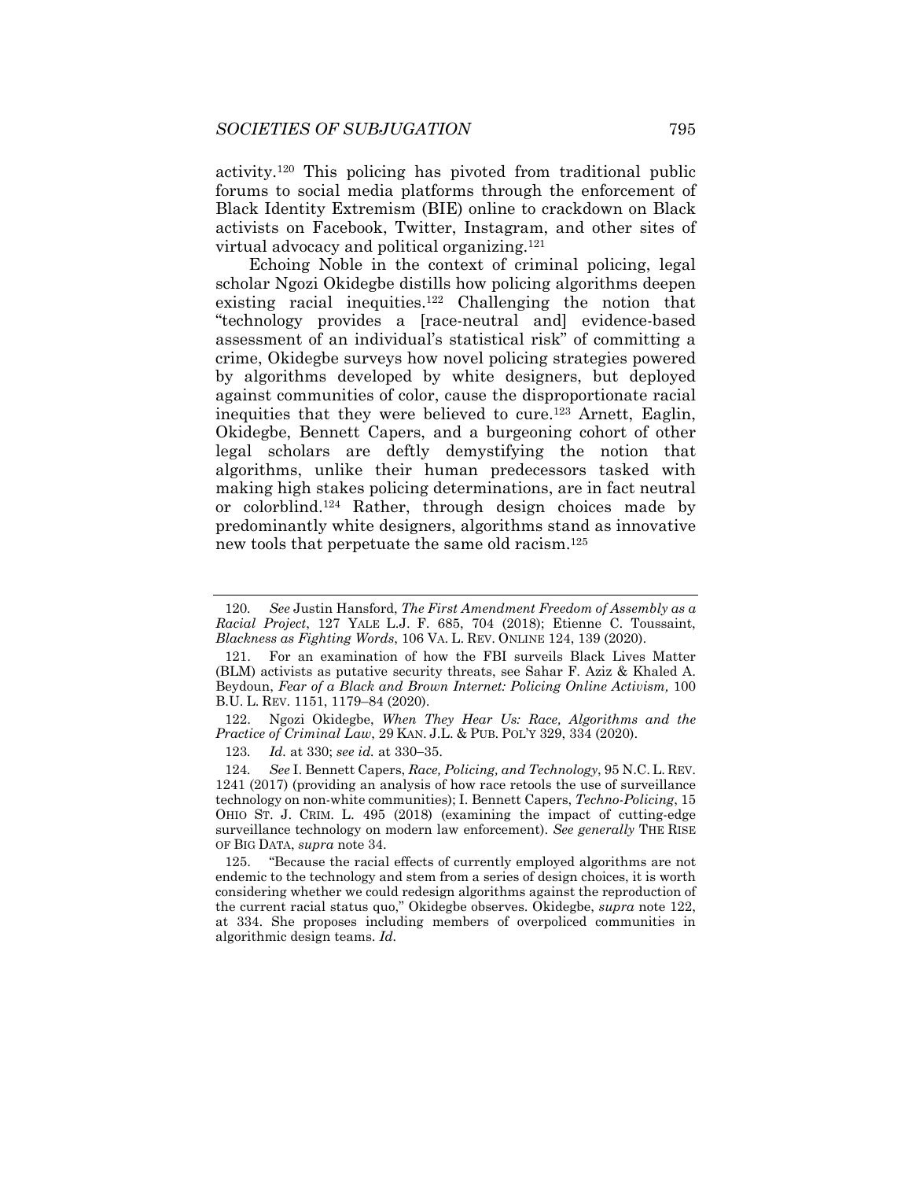activity.[120] This policing has pivoted from traditional public forums to social media platforms through the enforcement of Black Identity Extremism (BIE) online to crackdown on Black activists on Facebook, Twitter, Instagram, and other sites of virtual advocacy and political organizing.[121]

Echoing Noble in the context of criminal policing, legal scholar Ngozi Okidegbe distills how policing algorithms deepen existing racial inequities.[122] Challenging the notion that "technology provides a [race-neutral and] evidence-based assessment of an individual's statistical risk" of committing a crime, Okidegbe surveys how novel policing strategies powered by algorithms developed by white designers, but deployed against communities of color, cause the disproportionate racial inequities that they were believed to cure.[123] Arnett, Eaglin, Okidegbe, Bennett Capers, and a burgeoning cohort of other legal scholars are deftly demystifying the notion that algorithms, unlike their human predecessors tasked with making high stakes policing determinations, are in fact neutral or colorblind.[124] Rather, through design choices made by predominantly white designers, algorithms stand as innovative new tools that perpetuate the same old racism.[125]

---

120. *See* Justin Hansford, *The First Amendment Freedom of Assembly as a Racial Project*, 127 YALE L.J. F. 685, 704 (2018); Etienne C. Toussaint, *Blackness as Fighting Words*, 106 VA. L. REV. ONLINE 124, 139 (2020).

121. For an examination of how the FBI surveils Black Lives Matter (BLM) activists as putative security threats, see Sahar F. Aziz & Khaled A. Beydoun, *Fear of a Black and Brown Internet: Policing Online Activism,* 100 B.U. L. REV. 1151, 1179–84 (2020).

122. Ngozi Okidegbe, *When They Hear Us: Race, Algorithms and the Practice of Criminal Law*, 29 KAN. J.L. & PUB. POL'Y 329, 334 (2020).

123. *Id.* at 330; *see id.* at 330–35.

124. *See* I. Bennett Capers, *Race, Policing, and Technology*, 95 N.C. L. REV. 1241 (2017) (providing an analysis of how race retools the use of surveillance technology on non-white communities); I. Bennett Capers, *Techno-Policing*, 15 OHIO ST. J. CRIM. L. 495 (2018) (examining the impact of cutting-edge surveillance technology on modern law enforcement). *See generally* THE RISE OF BIG DATA, *supra* note 34.

125. "Because the racial effects of currently employed algorithms are not endemic to the technology and stem from a series of design choices, it is worth considering whether we could redesign algorithms against the reproduction of the current racial status quo," Okidegbe observes. Okidegbe, *supra* note 122, at 334. She proposes including members of overpoliced communities in algorithmic design teams. *Id.*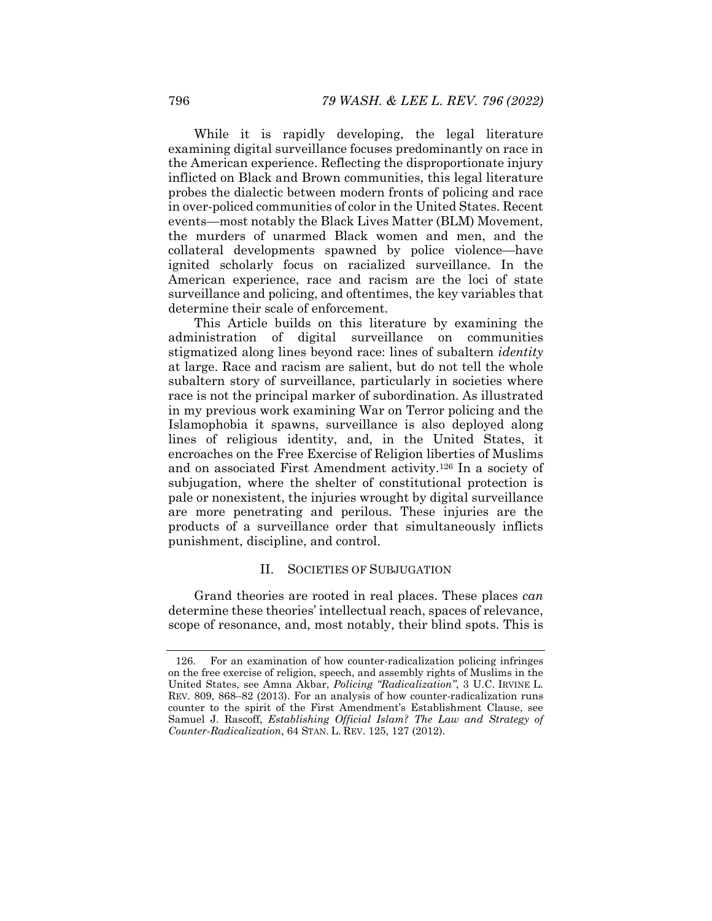While it is rapidly developing, the legal literature examining digital surveillance focuses predominantly on race in the American experience. Reflecting the disproportionate injury inflicted on Black and Brown communities, this legal literature probes the dialectic between modern fronts of policing and race in over-policed communities of color in the United States. Recent events—most notably the Black Lives Matter (BLM) Movement, the murders of unarmed Black women and men, and the collateral developments spawned by police violence—have ignited scholarly focus on racialized surveillance. In the American experience, race and racism are the loci of state surveillance and policing, and oftentimes, the key variables that determine their scale of enforcement.

This Article builds on this literature by examining the administration of digital surveillance on communities stigmatized along lines beyond race: lines of subaltern *identity* at large. Race and racism are salient, but do not tell the whole subaltern story of surveillance, particularly in societies where race is not the principal marker of subordination. As illustrated in my previous work examining War on Terror policing and the Islamophobia it spawns, surveillance is also deployed along lines of religious identity, and, in the United States, it encroaches on the Free Exercise of Religion liberties of Muslims and on associated First Amendment activity.[126] In a society of subjugation, where the shelter of constitutional protection is pale or nonexistent, the injuries wrought by digital surveillance are more penetrating and perilous. These injuries are the products of a surveillance order that simultaneously inflicts punishment, discipline, and control.

## II. SOCIETIES OF SUBJUGATION

Grand theories are rooted in real places. These places *can* determine these theories' intellectual reach, spaces of relevance, scope of resonance, and, most notably, their blind spots. This is

---

126. For an examination of how counter-radicalization policing infringes on the free exercise of religion, speech, and assembly rights of Muslims in the United States, see Amna Akbar, *Policing "Radicalization"*, 3 U.C. IRVINE L. REV. 809, 868–82 (2013). For an analysis of how counter-radicalization runs counter to the spirit of the First Amendment's Establishment Clause, see Samuel J. Rascoff, *Establishing Official Islam? The Law and Strategy of Counter-Radicalization*, 64 STAN. L. REV. 125, 127 (2012).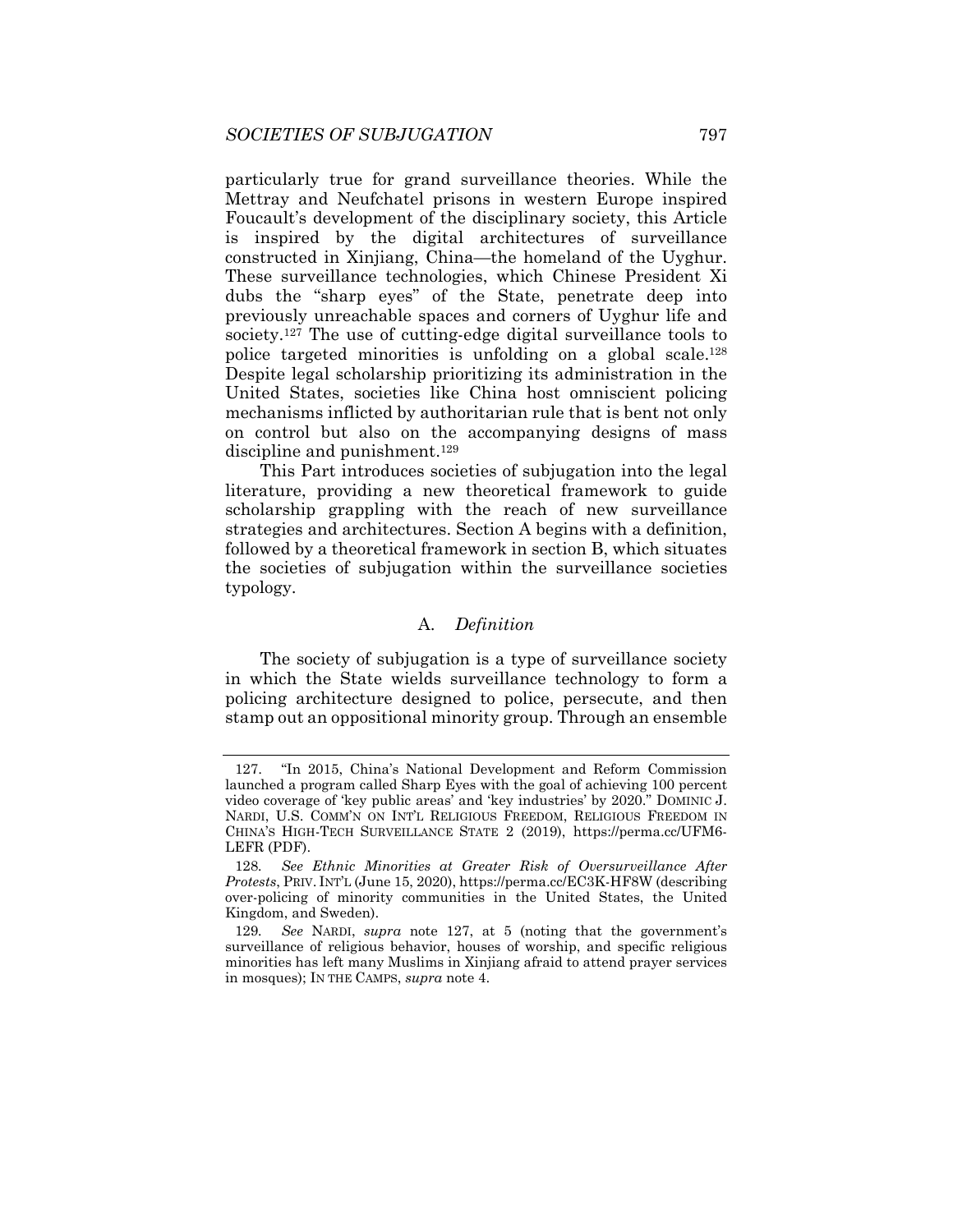particularly true for grand surveillance theories. While the Mettray and Neufchatel prisons in western Europe inspired Foucault's development of the disciplinary society, this Article is inspired by the digital architectures of surveillance constructed in Xinjiang, China—the homeland of the Uyghur. These surveillance technologies, which Chinese President Xi dubs the "sharp eyes" of the State, penetrate deep into previously unreachable spaces and corners of Uyghur life and society.[127] The use of cutting-edge digital surveillance tools to police targeted minorities is unfolding on a global scale.[128] Despite legal scholarship prioritizing its administration in the United States, societies like China host omniscient policing mechanisms inflicted by authoritarian rule that is bent not only on control but also on the accompanying designs of mass discipline and punishment.[129]

This Part introduces societies of subjugation into the legal literature, providing a new theoretical framework to guide scholarship grappling with the reach of new surveillance strategies and architectures. Section A begins with a definition, followed by a theoretical framework in section B, which situates the societies of subjugation within the surveillance societies typology.

### A. *Definition*

The society of subjugation is a type of surveillance society in which the State wields surveillance technology to form a policing architecture designed to police, persecute, and then stamp out an oppositional minority group. Through an ensemble

---

127. "In 2015, China's National Development and Reform Commission launched a program called Sharp Eyes with the goal of achieving 100 percent video coverage of 'key public areas' and 'key industries' by 2020." DOMINIC J. NARDI, U.S. COMM'N ON INT'L RELIGIOUS FREEDOM, RELIGIOUS FREEDOM IN CHINA'S HIGH-TECH SURVEILLANCE STATE 2 (2019), https://perma.cc/UFM6-LEFR (PDF).

128. *See Ethnic Minorities at Greater Risk of Oversurveillance After Protests*, PRIV. INT'L (June 15, 2020), https://perma.cc/EC3K-HF8W (describing over-policing of minority communities in the United States, the United Kingdom, and Sweden).

129. *See* NARDI, *supra* note 127, at 5 (noting that the government's surveillance of religious behavior, houses of worship, and specific religious minorities has left many Muslims in Xinjiang afraid to attend prayer services in mosques); IN THE CAMPS, *supra* note 4.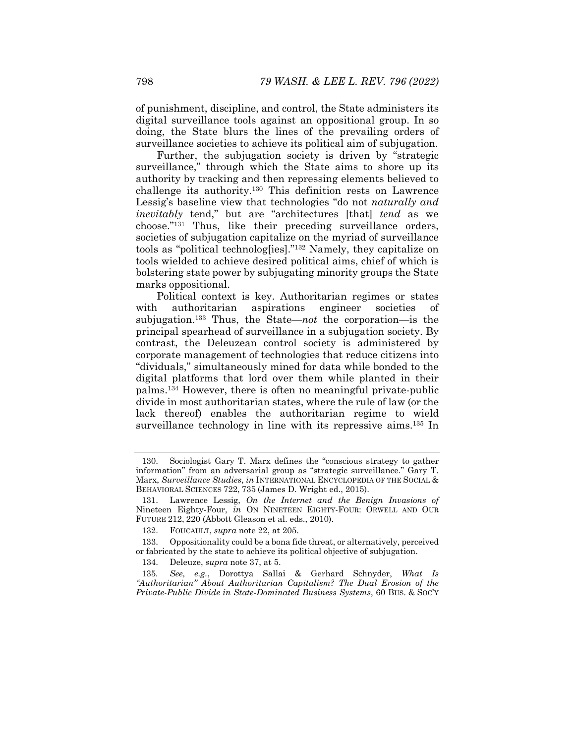of punishment, discipline, and control, the State administers its digital surveillance tools against an oppositional group. In so doing, the State blurs the lines of the prevailing orders of surveillance societies to achieve its political aim of subjugation.

Further, the subjugation society is driven by "strategic surveillance," through which the State aims to shore up its authority by tracking and then repressing elements believed to challenge its authority.[130] This definition rests on Lawrence Lessig's baseline view that technologies "do not *naturally and inevitably* tend," but are "architectures [that] *tend* as we choose."[131] Thus, like their preceding surveillance orders, societies of subjugation capitalize on the myriad of surveillance tools as "political technolog[ies]."[132] Namely, they capitalize on tools wielded to achieve desired political aims, chief of which is bolstering state power by subjugating minority groups the State marks oppositional.

Political context is key. Authoritarian regimes or states with authoritarian aspirations engineer societies of subjugation.[133] Thus, the State—*not* the corporation—is the principal spearhead of surveillance in a subjugation society. By contrast, the Deleuzean control society is administered by corporate management of technologies that reduce citizens into "dividuals," simultaneously mined for data while bonded to the digital platforms that lord over them while planted in their palms.[134] However, there is often no meaningful private-public divide in most authoritarian states, where the rule of law (or the lack thereof) enables the authoritarian regime to wield surveillance technology in line with its repressive aims.[135] In

---

130. Sociologist Gary T. Marx defines the "conscious strategy to gather information" from an adversarial group as "strategic surveillance." Gary T. Marx, *Surveillance Studies*, *in* INTERNATIONAL ENCYCLOPEDIA OF THE SOCIAL & BEHAVIORAL SCIENCES 722, 735 (James D. Wright ed., 2015).

131. Lawrence Lessig, *On the Internet and the Benign Invasions of* Nineteen Eighty-Four, *in* ON NINETEEN EIGHTY-FOUR: ORWELL AND OUR FUTURE 212, 220 (Abbott Gleason et al. eds., 2010).

132. FOUCAULT, *supra* note 22, at 205.

133. Oppositionality could be a bona fide threat, or alternatively, perceived or fabricated by the state to achieve its political objective of subjugation.

134. Deleuze, *supra* note 37, at 5.

135. *See, e.g.*, Dorottya Sallai & Gerhard Schnyder, *What Is "Authoritarian" About Authoritarian Capitalism? The Dual Erosion of the Private-Public Divide in State-Dominated Business Systems*, 60 BUS. & SOC'Y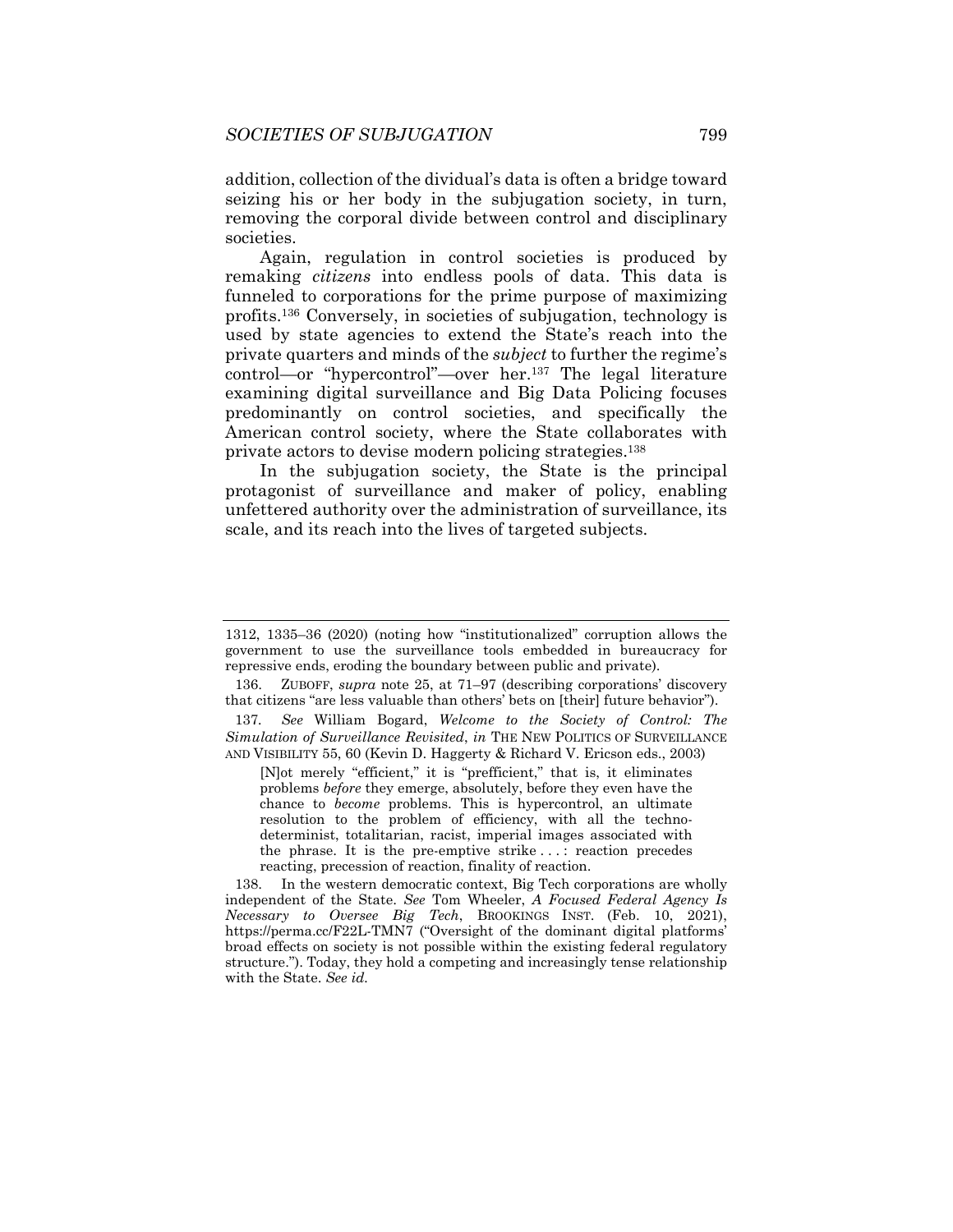addition, collection of the dividual's data is often a bridge toward seizing his or her body in the subjugation society, in turn, removing the corporal divide between control and disciplinary societies.

Again, regulation in control societies is produced by remaking *citizens* into endless pools of data. This data is funneled to corporations for the prime purpose of maximizing profits.[136] Conversely, in societies of subjugation, technology is used by state agencies to extend the State's reach into the private quarters and minds of the *subject* to further the regime's control—or "hypercontrol"—over her.[137] The legal literature examining digital surveillance and Big Data Policing focuses predominantly on control societies, and specifically the American control society, where the State collaborates with private actors to devise modern policing strategies.[138]

In the subjugation society, the State is the principal protagonist of surveillance and maker of policy, enabling unfettered authority over the administration of surveillance, its scale, and its reach into the lives of targeted subjects.

---

1312, 1335–36 (2020) (noting how "institutionalized" corruption allows the government to use the surveillance tools embedded in bureaucracy for repressive ends, eroding the boundary between public and private).

136. ZUBOFF, *supra* note 25, at 71–97 (describing corporations' discovery that citizens "are less valuable than others' bets on [their] future behavior").

137. *See* William Bogard, *Welcome to the Society of Control: The Simulation of Surveillance Revisited*, *in* THE NEW POLITICS OF SURVEILLANCE AND VISIBILITY 55, 60 (Kevin D. Haggerty & Richard V. Ericson eds., 2003)

> [N]ot merely "efficient," it is "prefficient," that is, it eliminates problems *before* they emerge, absolutely, before they even have the chance to *become* problems. This is hypercontrol, an ultimate resolution to the problem of efficiency, with all the techno-determinist, totalitarian, racist, imperial images associated with the phrase. It is the pre-emptive strike . . . : reaction precedes reacting, precession of reaction, finality of reaction.

138. In the western democratic context, Big Tech corporations are wholly independent of the State. *See* Tom Wheeler, *A Focused Federal Agency Is Necessary to Oversee Big Tech*, BROOKINGS INST. (Feb. 10, 2021), https://perma.cc/F22L-TMN7 ("Oversight of the dominant digital platforms' broad effects on society is not possible within the existing federal regulatory structure."). Today, they hold a competing and increasingly tense relationship with the State. *See id.*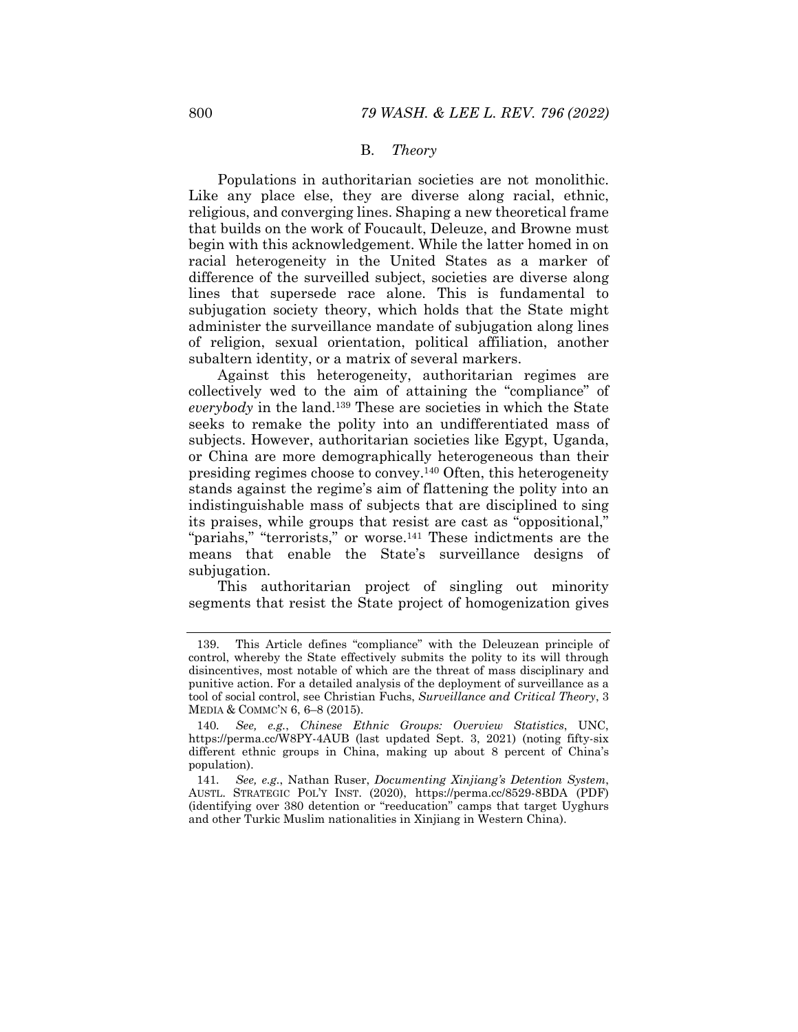### B. *Theory*

Populations in authoritarian societies are not monolithic. Like any place else, they are diverse along racial, ethnic, religious, and converging lines. Shaping a new theoretical frame that builds on the work of Foucault, Deleuze, and Browne must begin with this acknowledgement. While the latter homed in on racial heterogeneity in the United States as a marker of difference of the surveilled subject, societies are diverse along lines that supersede race alone. This is fundamental to subjugation society theory, which holds that the State might administer the surveillance mandate of subjugation along lines of religion, sexual orientation, political affiliation, another subaltern identity, or a matrix of several markers.

Against this heterogeneity, authoritarian regimes are collectively wed to the aim of attaining the "compliance" of *everybody* in the land.[139] These are societies in which the State seeks to remake the polity into an undifferentiated mass of subjects. However, authoritarian societies like Egypt, Uganda, or China are more demographically heterogeneous than their presiding regimes choose to convey.[140] Often, this heterogeneity stands against the regime's aim of flattening the polity into an indistinguishable mass of subjects that are disciplined to sing its praises, while groups that resist are cast as "oppositional," "pariahs," "terrorists," or worse.[141] These indictments are the means that enable the State's surveillance designs of subjugation.

This authoritarian project of singling out minority segments that resist the State project of homogenization gives

---

139. This Article defines "compliance" with the Deleuzean principle of control, whereby the State effectively submits the polity to its will through disincentives, most notable of which are the threat of mass disciplinary and punitive action. For a detailed analysis of the deployment of surveillance as a tool of social control, see Christian Fuchs, *Surveillance and Critical Theory*, 3 MEDIA & COMMC'N 6, 6–8 (2015).

140. *See, e.g.*, *Chinese Ethnic Groups: Overview Statistics*, UNC, https://perma.cc/W8PY-4AUB (last updated Sept. 3, 2021) (noting fifty-six different ethnic groups in China, making up about 8 percent of China's population).

141. *See, e.g.*, Nathan Ruser, *Documenting Xinjiang's Detention System*, AUSTL. STRATEGIC POL'Y INST. (2020), https://perma.cc/8529-8BDA (PDF) (identifying over 380 detention or "reeducation" camps that target Uyghurs and other Turkic Muslim nationalities in Xinjiang in Western China).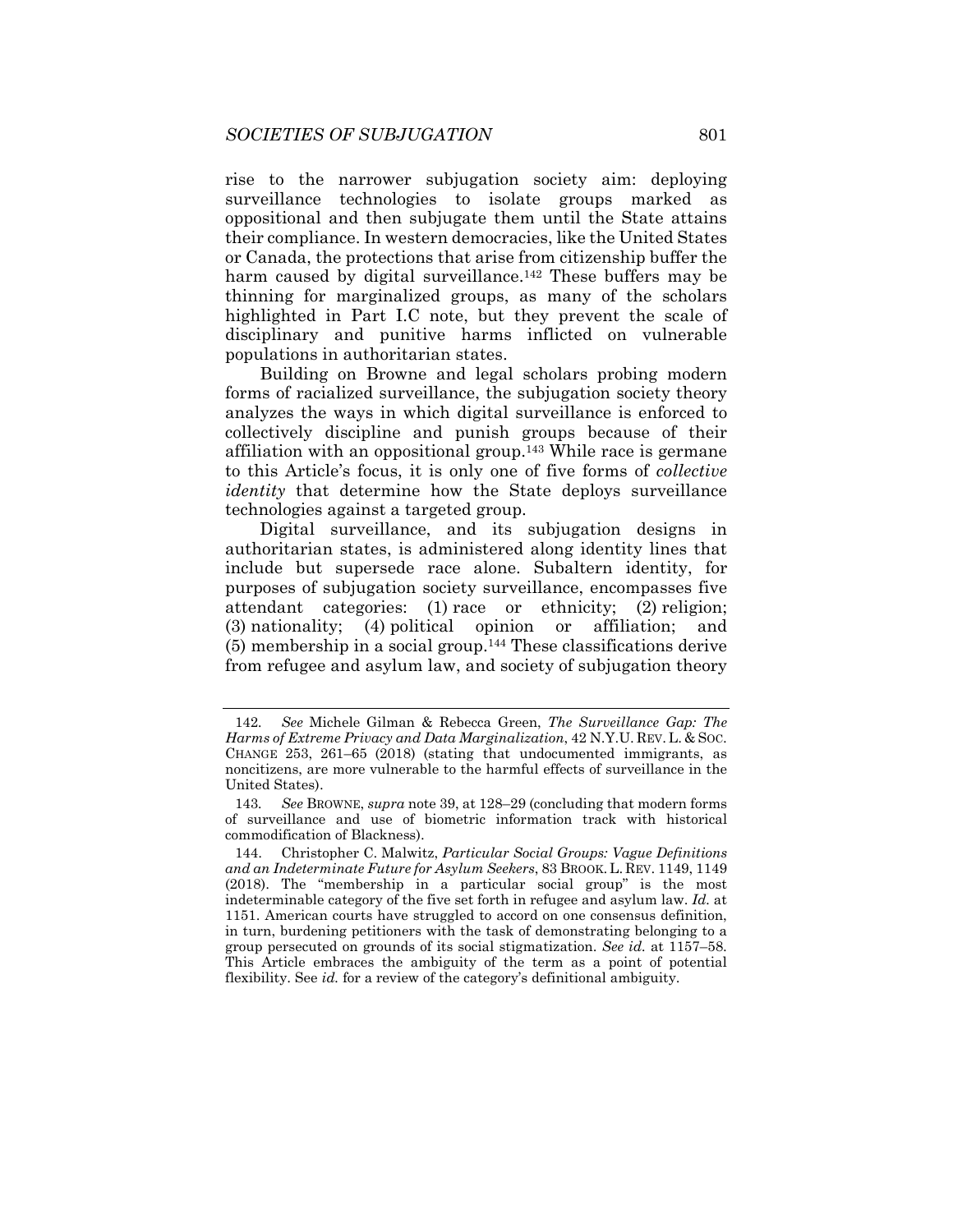rise to the narrower subjugation society aim: deploying surveillance technologies to isolate groups marked as oppositional and then subjugate them until the State attains their compliance. In western democracies, like the United States or Canada, the protections that arise from citizenship buffer the harm caused by digital surveillance.[142] These buffers may be thinning for marginalized groups, as many of the scholars highlighted in Part I.C note, but they prevent the scale of disciplinary and punitive harms inflicted on vulnerable populations in authoritarian states.

Building on Browne and legal scholars probing modern forms of racialized surveillance, the subjugation society theory analyzes the ways in which digital surveillance is enforced to collectively discipline and punish groups because of their affiliation with an oppositional group.[143] While race is germane to this Article's focus, it is only one of five forms of *collective identity* that determine how the State deploys surveillance technologies against a targeted group.

Digital surveillance, and its subjugation designs in authoritarian states, is administered along identity lines that include but supersede race alone. Subaltern identity, for purposes of subjugation society surveillance, encompasses five attendant categories: (1) race or ethnicity; (2) religion; (3) nationality; (4) political opinion or affiliation; and (5) membership in a social group.[144] These classifications derive from refugee and asylum law, and society of subjugation theory

---

142. *See* Michele Gilman & Rebecca Green, *The Surveillance Gap: The Harms of Extreme Privacy and Data Marginalization*, 42 N.Y.U. REV. L. & SOC. CHANGE 253, 261–65 (2018) (stating that undocumented immigrants, as noncitizens, are more vulnerable to the harmful effects of surveillance in the United States).

143. *See* BROWNE, *supra* note 39, at 128–29 (concluding that modern forms of surveillance and use of biometric information track with historical commodification of Blackness).

144. Christopher C. Malwitz, *Particular Social Groups: Vague Definitions and an Indeterminate Future for Asylum Seekers*, 83 BROOK. L. REV. 1149, 1149 (2018). The "membership in a particular social group" is the most indeterminable category of the five set forth in refugee and asylum law. *Id.* at 1151. American courts have struggled to accord on one consensus definition, in turn, burdening petitioners with the task of demonstrating belonging to a group persecuted on grounds of its social stigmatization. *See id.* at 1157–58. This Article embraces the ambiguity of the term as a point of potential flexibility. See *id.* for a review of the category's definitional ambiguity.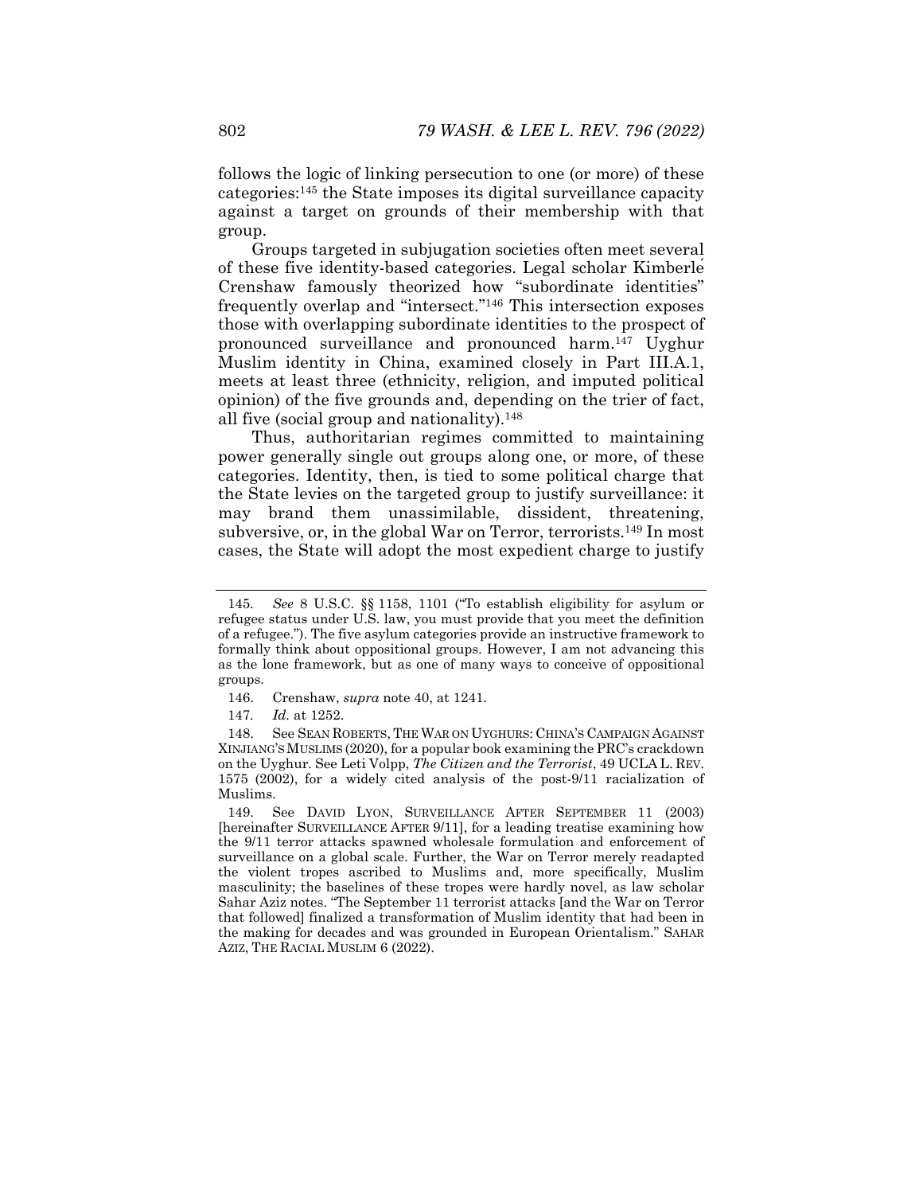follows the logic of linking persecution to one (or more) of these categories:[145] the State imposes its digital surveillance capacity against a target on grounds of their membership with that group.

Groups targeted in subjugation societies often meet several of these five identity-based categories. Legal scholar Kimberlé Crenshaw famously theorized how "subordinate identities" frequently overlap and "intersect."[146] This intersection exposes those with overlapping subordinate identities to the prospect of pronounced surveillance and pronounced harm.[147] Uyghur Muslim identity in China, examined closely in Part III.A.1, meets at least three (ethnicity, religion, and imputed political opinion) of the five grounds and, depending on the trier of fact, all five (social group and nationality).[148]

Thus, authoritarian regimes committed to maintaining power generally single out groups along one, or more, of these categories. Identity, then, is tied to some political charge that the State levies on the targeted group to justify surveillance: it may brand them unassimilable, dissident, threatening, subversive, or, in the global War on Terror, terrorists.[149] In most cases, the State will adopt the most expedient charge to justify

---

145. *See* 8 U.S.C. §§ 1158, 1101 ("To establish eligibility for asylum or refugee status under U.S. law, you must provide that you meet the definition of a refugee."). The five asylum categories provide an instructive framework to formally think about oppositional groups. However, I am not advancing this as the lone framework, but as one of many ways to conceive of oppositional groups.

146. Crenshaw, *supra* note 40, at 1241.

147. *Id.* at 1252.

148. See SEAN ROBERTS, THE WAR ON UYGHURS: CHINA'S CAMPAIGN AGAINST XINJIANG'S MUSLIMS (2020), for a popular book examining the PRC's crackdown on the Uyghur. See Leti Volpp, *The Citizen and the Terrorist*, 49 UCLA L. REV. 1575 (2002), for a widely cited analysis of the post-9/11 racialization of Muslims.

149. See DAVID LYON, SURVEILLANCE AFTER SEPTEMBER 11 (2003) [hereinafter SURVEILLANCE AFTER 9/11], for a leading treatise examining how the 9/11 terror attacks spawned wholesale formulation and enforcement of surveillance on a global scale. Further, the War on Terror merely readapted the violent tropes ascribed to Muslims and, more specifically, Muslim masculinity; the baselines of these tropes were hardly novel, as law scholar Sahar Aziz notes. "The September 11 terrorist attacks [and the War on Terror that followed] finalized a transformation of Muslim identity that had been in the making for decades and was grounded in European Orientalism." SAHAR AZIZ, THE RACIAL MUSLIM 6 (2022).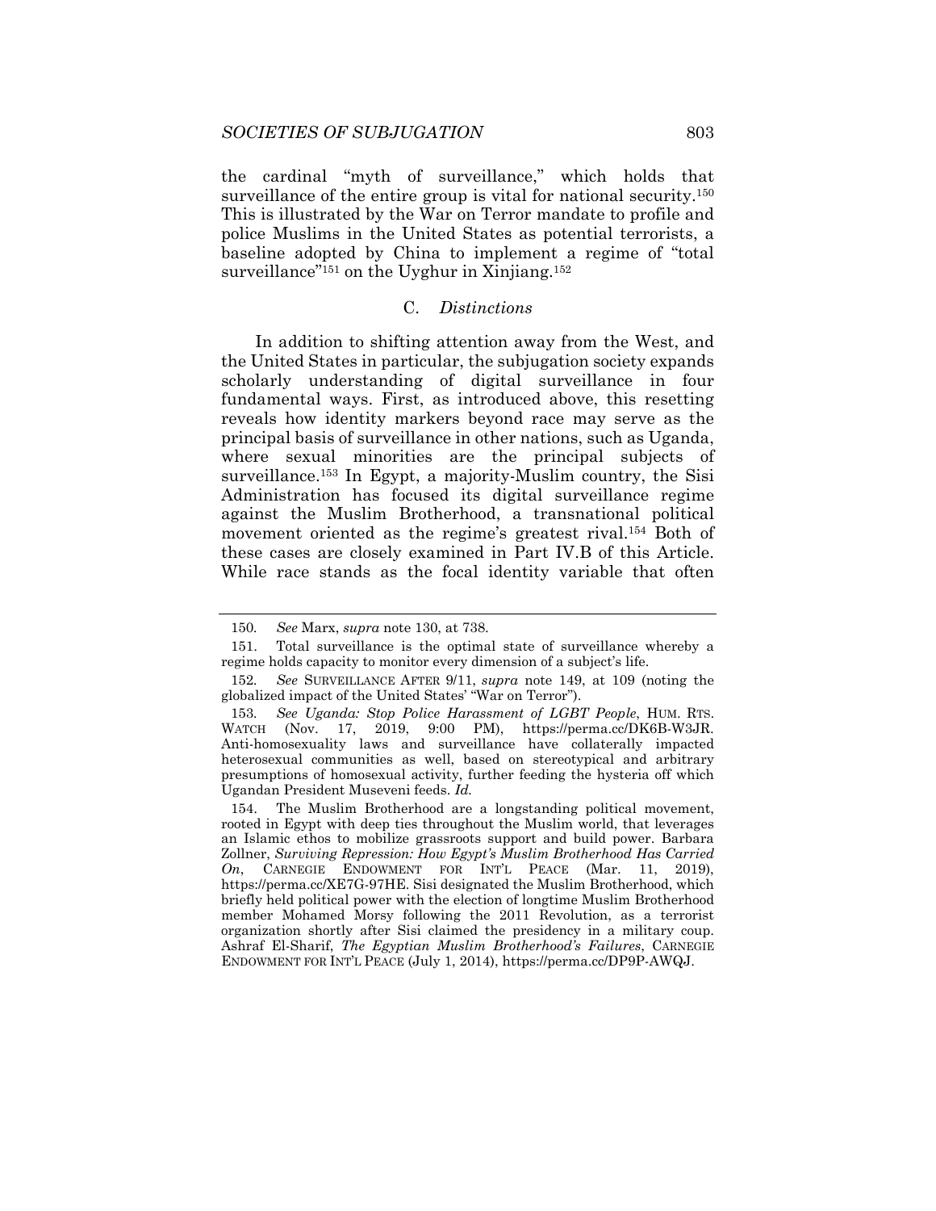the cardinal "myth of surveillance," which holds that surveillance of the entire group is vital for national security.[150] This is illustrated by the War on Terror mandate to profile and police Muslims in the United States as potential terrorists, a baseline adopted by China to implement a regime of "total surveillance"[151] on the Uyghur in Xinjiang.[152]

### C. *Distinctions*

In addition to shifting attention away from the West, and the United States in particular, the subjugation society expands scholarly understanding of digital surveillance in four fundamental ways. First, as introduced above, this resetting reveals how identity markers beyond race may serve as the principal basis of surveillance in other nations, such as Uganda, where sexual minorities are the principal subjects of surveillance.[153] In Egypt, a majority-Muslim country, the Sisi Administration has focused its digital surveillance regime against the Muslim Brotherhood, a transnational political movement oriented as the regime's greatest rival.[154] Both of these cases are closely examined in Part IV.B of this Article. While race stands as the focal identity variable that often

---

150. *See* Marx, *supra* note 130, at 738.

151. Total surveillance is the optimal state of surveillance whereby a regime holds capacity to monitor every dimension of a subject's life.

152. *See* SURVEILLANCE AFTER 9/11, *supra* note 149, at 109 (noting the globalized impact of the United States' "War on Terror").

153. *See Uganda: Stop Police Harassment of LGBT People*, HUM. RTS. WATCH (Nov. 17, 2019, 9:00 PM), https://perma.cc/DK6B-W3JR. Anti-homosexuality laws and surveillance have collaterally impacted heterosexual communities as well, based on stereotypical and arbitrary presumptions of homosexual activity, further feeding the hysteria off which Ugandan President Museveni feeds. *Id.*

154. The Muslim Brotherhood are a longstanding political movement, rooted in Egypt with deep ties throughout the Muslim world, that leverages an Islamic ethos to mobilize grassroots support and build power. Barbara Zollner, *Surviving Repression: How Egypt's Muslim Brotherhood Has Carried On*, CARNEGIE ENDOWMENT FOR INT'L PEACE (Mar. 11, 2019), https://perma.cc/XE7G-97HE. Sisi designated the Muslim Brotherhood, which briefly held political power with the election of longtime Muslim Brotherhood member Mohamed Morsy following the 2011 Revolution, as a terrorist organization shortly after Sisi claimed the presidency in a military coup. Ashraf El-Sharif, *The Egyptian Muslim Brotherhood's Failures*, CARNEGIE ENDOWMENT FOR INT'L PEACE (July 1, 2014), https://perma.cc/DP9P-AWQJ.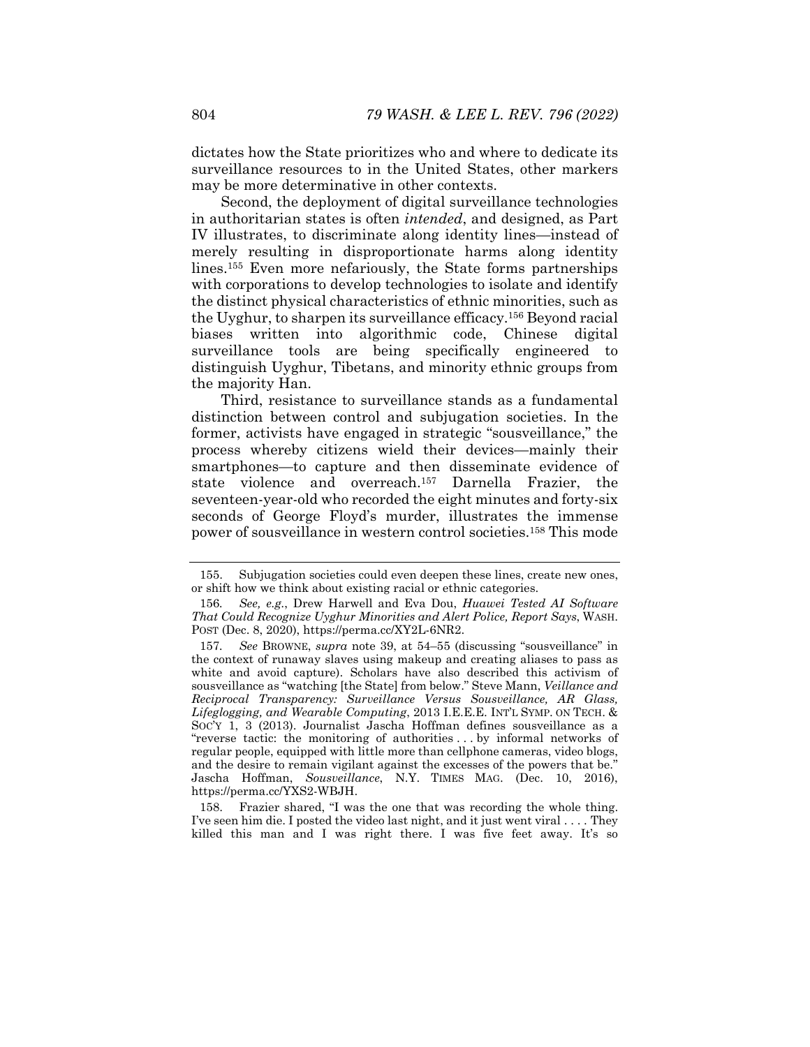dictates how the State prioritizes who and where to dedicate its surveillance resources to in the United States, other markers may be more determinative in other contexts.

Second, the deployment of digital surveillance technologies in authoritarian states is often *intended*, and designed, as Part IV illustrates, to discriminate along identity lines—instead of merely resulting in disproportionate harms along identity lines.[155] Even more nefariously, the State forms partnerships with corporations to develop technologies to isolate and identify the distinct physical characteristics of ethnic minorities, such as the Uyghur, to sharpen its surveillance efficacy.[156] Beyond racial biases written into algorithmic code, Chinese digital surveillance tools are being specifically engineered to distinguish Uyghur, Tibetans, and minority ethnic groups from the majority Han.

Third, resistance to surveillance stands as a fundamental distinction between control and subjugation societies. In the former, activists have engaged in strategic "sousveillance," the process whereby citizens wield their devices—mainly their smartphones—to capture and then disseminate evidence of state violence and overreach.[157] Darnella Frazier, the seventeen-year-old who recorded the eight minutes and forty-six seconds of George Floyd's murder, illustrates the immense power of sousveillance in western control societies.[158] This mode

---

155. Subjugation societies could even deepen these lines, create new ones, or shift how we think about existing racial or ethnic categories.

156. *See, e.g.*, Drew Harwell and Eva Dou, *Huawei Tested AI Software That Could Recognize Uyghur Minorities and Alert Police, Report Says*, WASH. POST (Dec. 8, 2020), https://perma.cc/XY2L-6NR2.

157. *See* BROWNE, *supra* note 39, at 54–55 (discussing "sousveillance" in the context of runaway slaves using makeup and creating aliases to pass as white and avoid capture). Scholars have also described this activism of sousveillance as "watching [the State] from below." Steve Mann, *Veillance and Reciprocal Transparency: Surveillance Versus Sousveillance, AR Glass, Lifeglogging, and Wearable Computing*, 2013 I.E.E.E. INT'L SYMP. ON TECH. & SOC'Y 1, 3 (2013). Journalist Jascha Hoffman defines sousveillance as a "reverse tactic: the monitoring of authorities . . . by informal networks of regular people, equipped with little more than cellphone cameras, video blogs, and the desire to remain vigilant against the excesses of the powers that be." Jascha Hoffman, *Sousveillance*, N.Y. TIMES MAG. (Dec. 10, 2016), https://perma.cc/YXS2-WBJH.

158. Frazier shared, "I was the one that was recording the whole thing. I've seen him die. I posted the video last night, and it just went viral . . . . They killed this man and I was right there. I was five feet away. It's so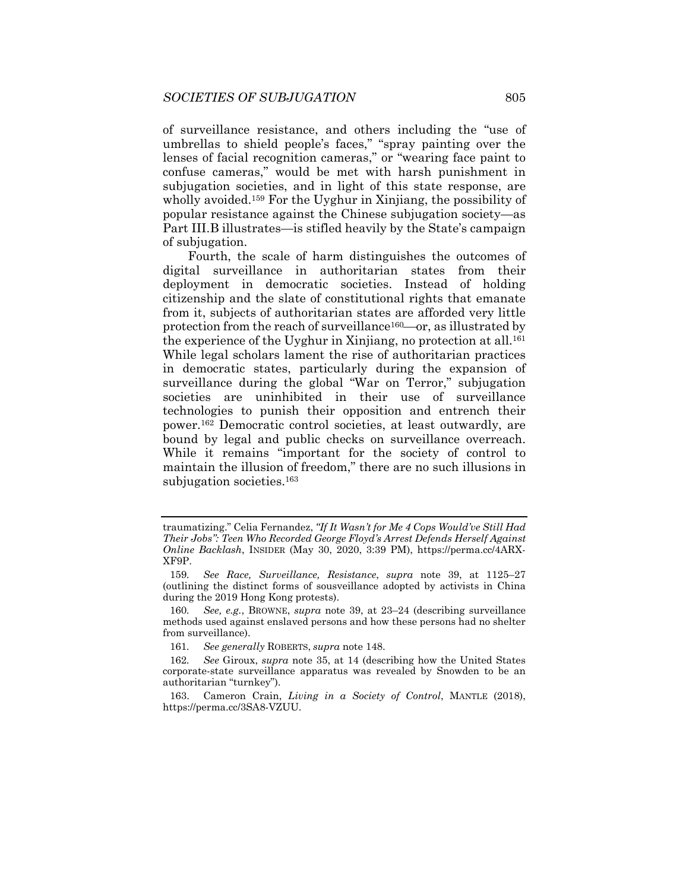of surveillance resistance, and others including the "use of umbrellas to shield people's faces," "spray painting over the lenses of facial recognition cameras," or "wearing face paint to confuse cameras," would be met with harsh punishment in subjugation societies, and in light of this state response, are wholly avoided.[159] For the Uyghur in Xinjiang, the possibility of popular resistance against the Chinese subjugation society—as Part III.B illustrates—is stifled heavily by the State's campaign of subjugation.

Fourth, the scale of harm distinguishes the outcomes of digital surveillance in authoritarian states from their deployment in democratic societies. Instead of holding citizenship and the slate of constitutional rights that emanate from it, subjects of authoritarian states are afforded very little protection from the reach of surveillance[160]—or, as illustrated by the experience of the Uyghur in Xinjiang, no protection at all.[161] While legal scholars lament the rise of authoritarian practices in democratic states, particularly during the expansion of surveillance during the global "War on Terror," subjugation societies are uninhibited in their use of surveillance technologies to punish their opposition and entrench their power.[162] Democratic control societies, at least outwardly, are bound by legal and public checks on surveillance overreach. While it remains "important for the society of control to maintain the illusion of freedom," there are no such illusions in subjugation societies.[163]

---

traumatizing." Celia Fernandez, *"If It Wasn't for Me 4 Cops Would've Still Had Their Jobs": Teen Who Recorded George Floyd's Arrest Defends Herself Against Online Backlash*, INSIDER (May 30, 2020, 3:39 PM), https://perma.cc/4ARX-XF9P.

159. *See Race, Surveillance, Resistance*, *supra* note 39, at 1125–27 (outlining the distinct forms of sousveillance adopted by activists in China during the 2019 Hong Kong protests).

160. *See, e.g.*, BROWNE, *supra* note 39, at 23–24 (describing surveillance methods used against enslaved persons and how these persons had no shelter from surveillance).

161. *See generally* ROBERTS, *supra* note 148.

162. *See* Giroux, *supra* note 35, at 14 (describing how the United States corporate-state surveillance apparatus was revealed by Snowden to be an authoritarian "turnkey").

163. Cameron Crain, *Living in a Society of Control*, MANTLE (2018), https://perma.cc/3SA8-VZUU.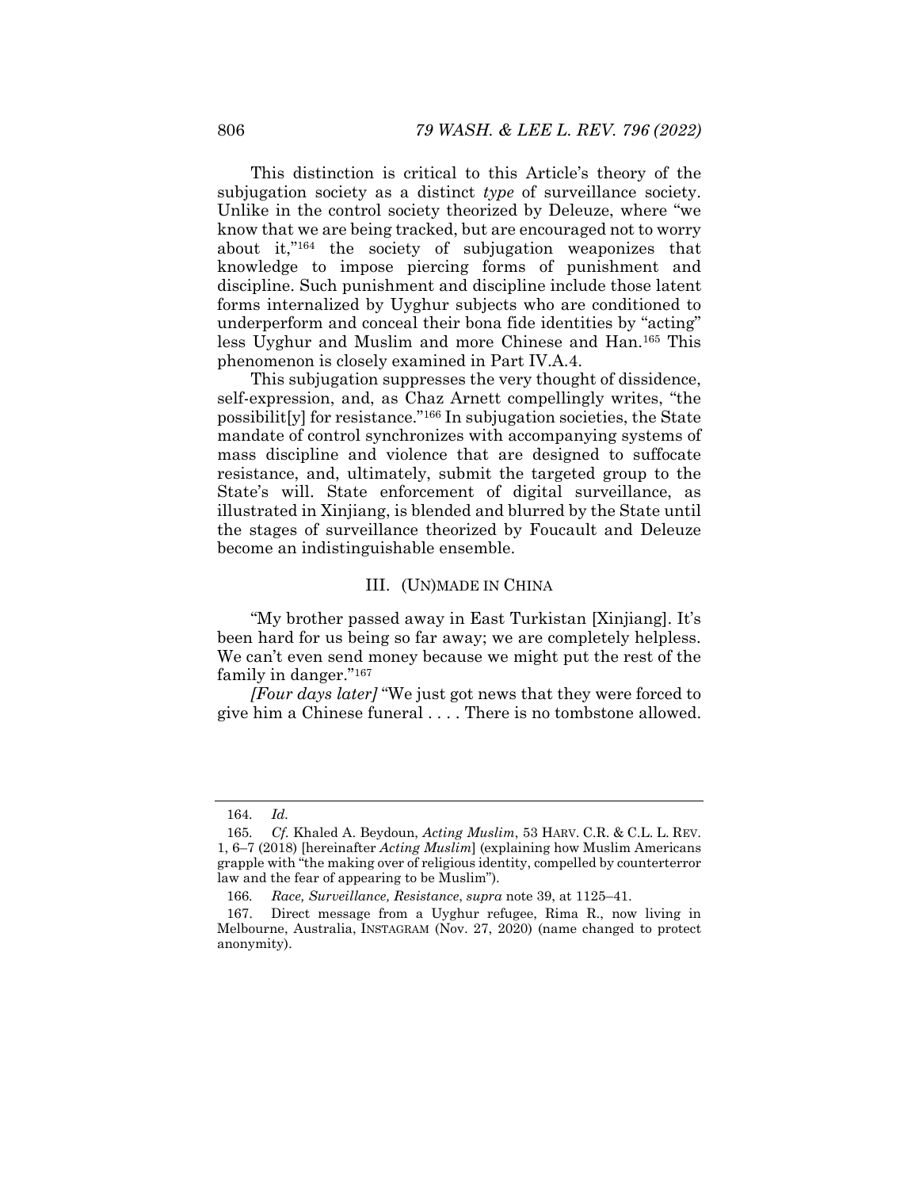This distinction is critical to this Article's theory of the subjugation society as a distinct *type* of surveillance society. Unlike in the control society theorized by Deleuze, where "we know that we are being tracked, but are encouraged not to worry about it,"[164] the society of subjugation weaponizes that knowledge to impose piercing forms of punishment and discipline. Such punishment and discipline include those latent forms internalized by Uyghur subjects who are conditioned to underperform and conceal their bona fide identities by "acting" less Uyghur and Muslim and more Chinese and Han.[165] This phenomenon is closely examined in Part IV.A.4.

This subjugation suppresses the very thought of dissidence, self-expression, and, as Chaz Arnett compellingly writes, "the possibilit[y] for resistance."[166] In subjugation societies, the State mandate of control synchronizes with accompanying systems of mass discipline and violence that are designed to suffocate resistance, and, ultimately, submit the targeted group to the State's will. State enforcement of digital surveillance, as illustrated in Xinjiang, is blended and blurred by the State until the stages of surveillance theorized by Foucault and Deleuze become an indistinguishable ensemble.

## III. (UN)MADE IN CHINA

"My brother passed away in East Turkistan [Xinjiang]. It's been hard for us being so far away; we are completely helpless. We can't even send money because we might put the rest of the family in danger."[167]

*[Four days later]* "We just got news that they were forced to give him a Chinese funeral . . . . There is no tombstone allowed.

---

164. *Id.*

165. *Cf.* Khaled A. Beydoun, *Acting Muslim*, 53 HARV. C.R. & C.L. L. REV. 1, 6–7 (2018) [hereinafter *Acting Muslim*] (explaining how Muslim Americans grapple with "the making over of religious identity, compelled by counterterror law and the fear of appearing to be Muslim").

166. *Race, Surveillance, Resistance*, *supra* note 39, at 1125–41.

167. Direct message from a Uyghur refugee, Rima R., now living in Melbourne, Australia, INSTAGRAM (Nov. 27, 2020) (name changed to protect anonymity).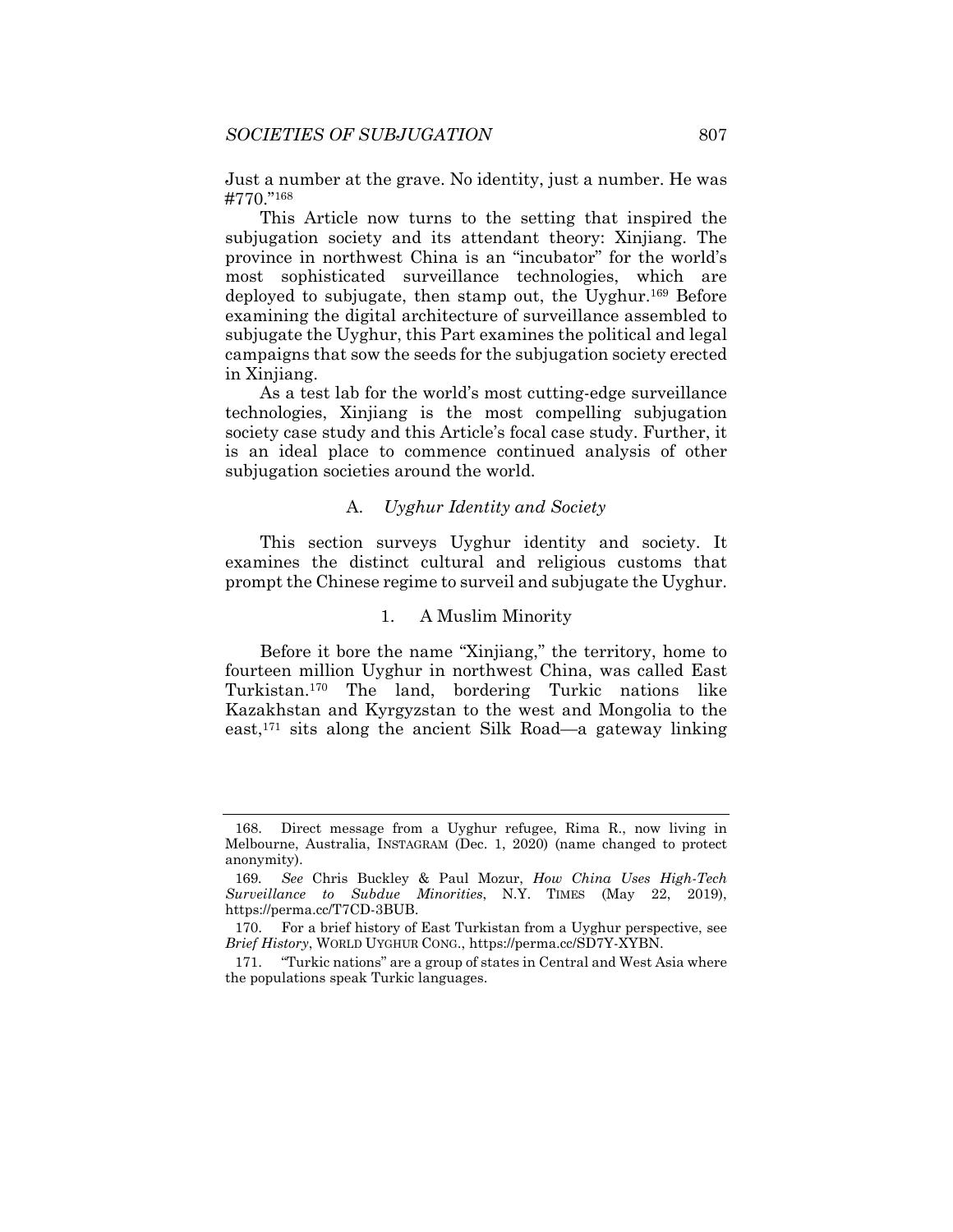Just a number at the grave. No identity, just a number. He was #770."[168]

This Article now turns to the setting that inspired the subjugation society and its attendant theory: Xinjiang. The province in northwest China is an "incubator" for the world's most sophisticated surveillance technologies, which are deployed to subjugate, then stamp out, the Uyghur.[169] Before examining the digital architecture of surveillance assembled to subjugate the Uyghur, this Part examines the political and legal campaigns that sow the seeds for the subjugation society erected in Xinjiang.

As a test lab for the world's most cutting-edge surveillance technologies, Xinjiang is the most compelling subjugation society case study and this Article's focal case study. Further, it is an ideal place to commence continued analysis of other subjugation societies around the world.

### A. *Uyghur Identity and Society*

This section surveys Uyghur identity and society. It examines the distinct cultural and religious customs that prompt the Chinese regime to surveil and subjugate the Uyghur.

#### 1. A Muslim Minority

Before it bore the name "Xinjiang," the territory, home to fourteen million Uyghur in northwest China, was called East Turkistan.[170] The land, bordering Turkic nations like Kazakhstan and Kyrgyzstan to the west and Mongolia to the east,[171] sits along the ancient Silk Road—a gateway linking

---

168. Direct message from a Uyghur refugee, Rima R., now living in Melbourne, Australia, INSTAGRAM (Dec. 1, 2020) (name changed to protect anonymity).

169. *See* Chris Buckley & Paul Mozur, *How China Uses High-Tech Surveillance to Subdue Minorities*, N.Y. TIMES (May 22, 2019), https://perma.cc/T7CD-3BUB.

170. For a brief history of East Turkistan from a Uyghur perspective, see *Brief History*, WORLD UYGHUR CONG., https://perma.cc/SD7Y-XYBN.

171. "Turkic nations" are a group of states in Central and West Asia where the populations speak Turkic languages.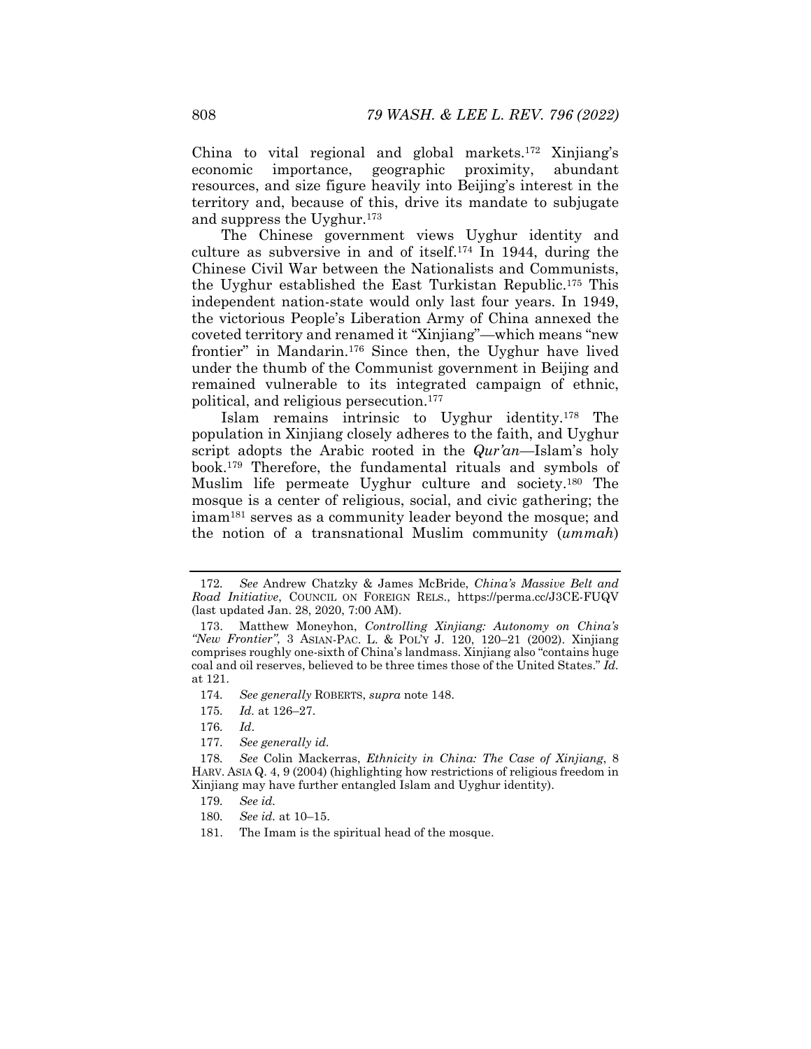China to vital regional and global markets.[172] Xinjiang's economic importance, geographic proximity, abundant resources, and size figure heavily into Beijing's interest in the territory and, because of this, drive its mandate to subjugate and suppress the Uyghur.[173]

The Chinese government views Uyghur identity and culture as subversive in and of itself.[174] In 1944, during the Chinese Civil War between the Nationalists and Communists, the Uyghur established the East Turkistan Republic.[175] This independent nation-state would only last four years. In 1949, the victorious People's Liberation Army of China annexed the coveted territory and renamed it "Xinjiang"—which means "new frontier" in Mandarin.[176] Since then, the Uyghur have lived under the thumb of the Communist government in Beijing and remained vulnerable to its integrated campaign of ethnic, political, and religious persecution.[177]

Islam remains intrinsic to Uyghur identity.[178] The population in Xinjiang closely adheres to the faith, and Uyghur script adopts the Arabic rooted in the *Qur'an*—Islam's holy book.[179] Therefore, the fundamental rituals and symbols of Muslim life permeate Uyghur culture and society.[180] The mosque is a center of religious, social, and civic gathering; the imam[181] serves as a community leader beyond the mosque; and the notion of a transnational Muslim community (*ummah*)

---

172. *See* Andrew Chatzky & James McBride, *China's Massive Belt and Road Initiative*, COUNCIL ON FOREIGN RELS., https://perma.cc/J3CE-FUQV (last updated Jan. 28, 2020, 7:00 AM).

173. Matthew Moneyhon, *Controlling Xinjiang: Autonomy on China's "New Frontier"*, 3 ASIAN-PAC. L. & POL'Y J. 120, 120–21 (2002). Xinjiang comprises roughly one-sixth of China's landmass. Xinjiang also "contains huge coal and oil reserves, believed to be three times those of the United States." *Id.* at 121.

174. *See generally* ROBERTS, *supra* note 148.

175. *Id.* at 126–27.

176. *Id*.

177. *See generally id.*

178. *See* Colin Mackerras, *Ethnicity in China: The Case of Xinjiang*, 8 HARV. ASIA Q. 4, 9 (2004) (highlighting how restrictions of religious freedom in Xinjiang may have further entangled Islam and Uyghur identity).

179. *See id.*

180. *See id.* at 10–15.

181. The Imam is the spiritual head of the mosque.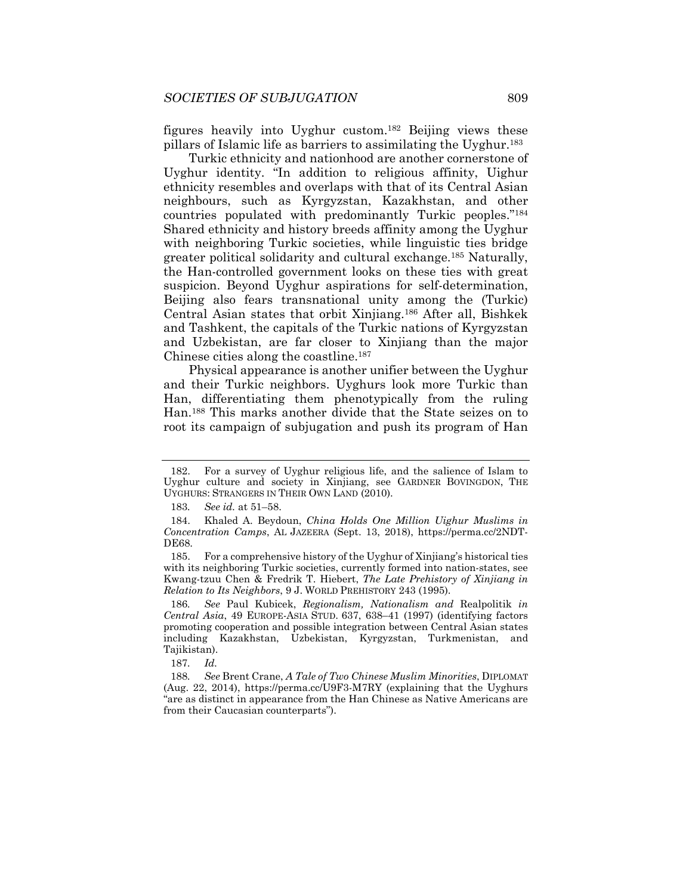figures heavily into Uyghur custom.[182] Beijing views these pillars of Islamic life as barriers to assimilating the Uyghur.[183]

Turkic ethnicity and nationhood are another cornerstone of Uyghur identity. "In addition to religious affinity, Uighur ethnicity resembles and overlaps with that of its Central Asian neighbours, such as Kyrgyzstan, Kazakhstan, and other countries populated with predominantly Turkic peoples."[184] Shared ethnicity and history breeds affinity among the Uyghur with neighboring Turkic societies, while linguistic ties bridge greater political solidarity and cultural exchange.[185] Naturally, the Han-controlled government looks on these ties with great suspicion. Beyond Uyghur aspirations for self-determination, Beijing also fears transnational unity among the (Turkic) Central Asian states that orbit Xinjiang.[186] After all, Bishkek and Tashkent, the capitals of the Turkic nations of Kyrgyzstan and Uzbekistan, are far closer to Xinjiang than the major Chinese cities along the coastline.[187]

Physical appearance is another unifier between the Uyghur and their Turkic neighbors. Uyghurs look more Turkic than Han, differentiating them phenotypically from the ruling Han.[188] This marks another divide that the State seizes on to root its campaign of subjugation and push its program of Han

---

182. For a survey of Uyghur religious life, and the salience of Islam to Uyghur culture and society in Xinjiang, see GARDNER BOVINGDON, THE UYGHURS: STRANGERS IN THEIR OWN LAND (2010).

183. *See id.* at 51–58.

184. Khaled A. Beydoun, *China Holds One Million Uighur Muslims in Concentration Camps*, AL JAZEERA (Sept. 13, 2018), https://perma.cc/2NDT-DE68.

185. For a comprehensive history of the Uyghur of Xinjiang's historical ties with its neighboring Turkic societies, currently formed into nation-states, see Kwang-tzuu Chen & Fredrik T. Hiebert, *The Late Prehistory of Xinjiang in Relation to Its Neighbors*, 9 J. WORLD PREHISTORY 243 (1995).

186. *See* Paul Kubicek, *Regionalism, Nationalism and* Realpolitik *in Central Asia*, 49 EUROPE-ASIA STUD. 637, 638–41 (1997) (identifying factors promoting cooperation and possible integration between Central Asian states including Kazakhstan, Uzbekistan, Kyrgyzstan, Turkmenistan, and Tajikistan).

187. *Id.*

188. *See* Brent Crane, *A Tale of Two Chinese Muslim Minorities*, DIPLOMAT (Aug. 22, 2014), https://perma.cc/U9F3-M7RY (explaining that the Uyghurs "are as distinct in appearance from the Han Chinese as Native Americans are from their Caucasian counterparts").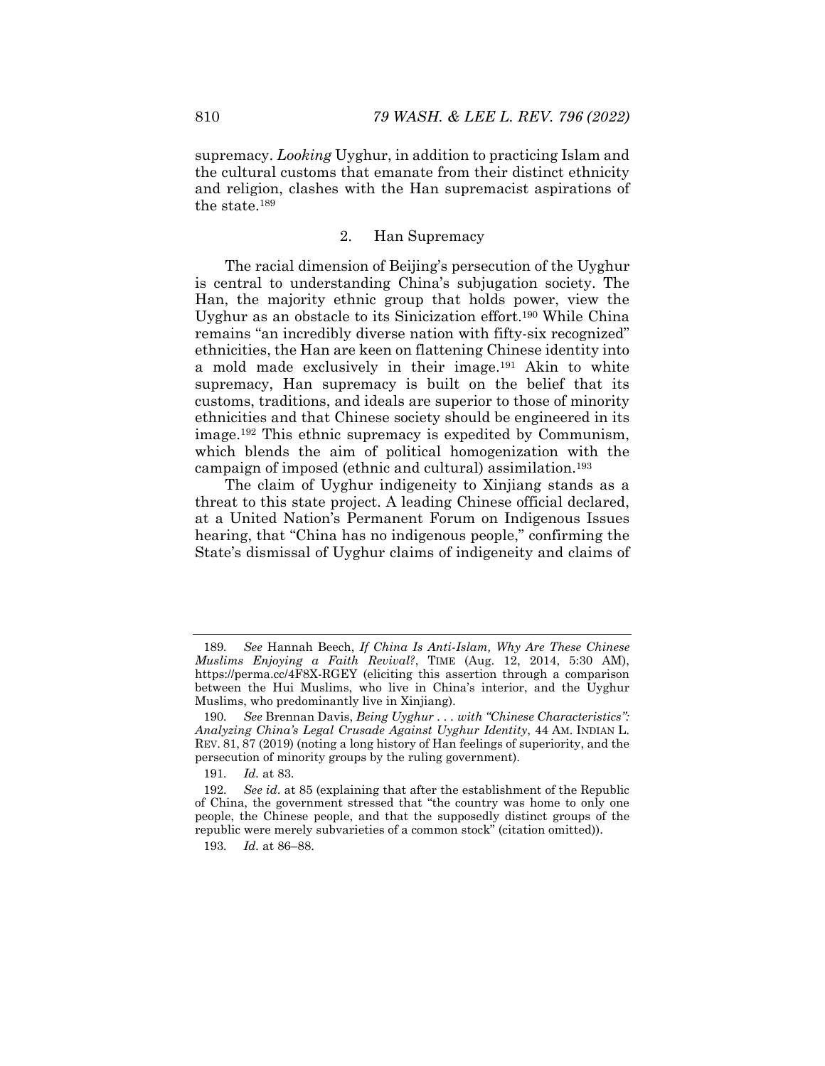supremacy. *Looking* Uyghur, in addition to practicing Islam and the cultural customs that emanate from their distinct ethnicity and religion, clashes with the Han supremacist aspirations of the state.[189]

### 2. Han Supremacy

The racial dimension of Beijing's persecution of the Uyghur is central to understanding China's subjugation society. The Han, the majority ethnic group that holds power, view the Uyghur as an obstacle to its Sinicization effort.[190] While China remains "an incredibly diverse nation with fifty-six recognized" ethnicities, the Han are keen on flattening Chinese identity into a mold made exclusively in their image.[191] Akin to white supremacy, Han supremacy is built on the belief that its customs, traditions, and ideals are superior to those of minority ethnicities and that Chinese society should be engineered in its image.[192] This ethnic supremacy is expedited by Communism, which blends the aim of political homogenization with the campaign of imposed (ethnic and cultural) assimilation.[193]

The claim of Uyghur indigeneity to Xinjiang stands as a threat to this state project. A leading Chinese official declared, at a United Nation's Permanent Forum on Indigenous Issues hearing, that "China has no indigenous people," confirming the State's dismissal of Uyghur claims of indigeneity and claims of

---

189. *See* Hannah Beech, *If China Is Anti-Islam, Why Are These Chinese Muslims Enjoying a Faith Revival?*, TIME (Aug. 12, 2014, 5:30 AM), https://perma.cc/4F8X-RGEY (eliciting this assertion through a comparison between the Hui Muslims, who live in China's interior, and the Uyghur Muslims, who predominantly live in Xinjiang).

190. *See* Brennan Davis, *Being Uyghur . . . with "Chinese Characteristics": Analyzing China's Legal Crusade Against Uyghur Identity*, 44 AM. INDIAN L. REV. 81, 87 (2019) (noting a long history of Han feelings of superiority, and the persecution of minority groups by the ruling government).

191. *Id.* at 83.

192. *See id.* at 85 (explaining that after the establishment of the Republic of China, the government stressed that "the country was home to only one people, the Chinese people, and that the supposedly distinct groups of the republic were merely subvarieties of a common stock" (citation omitted)).

193. *Id.* at 86–88.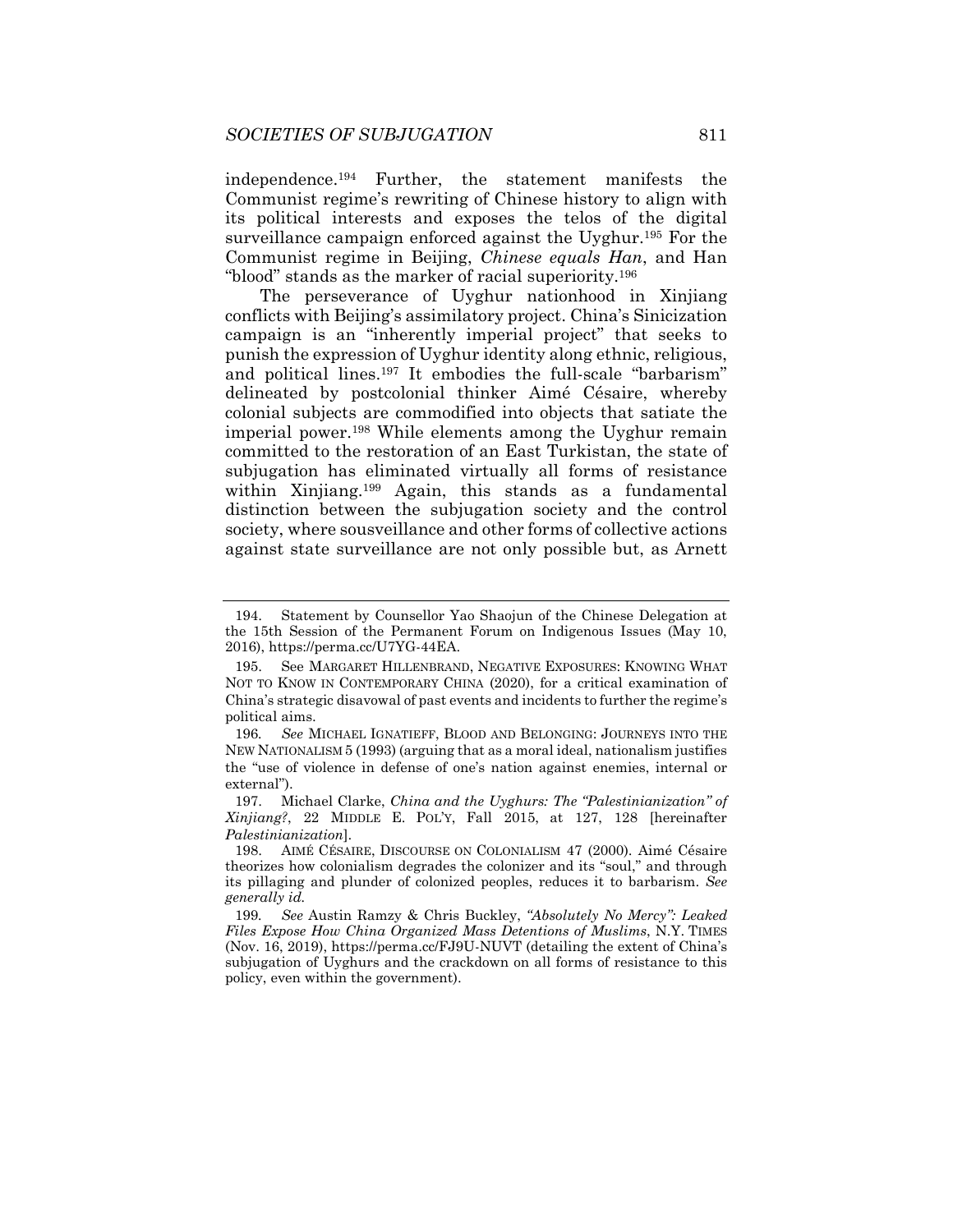independence.[194] Further, the statement manifests the Communist regime's rewriting of Chinese history to align with its political interests and exposes the telos of the digital surveillance campaign enforced against the Uyghur.[195] For the Communist regime in Beijing, *Chinese equals Han*, and Han "blood" stands as the marker of racial superiority.[196]

The perseverance of Uyghur nationhood in Xinjiang conflicts with Beijing's assimilatory project. China's Sinicization campaign is an "inherently imperial project" that seeks to punish the expression of Uyghur identity along ethnic, religious, and political lines.[197] It embodies the full-scale "barbarism" delineated by postcolonial thinker Aimé Césaire, whereby colonial subjects are commodified into objects that satiate the imperial power.[198] While elements among the Uyghur remain committed to the restoration of an East Turkistan, the state of subjugation has eliminated virtually all forms of resistance within Xinjiang.[199] Again, this stands as a fundamental distinction between the subjugation society and the control society, where sousveillance and other forms of collective actions against state surveillance are not only possible but, as Arnett

---

194. Statement by Counsellor Yao Shaojun of the Chinese Delegation at the 15th Session of the Permanent Forum on Indigenous Issues (May 10, 2016), https://perma.cc/U7YG-44EA.

195. See MARGARET HILLENBRAND, NEGATIVE EXPOSURES: KNOWING WHAT NOT TO KNOW IN CONTEMPORARY CHINA (2020), for a critical examination of China's strategic disavowal of past events and incidents to further the regime's political aims.

196. *See* MICHAEL IGNATIEFF, BLOOD AND BELONGING: JOURNEYS INTO THE NEW NATIONALISM 5 (1993) (arguing that as a moral ideal, nationalism justifies the "use of violence in defense of one's nation against enemies, internal or external").

197. Michael Clarke, *China and the Uyghurs: The "Palestinianization" of Xinjiang?*, 22 MIDDLE E. POL'Y, Fall 2015, at 127, 128 [hereinafter *Palestinianization*].

198. AIMÉ CÉSAIRE, DISCOURSE ON COLONIALISM 47 (2000). Aimé Césaire theorizes how colonialism degrades the colonizer and its "soul," and through its pillaging and plunder of colonized peoples, reduces it to barbarism. *See generally id.*

199. *See* Austin Ramzy & Chris Buckley, *"Absolutely No Mercy": Leaked Files Expose How China Organized Mass Detentions of Muslims*, N.Y. TIMES (Nov. 16, 2019), https://perma.cc/FJ9U-NUVT (detailing the extent of China's subjugation of Uyghurs and the crackdown on all forms of resistance to this policy, even within the government).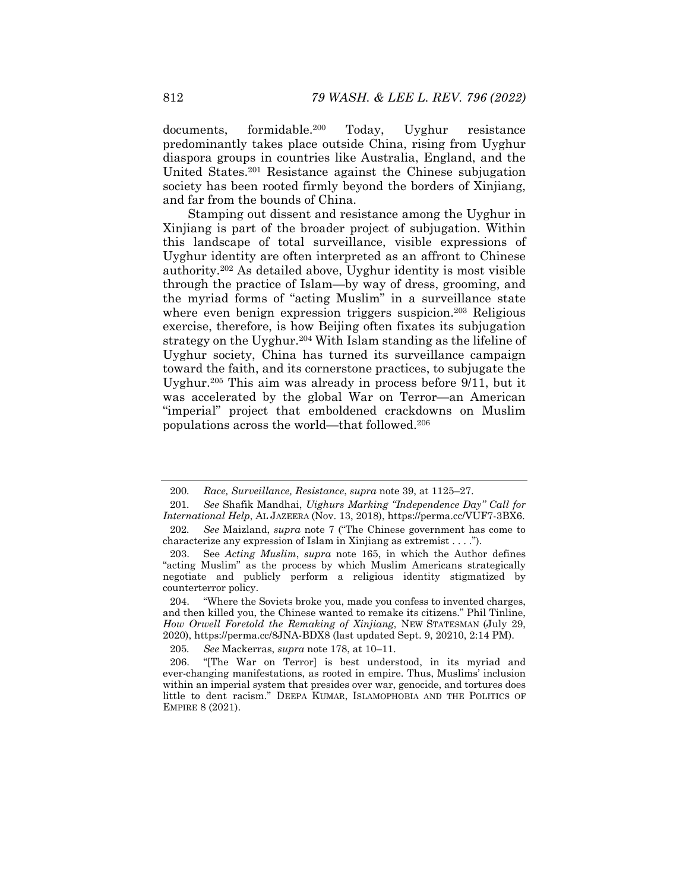documents, formidable.[200] Today, Uyghur resistance predominantly takes place outside China, rising from Uyghur diaspora groups in countries like Australia, England, and the United States.[201] Resistance against the Chinese subjugation society has been rooted firmly beyond the borders of Xinjiang, and far from the bounds of China.

Stamping out dissent and resistance among the Uyghur in Xinjiang is part of the broader project of subjugation. Within this landscape of total surveillance, visible expressions of Uyghur identity are often interpreted as an affront to Chinese authority.[202] As detailed above, Uyghur identity is most visible through the practice of Islam—by way of dress, grooming, and the myriad forms of "acting Muslim" in a surveillance state where even benign expression triggers suspicion.[203] Religious exercise, therefore, is how Beijing often fixates its subjugation strategy on the Uyghur.[204] With Islam standing as the lifeline of Uyghur society, China has turned its surveillance campaign toward the faith, and its cornerstone practices, to subjugate the Uyghur.[205] This aim was already in process before 9/11, but it was accelerated by the global War on Terror—an American "imperial" project that emboldened crackdowns on Muslim populations across the world—that followed.[206]

---

200. *Race, Surveillance, Resistance*, *supra* note 39, at 1125–27.

201. *See* Shafik Mandhai, *Uighurs Marking "Independence Day" Call for International Help*, AL JAZEERA (Nov. 13, 2018), https://perma.cc/VUF7-3BX6.

202. *See* Maizland, *supra* note 7 ("The Chinese government has come to characterize any expression of Islam in Xinjiang as extremist . . . .").

203. See *Acting Muslim*, *supra* note 165, in which the Author defines "acting Muslim" as the process by which Muslim Americans strategically negotiate and publicly perform a religious identity stigmatized by counterterror policy.

204. "Where the Soviets broke you, made you confess to invented charges, and then killed you, the Chinese wanted to remake its citizens." Phil Tinline, *How Orwell Foretold the Remaking of Xinjiang*, NEW STATESMAN (July 29, 2020), https://perma.cc/8JNA-BDX8 (last updated Sept. 9, 20210, 2:14 PM).

205. *See* Mackerras, *supra* note 178, at 10–11.

206. "[The War on Terror] is best understood, in its myriad and ever-changing manifestations, as rooted in empire. Thus, Muslims' inclusion within an imperial system that presides over war, genocide, and tortures does little to dent racism." DEEPA KUMAR, ISLAMOPHOBIA AND THE POLITICS OF EMPIRE 8 (2021).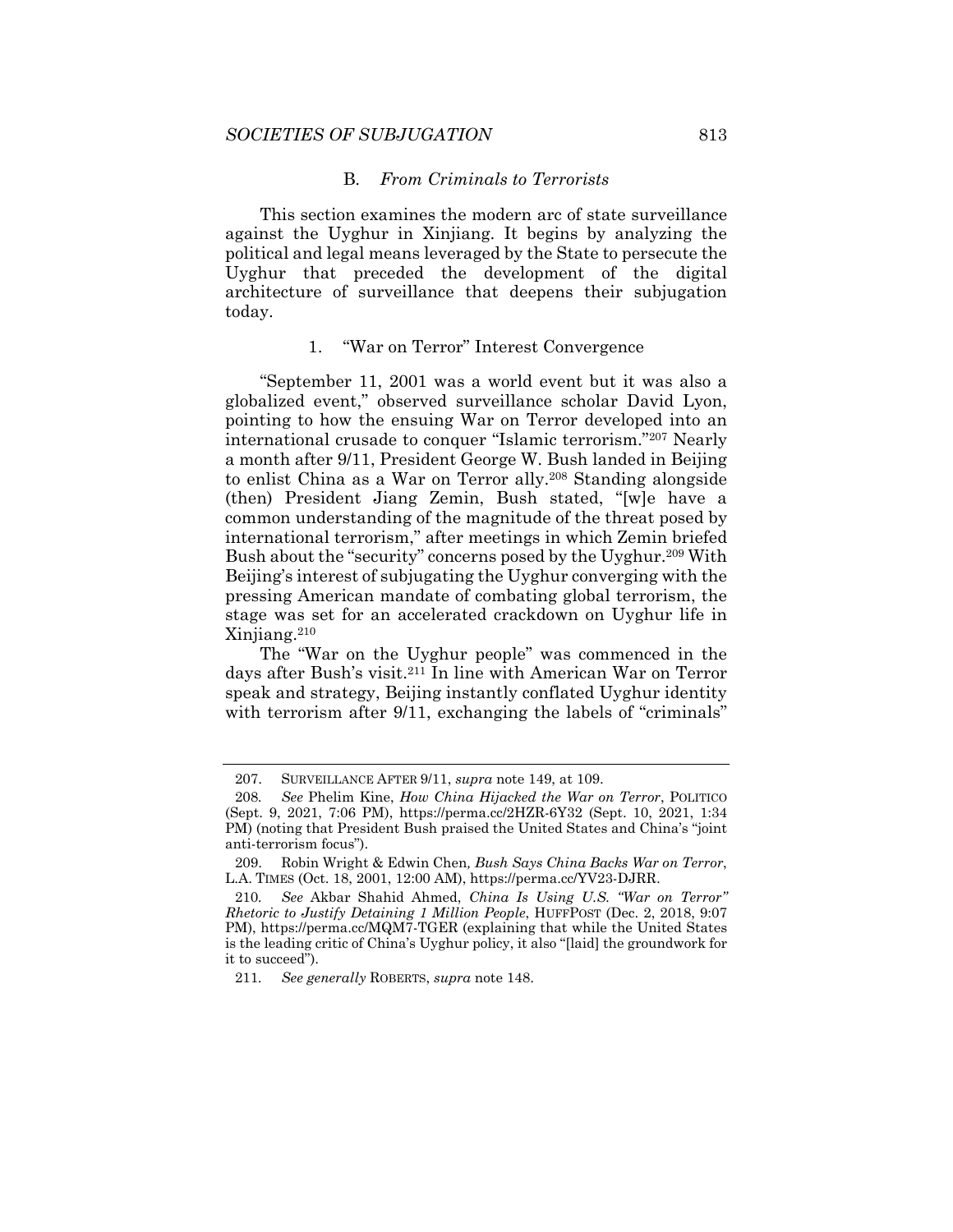### B. *From Criminals to Terrorists*

This section examines the modern arc of state surveillance against the Uyghur in Xinjiang. It begins by analyzing the political and legal means leveraged by the State to persecute the Uyghur that preceded the development of the digital architecture of surveillance that deepens their subjugation today.

#### 1. "War on Terror" Interest Convergence

"September 11, 2001 was a world event but it was also a globalized event," observed surveillance scholar David Lyon, pointing to how the ensuing War on Terror developed into an international crusade to conquer "Islamic terrorism."[207] Nearly a month after 9/11, President George W. Bush landed in Beijing to enlist China as a War on Terror ally.[208] Standing alongside (then) President Jiang Zemin, Bush stated, "[w]e have a common understanding of the magnitude of the threat posed by international terrorism," after meetings in which Zemin briefed Bush about the "security" concerns posed by the Uyghur.[209] With Beijing's interest of subjugating the Uyghur converging with the pressing American mandate of combating global terrorism, the stage was set for an accelerated crackdown on Uyghur life in Xinjiang.[210]

The "War on the Uyghur people" was commenced in the days after Bush's visit.[211] In line with American War on Terror speak and strategy, Beijing instantly conflated Uyghur identity with terrorism after 9/11, exchanging the labels of "criminals"

---

207. SURVEILLANCE AFTER 9/11, *supra* note 149, at 109.

208. *See* Phelim Kine, *How China Hijacked the War on Terror*, POLITICO (Sept. 9, 2021, 7:06 PM), https://perma.cc/2HZR-6Y32 (Sept. 10, 2021, 1:34 PM) (noting that President Bush praised the United States and China's "joint anti-terrorism focus").

209. Robin Wright & Edwin Chen, *Bush Says China Backs War on Terror*, L.A. TIMES (Oct. 18, 2001, 12:00 AM), https://perma.cc/YV23-DJRR.

210. *See* Akbar Shahid Ahmed, *China Is Using U.S. "War on Terror" Rhetoric to Justify Detaining 1 Million People*, HUFFPOST (Dec. 2, 2018, 9:07 PM), https://perma.cc/MQM7-TGER (explaining that while the United States is the leading critic of China's Uyghur policy, it also "[laid] the groundwork for it to succeed").

211. *See generally* ROBERTS, *supra* note 148.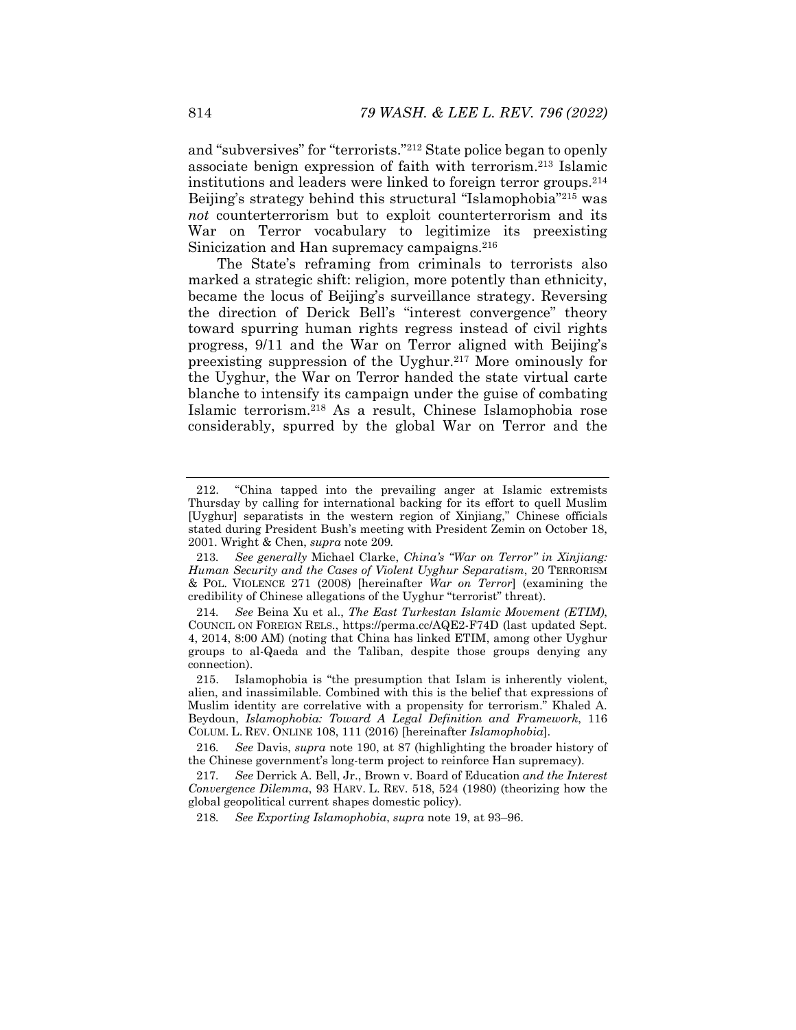and "subversives" for "terrorists."[212] State police began to openly associate benign expression of faith with terrorism.[213] Islamic institutions and leaders were linked to foreign terror groups.[214] Beijing's strategy behind this structural "Islamophobia"[215] was *not* counterterrorism but to exploit counterterrorism and its War on Terror vocabulary to legitimize its preexisting Sinicization and Han supremacy campaigns.[216]

The State's reframing from criminals to terrorists also marked a strategic shift: religion, more potently than ethnicity, became the locus of Beijing's surveillance strategy. Reversing the direction of Derick Bell's "interest convergence" theory toward spurring human rights regress instead of civil rights progress, 9/11 and the War on Terror aligned with Beijing's preexisting suppression of the Uyghur.[217] More ominously for the Uyghur, the War on Terror handed the state virtual carte blanche to intensify its campaign under the guise of combating Islamic terrorism.[218] As a result, Chinese Islamophobia rose considerably, spurred by the global War on Terror and the

---

212. "China tapped into the prevailing anger at Islamic extremists Thursday by calling for international backing for its effort to quell Muslim [Uyghur] separatists in the western region of Xinjiang," Chinese officials stated during President Bush's meeting with President Zemin on October 18, 2001. Wright & Chen, *supra* note 209.

213. *See generally* Michael Clarke, *China's "War on Terror" in Xinjiang: Human Security and the Cases of Violent Uyghur Separatism*, 20 TERRORISM & POL. VIOLENCE 271 (2008) [hereinafter *War on Terror*] (examining the credibility of Chinese allegations of the Uyghur "terrorist" threat).

214. *See* Beina Xu et al., *The East Turkestan Islamic Movement (ETIM)*, COUNCIL ON FOREIGN RELS., https://perma.cc/AQE2-F74D (last updated Sept. 4, 2014, 8:00 AM) (noting that China has linked ETIM, among other Uyghur groups to al-Qaeda and the Taliban, despite those groups denying any connection).

215. Islamophobia is "the presumption that Islam is inherently violent, alien, and inassimilable. Combined with this is the belief that expressions of Muslim identity are correlative with a propensity for terrorism." Khaled A. Beydoun, *Islamophobia: Toward A Legal Definition and Framework*, 116 COLUM. L. REV. ONLINE 108, 111 (2016) [hereinafter *Islamophobia*].

216. *See* Davis, *supra* note 190, at 87 (highlighting the broader history of the Chinese government's long-term project to reinforce Han supremacy).

217. *See* Derrick A. Bell, Jr., Brown v. Board of Education *and the Interest Convergence Dilemma*, 93 HARV. L. REV. 518, 524 (1980) (theorizing how the global geopolitical current shapes domestic policy).

218. *See Exporting Islamophobia*, *supra* note 19, at 93–96.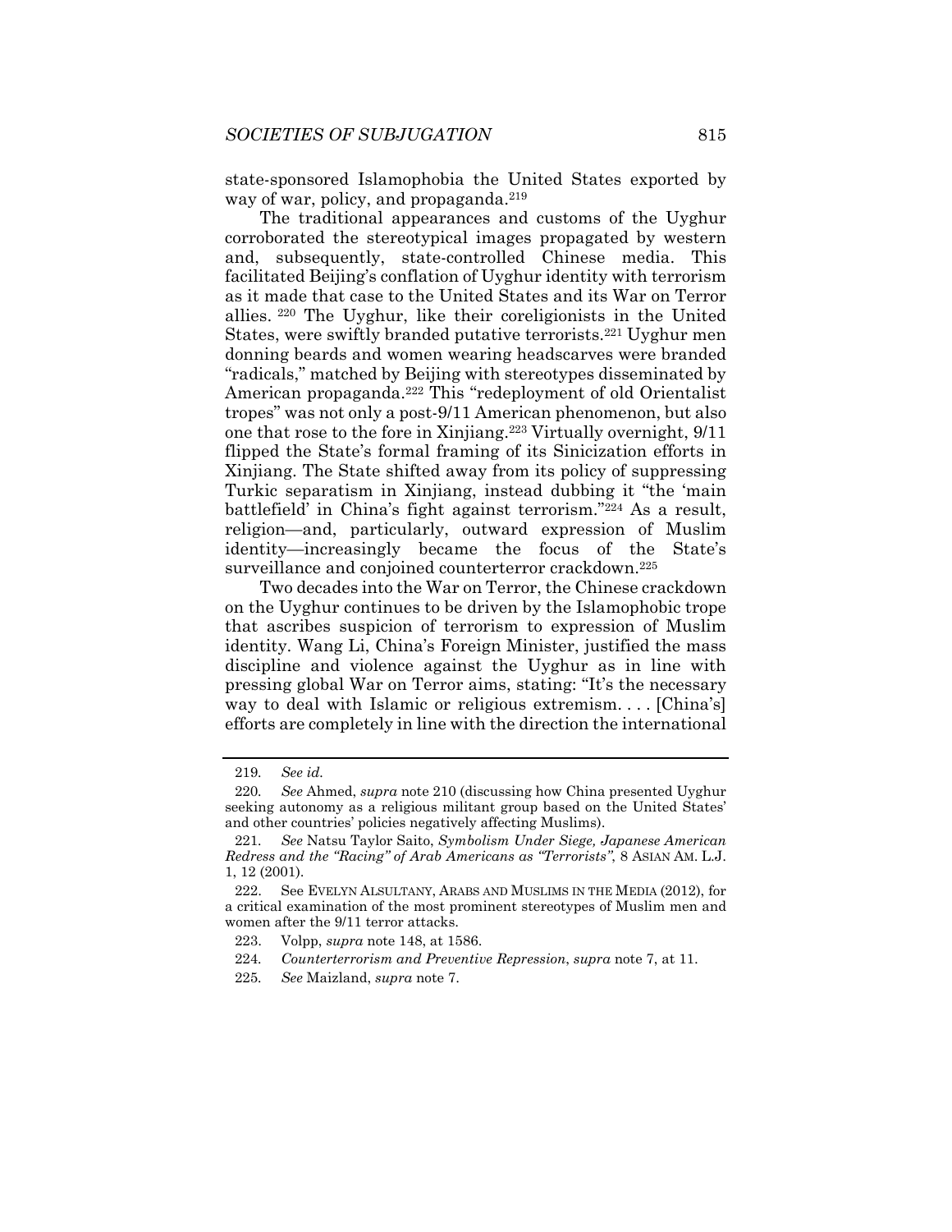state-sponsored Islamophobia the United States exported by way of war, policy, and propaganda.[219]

The traditional appearances and customs of the Uyghur corroborated the stereotypical images propagated by western and, subsequently, state-controlled Chinese media. This facilitated Beijing's conflation of Uyghur identity with terrorism as it made that case to the United States and its War on Terror allies.[220] The Uyghur, like their coreligionists in the United States, were swiftly branded putative terrorists.[221] Uyghur men donning beards and women wearing headscarves were branded "radicals," matched by Beijing with stereotypes disseminated by American propaganda.[222] This "redeployment of old Orientalist tropes" was not only a post-9/11 American phenomenon, but also one that rose to the fore in Xinjiang.[223] Virtually overnight, 9/11 flipped the State's formal framing of its Sinicization efforts in Xinjiang. The State shifted away from its policy of suppressing Turkic separatism in Xinjiang, instead dubbing it "the 'main battlefield' in China's fight against terrorism."[224] As a result, religion—and, particularly, outward expression of Muslim identity—increasingly became the focus of the State's surveillance and conjoined counterterror crackdown.[225]

Two decades into the War on Terror, the Chinese crackdown on the Uyghur continues to be driven by the Islamophobic trope that ascribes suspicion of terrorism to expression of Muslim identity. Wang Li, China's Foreign Minister, justified the mass discipline and violence against the Uyghur as in line with pressing global War on Terror aims, stating: "It's the necessary way to deal with Islamic or religious extremism. . . . [China's] efforts are completely in line with the direction the international

---

219. *See id.*

220. *See* Ahmed, *supra* note 210 (discussing how China presented Uyghur seeking autonomy as a religious militant group based on the United States' and other countries' policies negatively affecting Muslims).

221. *See* Natsu Taylor Saito, *Symbolism Under Siege, Japanese American Redress and the "Racing" of Arab Americans as "Terrorists"*, 8 ASIAN AM. L.J. 1, 12 (2001).

222. See EVELYN ALSULTANY, ARABS AND MUSLIMS IN THE MEDIA (2012), for a critical examination of the most prominent stereotypes of Muslim men and women after the 9/11 terror attacks.

223. Volpp, *supra* note 148, at 1586.

224. *Counterterrorism and Preventive Repression*, *supra* note 7, at 11.

225. *See* Maizland, *supra* note 7.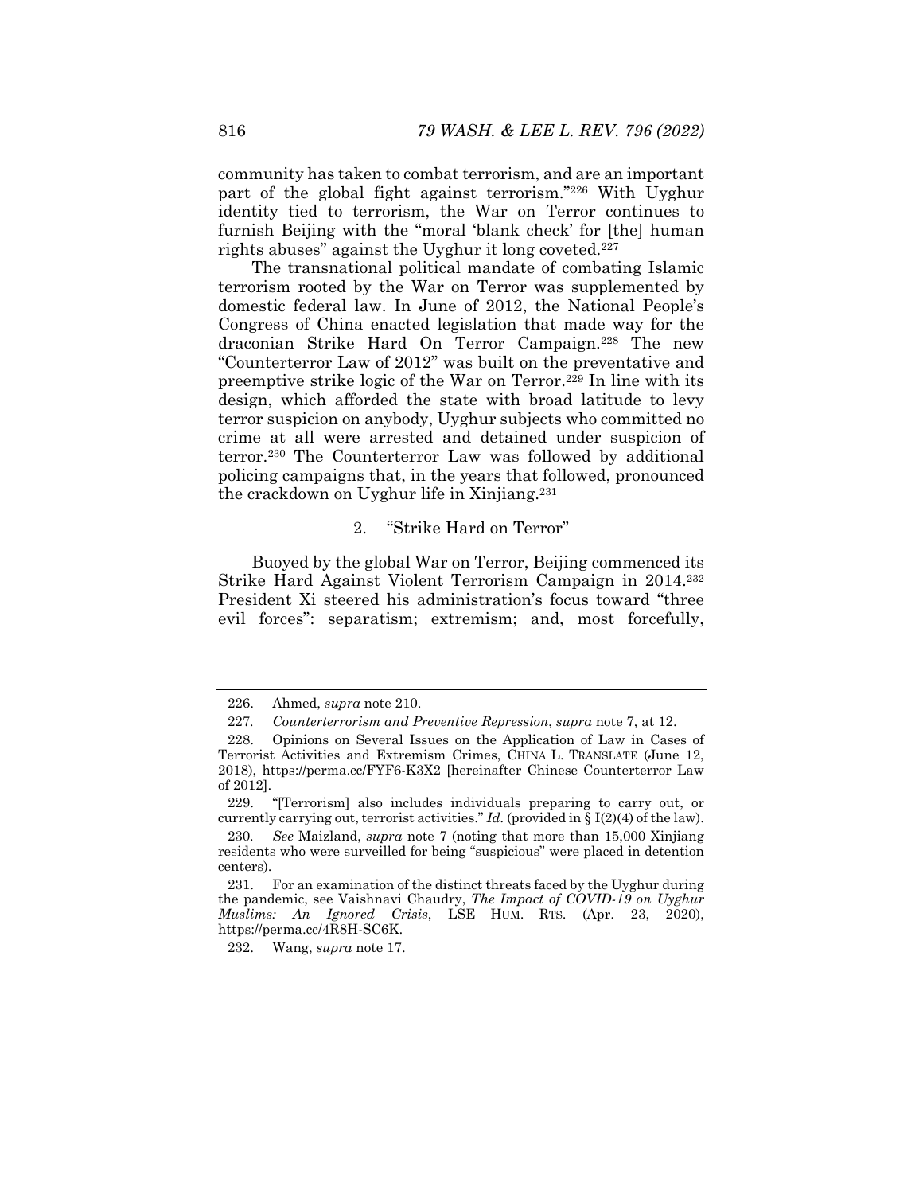community has taken to combat terrorism, and are an important part of the global fight against terrorism."[226] With Uyghur identity tied to terrorism, the War on Terror continues to furnish Beijing with the "moral 'blank check' for [the] human rights abuses" against the Uyghur it long coveted.[227]

The transnational political mandate of combating Islamic terrorism rooted by the War on Terror was supplemented by domestic federal law. In June of 2012, the National People's Congress of China enacted legislation that made way for the draconian Strike Hard On Terror Campaign.[228] The new "Counterterror Law of 2012" was built on the preventative and preemptive strike logic of the War on Terror.[229] In line with its design, which afforded the state with broad latitude to levy terror suspicion on anybody, Uyghur subjects who committed no crime at all were arrested and detained under suspicion of terror.[230] The Counterterror Law was followed by additional policing campaigns that, in the years that followed, pronounced the crackdown on Uyghur life in Xinjiang.[231]

### 2. "Strike Hard on Terror"

Buoyed by the global War on Terror, Beijing commenced its Strike Hard Against Violent Terrorism Campaign in 2014.[232] President Xi steered his administration's focus toward "three evil forces": separatism; extremism; and, most forcefully,

---

226. Ahmed, *supra* note 210.

227. *Counterterrorism and Preventive Repression*, *supra* note 7, at 12.

228. Opinions on Several Issues on the Application of Law in Cases of Terrorist Activities and Extremism Crimes, CHINA L. TRANSLATE (June 12, 2018), https://perma.cc/FYF6-K3X2 [hereinafter Chinese Counterterror Law of 2012].

229. "[Terrorism] also includes individuals preparing to carry out, or currently carrying out, terrorist activities." *Id.* (provided in § I(2)(4) of the law).

230. *See* Maizland, *supra* note 7 (noting that more than 15,000 Xinjiang residents who were surveilled for being "suspicious" were placed in detention centers).

231. For an examination of the distinct threats faced by the Uyghur during the pandemic, see Vaishnavi Chaudry, *The Impact of COVID-19 on Uyghur Muslims: An Ignored Crisis*, LSE HUM. RTS. (Apr. 23, 2020), https://perma.cc/4R8H-SC6K.

232. Wang, *supra* note 17.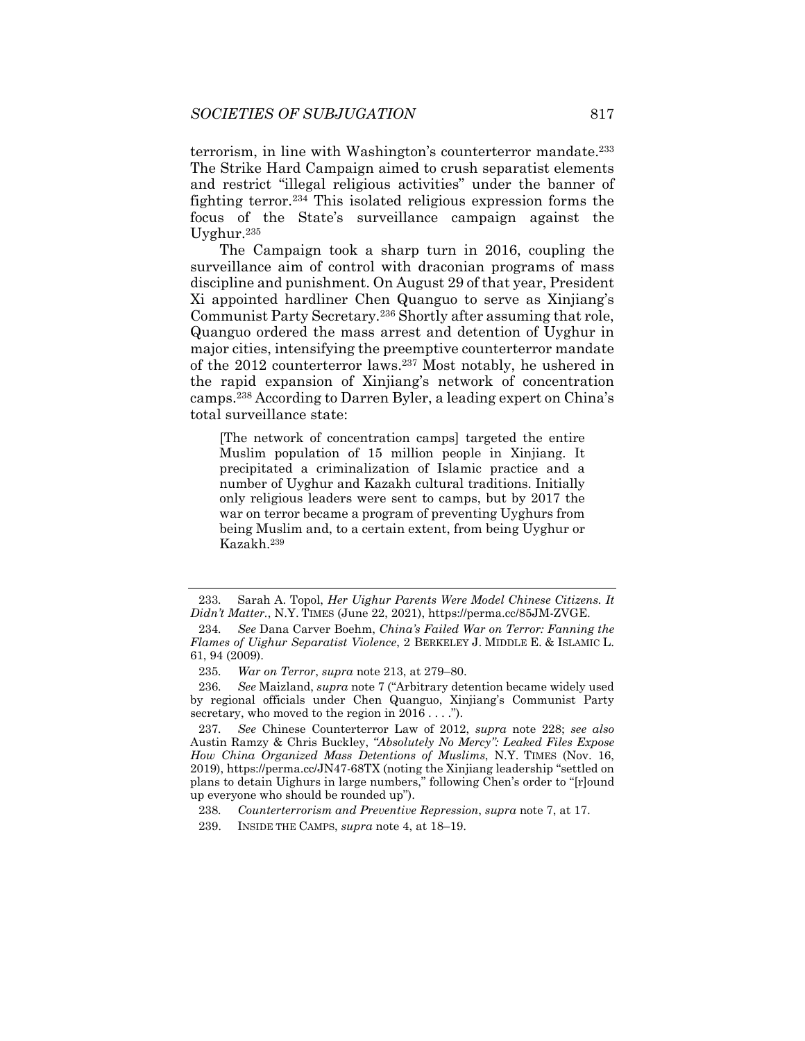terrorism, in line with Washington's counterterror mandate.[233] The Strike Hard Campaign aimed to crush separatist elements and restrict "illegal religious activities" under the banner of fighting terror.[234] This isolated religious expression forms the focus of the State's surveillance campaign against the Uyghur.[235]

The Campaign took a sharp turn in 2016, coupling the surveillance aim of control with draconian programs of mass discipline and punishment. On August 29 of that year, President Xi appointed hardliner Chen Quanguo to serve as Xinjiang's Communist Party Secretary.[236] Shortly after assuming that role, Quanguo ordered the mass arrest and detention of Uyghur in major cities, intensifying the preemptive counterterror mandate of the 2012 counterterror laws.[237] Most notably, he ushered in the rapid expansion of Xinjiang's network of concentration camps.[238] According to Darren Byler, a leading expert on China's total surveillance state:

> [The network of concentration camps] targeted the entire Muslim population of 15 million people in Xinjiang. It precipitated a criminalization of Islamic practice and a number of Uyghur and Kazakh cultural traditions. Initially only religious leaders were sent to camps, but by 2017 the war on terror became a program of preventing Uyghurs from being Muslim and, to a certain extent, from being Uyghur or Kazakh.[239]

---

233. Sarah A. Topol, *Her Uighur Parents Were Model Chinese Citizens. It Didn't Matter.*, N.Y. TIMES (June 22, 2021), https://perma.cc/85JM-ZVGE.

234. *See* Dana Carver Boehm, *China's Failed War on Terror: Fanning the Flames of Uighur Separatist Violence*, 2 BERKELEY J. MIDDLE E. & ISLAMIC L. 61, 94 (2009).

235. *War on Terror*, *supra* note 213, at 279–80.

236. *See* Maizland, *supra* note 7 ("Arbitrary detention became widely used by regional officials under Chen Quanguo, Xinjiang's Communist Party secretary, who moved to the region in 2016 . . . .").

237. *See* Chinese Counterterror Law of 2012, *supra* note 228; *see also* Austin Ramzy & Chris Buckley, *"Absolutely No Mercy": Leaked Files Expose How China Organized Mass Detentions of Muslims*, N.Y. TIMES (Nov. 16, 2019), https://perma.cc/JN47-68TX (noting the Xinjiang leadership "settled on plans to detain Uighurs in large numbers," following Chen's order to "[r]ound up everyone who should be rounded up").

238. *Counterterrorism and Preventive Repression*, *supra* note 7, at 17.

239. INSIDE THE CAMPS, *supra* note 4, at 18–19.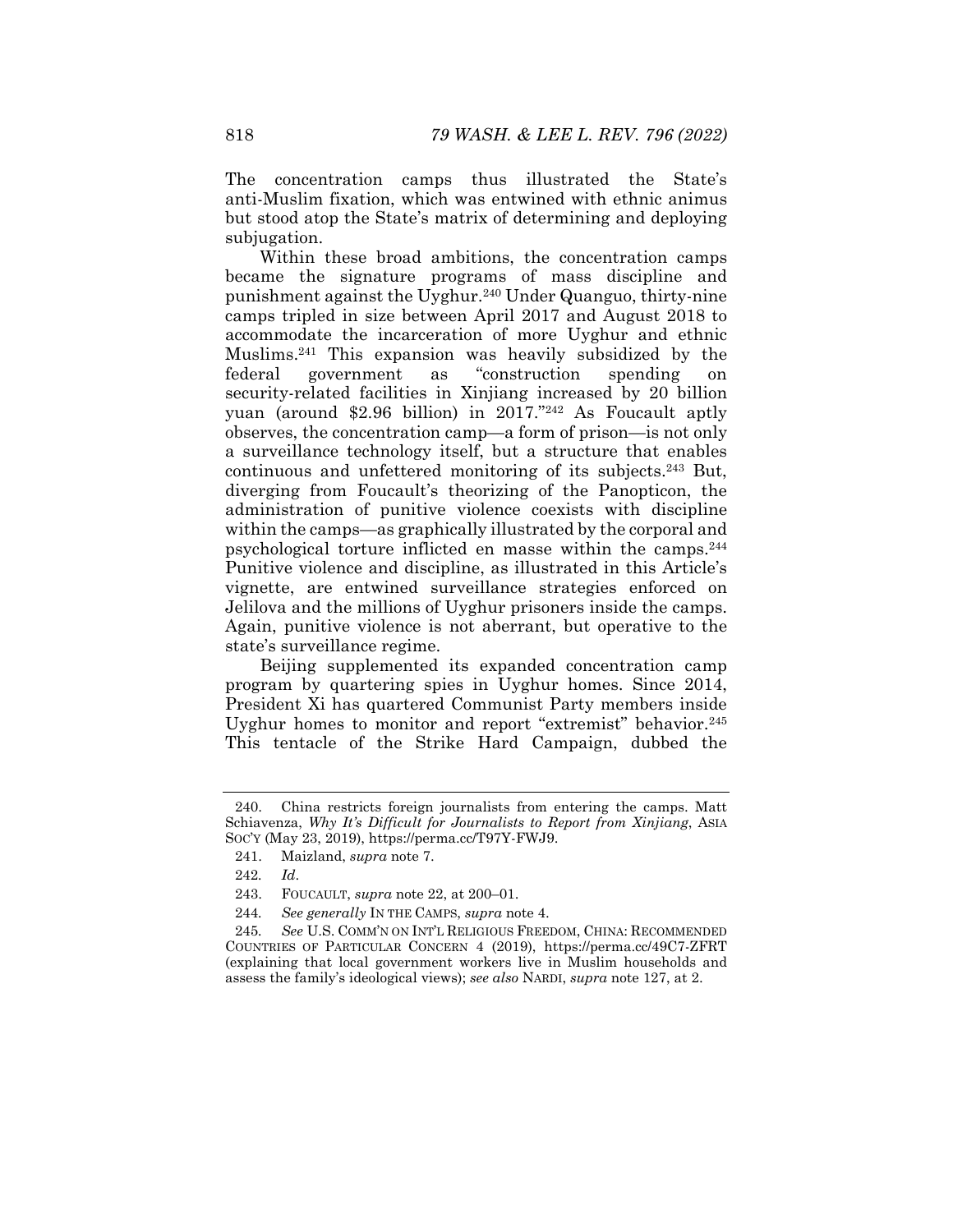The concentration camps thus illustrated the State's anti-Muslim fixation, which was entwined with ethnic animus but stood atop the State's matrix of determining and deploying subjugation.

Within these broad ambitions, the concentration camps became the signature programs of mass discipline and punishment against the Uyghur.[240] Under Quanguo, thirty-nine camps tripled in size between April 2017 and August 2018 to accommodate the incarceration of more Uyghur and ethnic Muslims.[241] This expansion was heavily subsidized by the federal government as "construction spending on security-related facilities in Xinjiang increased by 20 billion yuan (around $2.96 billion) in 2017."[242] As Foucault aptly observes, the concentration camp—a form of prison—is not only a surveillance technology itself, but a structure that enables continuous and unfettered monitoring of its subjects.[243] But, diverging from Foucault's theorizing of the Panopticon, the administration of punitive violence coexists with discipline within the camps—as graphically illustrated by the corporal and psychological torture inflicted en masse within the camps.[244] Punitive violence and discipline, as illustrated in this Article's vignette, are entwined surveillance strategies enforced on Jelilova and the millions of Uyghur prisoners inside the camps. Again, punitive violence is not aberrant, but operative to the state's surveillance regime.

Beijing supplemented its expanded concentration camp program by quartering spies in Uyghur homes. Since 2014, President Xi has quartered Communist Party members inside Uyghur homes to monitor and report "extremist" behavior.[245] This tentacle of the Strike Hard Campaign, dubbed the

---

240. China restricts foreign journalists from entering the camps. Matt Schiavenza, *Why It's Difficult for Journalists to Report from Xinjiang*, ASIA SOC'Y (May 23, 2019), https://perma.cc/T97Y-FWJ9.

241. Maizland, *supra* note 7.

242. *Id*.

243. FOUCAULT, *supra* note 22, at 200–01.

244. *See generally* IN THE CAMPS, *supra* note 4.

245. *See* U.S. COMM'N ON INT'L RELIGIOUS FREEDOM, CHINA: RECOMMENDED COUNTRIES OF PARTICULAR CONCERN 4 (2019), https://perma.cc/49C7-ZFRT (explaining that local government workers live in Muslim households and assess the family's ideological views); *see also* NARDI, *supra* note 127, at 2.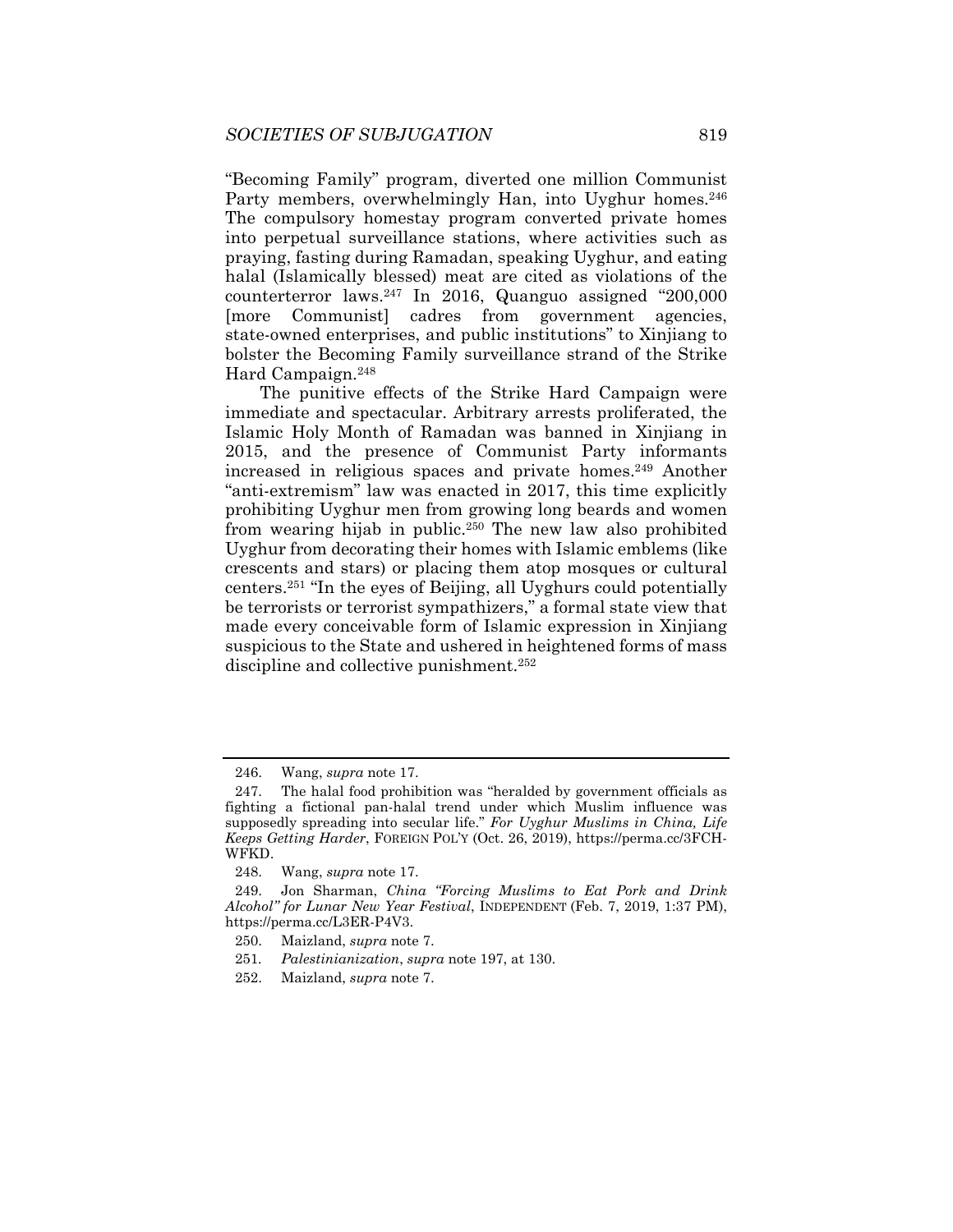"Becoming Family" program, diverted one million Communist Party members, overwhelmingly Han, into Uyghur homes.[246] The compulsory homestay program converted private homes into perpetual surveillance stations, where activities such as praying, fasting during Ramadan, speaking Uyghur, and eating halal (Islamically blessed) meat are cited as violations of the counterterror laws.[247] In 2016, Quanguo assigned "200,000 [more Communist] cadres from government agencies, state-owned enterprises, and public institutions" to Xinjiang to bolster the Becoming Family surveillance strand of the Strike Hard Campaign.[248]

The punitive effects of the Strike Hard Campaign were immediate and spectacular. Arbitrary arrests proliferated, the Islamic Holy Month of Ramadan was banned in Xinjiang in 2015, and the presence of Communist Party informants increased in religious spaces and private homes.[249] Another "anti-extremism" law was enacted in 2017, this time explicitly prohibiting Uyghur men from growing long beards and women from wearing hijab in public.[250] The new law also prohibited Uyghur from decorating their homes with Islamic emblems (like crescents and stars) or placing them atop mosques or cultural centers.[251] "In the eyes of Beijing, all Uyghurs could potentially be terrorists or terrorist sympathizers," a formal state view that made every conceivable form of Islamic expression in Xinjiang suspicious to the State and ushered in heightened forms of mass discipline and collective punishment.[252]

---

246. Wang, *supra* note 17.

247. The halal food prohibition was "heralded by government officials as fighting a fictional pan-halal trend under which Muslim influence was supposedly spreading into secular life." *For Uyghur Muslims in China, Life Keeps Getting Harder*, FOREIGN POL'Y (Oct. 26, 2019), https://perma.cc/3FCH-WFKD.

248. Wang, *supra* note 17.

249. Jon Sharman, *China "Forcing Muslims to Eat Pork and Drink Alcohol" for Lunar New Year Festival*, INDEPENDENT (Feb. 7, 2019, 1:37 PM), https://perma.cc/L3ER-P4V3.

250. Maizland, *supra* note 7.

251. *Palestinianization*, *supra* note 197, at 130.

252. Maizland, *supra* note 7.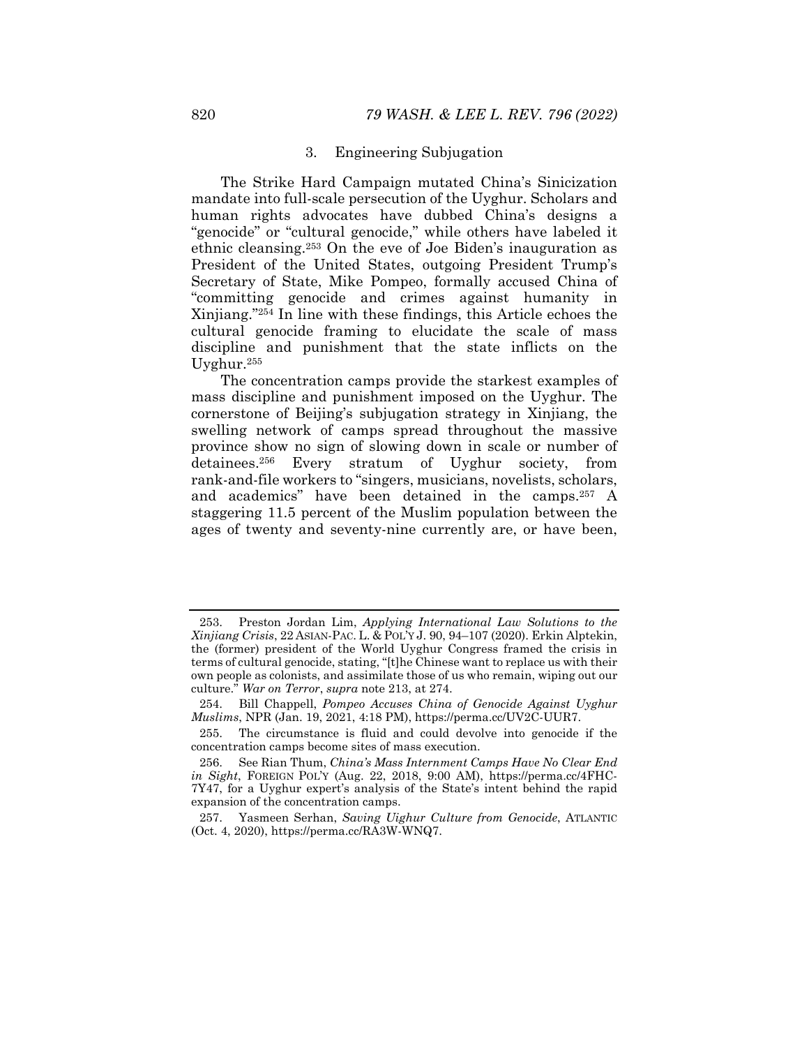### 3. Engineering Subjugation

The Strike Hard Campaign mutated China's Sinicization mandate into full-scale persecution of the Uyghur. Scholars and human rights advocates have dubbed China's designs a "genocide" or "cultural genocide," while others have labeled it ethnic cleansing.[253] On the eve of Joe Biden's inauguration as President of the United States, outgoing President Trump's Secretary of State, Mike Pompeo, formally accused China of "committing genocide and crimes against humanity in Xinjiang."[254] In line with these findings, this Article echoes the cultural genocide framing to elucidate the scale of mass discipline and punishment that the state inflicts on the Uyghur.[255]

The concentration camps provide the starkest examples of mass discipline and punishment imposed on the Uyghur. The cornerstone of Beijing's subjugation strategy in Xinjiang, the swelling network of camps spread throughout the massive province show no sign of slowing down in scale or number of detainees.[256] Every stratum of Uyghur society, from rank-and-file workers to "singers, musicians, novelists, scholars, and academics" have been detained in the camps.[257] A staggering 11.5 percent of the Muslim population between the ages of twenty and seventy-nine currently are, or have been,

---

253. Preston Jordan Lim, *Applying International Law Solutions to the Xinjiang Crisis*, 22 ASIAN-PAC. L. & POL'Y J. 90, 94–107 (2020). Erkin Alptekin, the (former) president of the World Uyghur Congress framed the crisis in terms of cultural genocide, stating, "[t]he Chinese want to replace us with their own people as colonists, and assimilate those of us who remain, wiping out our culture." *War on Terror*, *supra* note 213, at 274.

254. Bill Chappell, *Pompeo Accuses China of Genocide Against Uyghur Muslims*, NPR (Jan. 19, 2021, 4:18 PM), https://perma.cc/UV2C-UUR7.

255. The circumstance is fluid and could devolve into genocide if the concentration camps become sites of mass execution.

256. See Rian Thum, *China's Mass Internment Camps Have No Clear End in Sight*, FOREIGN POL'Y (Aug. 22, 2018, 9:00 AM), https://perma.cc/4FHC-7Y47, for a Uyghur expert's analysis of the State's intent behind the rapid expansion of the concentration camps.

257. Yasmeen Serhan, *Saving Uighur Culture from Genocide*, ATLANTIC (Oct. 4, 2020), https://perma.cc/RA3W-WNQ7.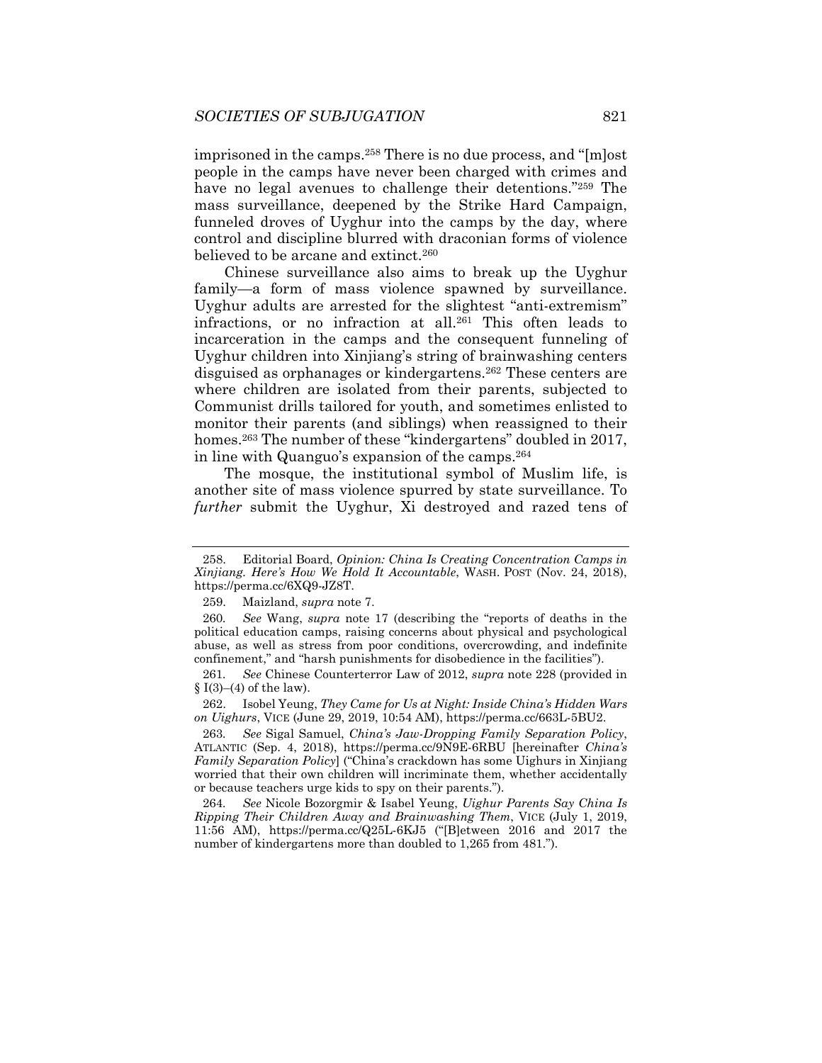imprisoned in the camps.[258] There is no due process, and "[m]ost people in the camps have never been charged with crimes and have no legal avenues to challenge their detentions."[259] The mass surveillance, deepened by the Strike Hard Campaign, funneled droves of Uyghur into the camps by the day, where control and discipline blurred with draconian forms of violence believed to be arcane and extinct.[260]

Chinese surveillance also aims to break up the Uyghur family—a form of mass violence spawned by surveillance. Uyghur adults are arrested for the slightest "anti-extremism" infractions, or no infraction at all.[261] This often leads to incarceration in the camps and the consequent funneling of Uyghur children into Xinjiang's string of brainwashing centers disguised as orphanages or kindergartens.[262] These centers are where children are isolated from their parents, subjected to Communist drills tailored for youth, and sometimes enlisted to monitor their parents (and siblings) when reassigned to their homes.[263] The number of these "kindergartens" doubled in 2017, in line with Quanguo's expansion of the camps.[264]

The mosque, the institutional symbol of Muslim life, is another site of mass violence spurred by state surveillance. To *further* submit the Uyghur, Xi destroyed and razed tens of

---

258. Editorial Board, *Opinion: China Is Creating Concentration Camps in Xinjiang. Here's How We Hold It Accountable*, WASH. POST (Nov. 24, 2018), https://perma.cc/6XQ9-JZ8T.

259. Maizland, *supra* note 7.

260. *See* Wang, *supra* note 17 (describing the "reports of deaths in the political education camps, raising concerns about physical and psychological abuse, as well as stress from poor conditions, overcrowding, and indefinite confinement," and "harsh punishments for disobedience in the facilities").

261. *See* Chinese Counterterror Law of 2012, *supra* note 228 (provided in § I(3)–(4) of the law).

262. Isobel Yeung, *They Came for Us at Night: Inside China's Hidden Wars on Uighurs*, VICE (June 29, 2019, 10:54 AM), https://perma.cc/663L-5BU2.

263. *See* Sigal Samuel, *China's Jaw-Dropping Family Separation Policy*, ATLANTIC (Sep. 4, 2018), https://perma.cc/9N9E-6RBU [hereinafter *China's Family Separation Policy*] ("China's crackdown has some Uighurs in Xinjiang worried that their own children will incriminate them, whether accidentally or because teachers urge kids to spy on their parents.").

264. *See* Nicole Bozorgmir & Isabel Yeung, *Uighur Parents Say China Is Ripping Their Children Away and Brainwashing Them*, VICE (July 1, 2019, 11:56 AM), https://perma.cc/Q25L-6KJ5 ("[B]etween 2016 and 2017 the number of kindergartens more than doubled to 1,265 from 481.").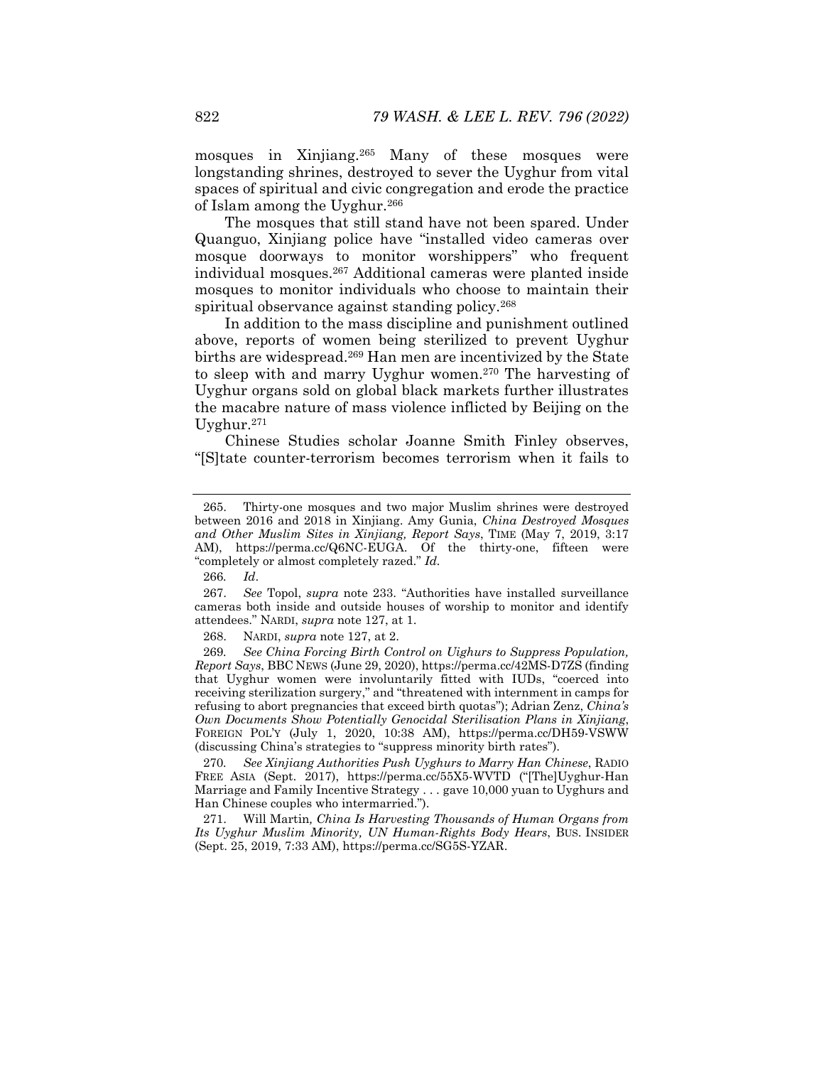mosques in Xinjiang.[265] Many of these mosques were longstanding shrines, destroyed to sever the Uyghur from vital spaces of spiritual and civic congregation and erode the practice of Islam among the Uyghur.[266]

The mosques that still stand have not been spared. Under Quanguo, Xinjiang police have "installed video cameras over mosque doorways to monitor worshippers" who frequent individual mosques.[267] Additional cameras were planted inside mosques to monitor individuals who choose to maintain their spiritual observance against standing policy.[268]

In addition to the mass discipline and punishment outlined above, reports of women being sterilized to prevent Uyghur births are widespread.[269] Han men are incentivized by the State to sleep with and marry Uyghur women.[270] The harvesting of Uyghur organs sold on global black markets further illustrates the macabre nature of mass violence inflicted by Beijing on the Uyghur.[271]

Chinese Studies scholar Joanne Smith Finley observes, "[S]tate counter-terrorism becomes terrorism when it fails to

---

265. Thirty-one mosques and two major Muslim shrines were destroyed between 2016 and 2018 in Xinjiang. Amy Gunia, *China Destroyed Mosques and Other Muslim Sites in Xinjiang, Report Says*, TIME (May 7, 2019, 3:17 AM), https://perma.cc/Q6NC-EUGA. Of the thirty-one, fifteen were "completely or almost completely razed." *Id.*

266. *Id*.

267. *See* Topol, *supra* note 233. "Authorities have installed surveillance cameras both inside and outside houses of worship to monitor and identify attendees." NARDI, *supra* note 127, at 1.

268. NARDI, *supra* note 127, at 2.

269. *See China Forcing Birth Control on Uighurs to Suppress Population, Report Says*, BBC NEWS (June 29, 2020), https://perma.cc/42MS-D7ZS (finding that Uyghur women were involuntarily fitted with IUDs, "coerced into receiving sterilization surgery," and "threatened with internment in camps for refusing to abort pregnancies that exceed birth quotas"); Adrian Zenz, *China's Own Documents Show Potentially Genocidal Sterilisation Plans in Xinjiang*, FOREIGN POL'Y (July 1, 2020, 10:38 AM), https://perma.cc/DH59-VSWW (discussing China's strategies to "suppress minority birth rates").

270. *See Xinjiang Authorities Push Uyghurs to Marry Han Chinese*, RADIO FREE ASIA (Sept. 2017), https://perma.cc/55X5-WVTD ("[The]Uyghur-Han Marriage and Family Incentive Strategy . . . gave 10,000 yuan to Uyghurs and Han Chinese couples who intermarried.").

271. Will Martin*, China Is Harvesting Thousands of Human Organs from Its Uyghur Muslim Minority, UN Human-Rights Body Hears*, BUS. INSIDER (Sept. 25, 2019, 7:33 AM), https://perma.cc/SG5S-YZAR.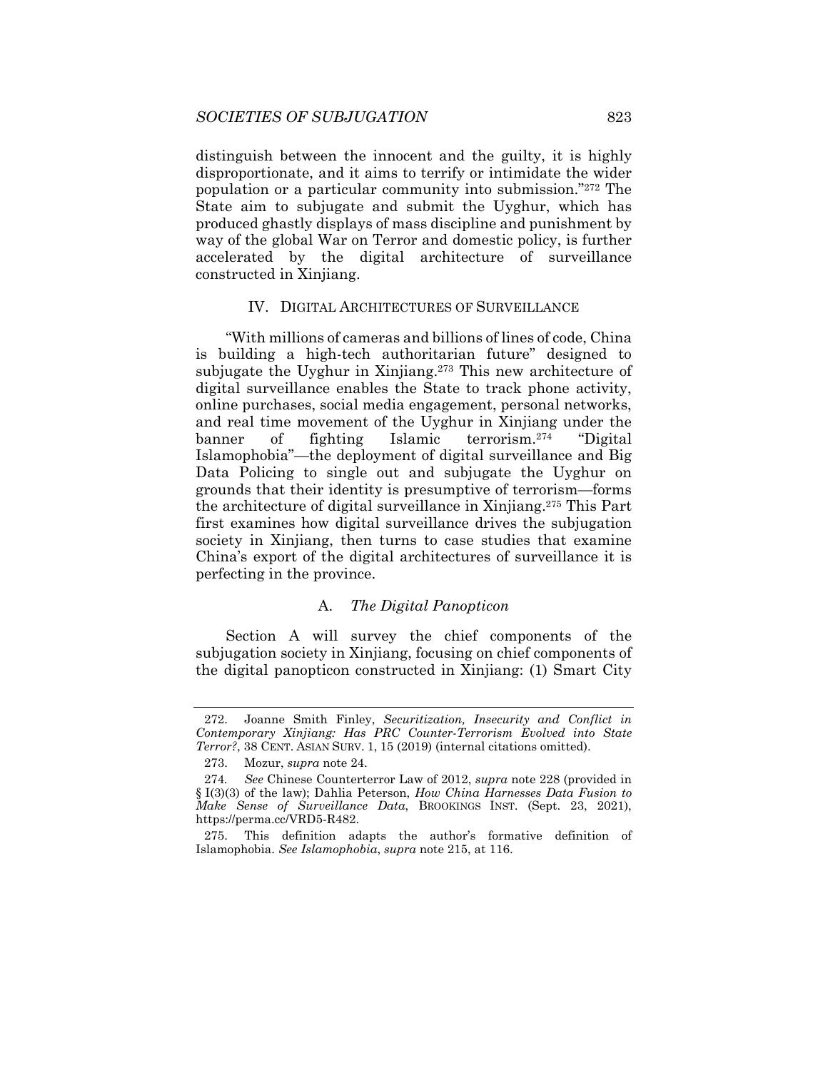distinguish between the innocent and the guilty, it is highly disproportionate, and it aims to terrify or intimidate the wider population or a particular community into submission."[272] The State aim to subjugate and submit the Uyghur, which has produced ghastly displays of mass discipline and punishment by way of the global War on Terror and domestic policy, is further accelerated by the digital architecture of surveillance constructed in Xinjiang.

## IV. DIGITAL ARCHITECTURES OF SURVEILLANCE

"With millions of cameras and billions of lines of code, China is building a high-tech authoritarian future" designed to subjugate the Uyghur in Xinjiang.[273] This new architecture of digital surveillance enables the State to track phone activity, online purchases, social media engagement, personal networks, and real time movement of the Uyghur in Xinjiang under the banner of fighting Islamic terrorism.[274] "Digital Islamophobia"—the deployment of digital surveillance and Big Data Policing to single out and subjugate the Uyghur on grounds that their identity is presumptive of terrorism—forms the architecture of digital surveillance in Xinjiang.[275] This Part first examines how digital surveillance drives the subjugation society in Xinjiang, then turns to case studies that examine China's export of the digital architectures of surveillance it is perfecting in the province.

### A. *The Digital Panopticon*

Section A will survey the chief components of the subjugation society in Xinjiang, focusing on chief components of the digital panopticon constructed in Xinjiang: (1) Smart City

---

272. Joanne Smith Finley, *Securitization, Insecurity and Conflict in Contemporary Xinjiang: Has PRC Counter-Terrorism Evolved into State Terror?*, 38 CENT. ASIAN SURV. 1, 15 (2019) (internal citations omitted).

273. Mozur, *supra* note 24.

274. *See* Chinese Counterterror Law of 2012, *supra* note 228 (provided in § I(3)(3) of the law); Dahlia Peterson, *How China Harnesses Data Fusion to Make Sense of Surveillance Data*, BROOKINGS INST. (Sept. 23, 2021), https://perma.cc/VRD5-R482.

275. This definition adapts the author's formative definition of Islamophobia. *See Islamophobia*, *supra* note 215, at 116.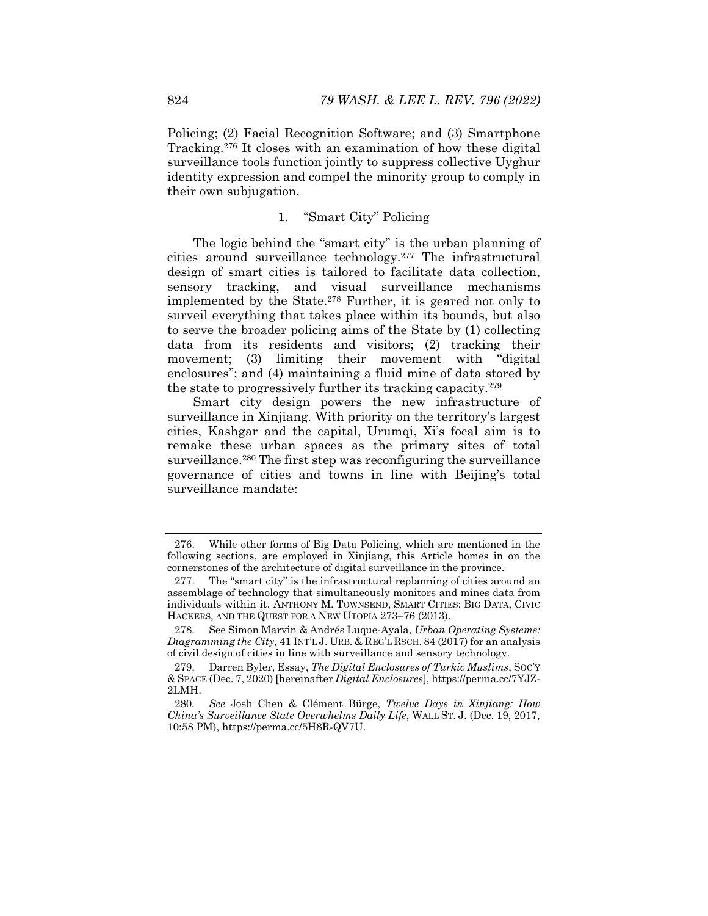Policing; (2) Facial Recognition Software; and (3) Smartphone Tracking.[276] It closes with an examination of how these digital surveillance tools function jointly to suppress collective Uyghur identity expression and compel the minority group to comply in their own subjugation.

### 1. "Smart City" Policing

The logic behind the "smart city" is the urban planning of cities around surveillance technology.[277] The infrastructural design of smart cities is tailored to facilitate data collection, sensory tracking, and visual surveillance mechanisms implemented by the State.[278] Further, it is geared not only to surveil everything that takes place within its bounds, but also to serve the broader policing aims of the State by (1) collecting data from its residents and visitors; (2) tracking their movement; (3) limiting their movement with "digital enclosures"; and (4) maintaining a fluid mine of data stored by the state to progressively further its tracking capacity.[279]

Smart city design powers the new infrastructure of surveillance in Xinjiang. With priority on the territory's largest cities, Kashgar and the capital, Urumqi, Xi's focal aim is to remake these urban spaces as the primary sites of total surveillance.[280] The first step was reconfiguring the surveillance governance of cities and towns in line with Beijing's total surveillance mandate:

---

276. While other forms of Big Data Policing, which are mentioned in the following sections, are employed in Xinjiang, this Article homes in on the cornerstones of the architecture of digital surveillance in the province.

277. The "smart city" is the infrastructural replanning of cities around an assemblage of technology that simultaneously monitors and mines data from individuals within it. ANTHONY M. TOWNSEND, SMART CITIES: BIG DATA, CIVIC HACKERS, AND THE QUEST FOR A NEW UTOPIA 273–76 (2013).

278. See Simon Marvin & Andrés Luque-Ayala, *Urban Operating Systems: Diagramming the City*, 41 INT'L J. URB. & REG'L RSCH. 84 (2017) for an analysis of civil design of cities in line with surveillance and sensory technology.

279. Darren Byler, Essay, *The Digital Enclosures of Turkic Muslims*, SOC'Y & SPACE (Dec. 7, 2020) [hereinafter *Digital Enclosures*], https://perma.cc/7YJZ-2LMH.

280. *See* Josh Chen & Clément Bürge, *Twelve Days in Xinjiang: How China's Surveillance State Overwhelms Daily Life*, WALL ST. J. (Dec. 19, 2017, 10:58 PM), https://perma.cc/5H8R-QV7U.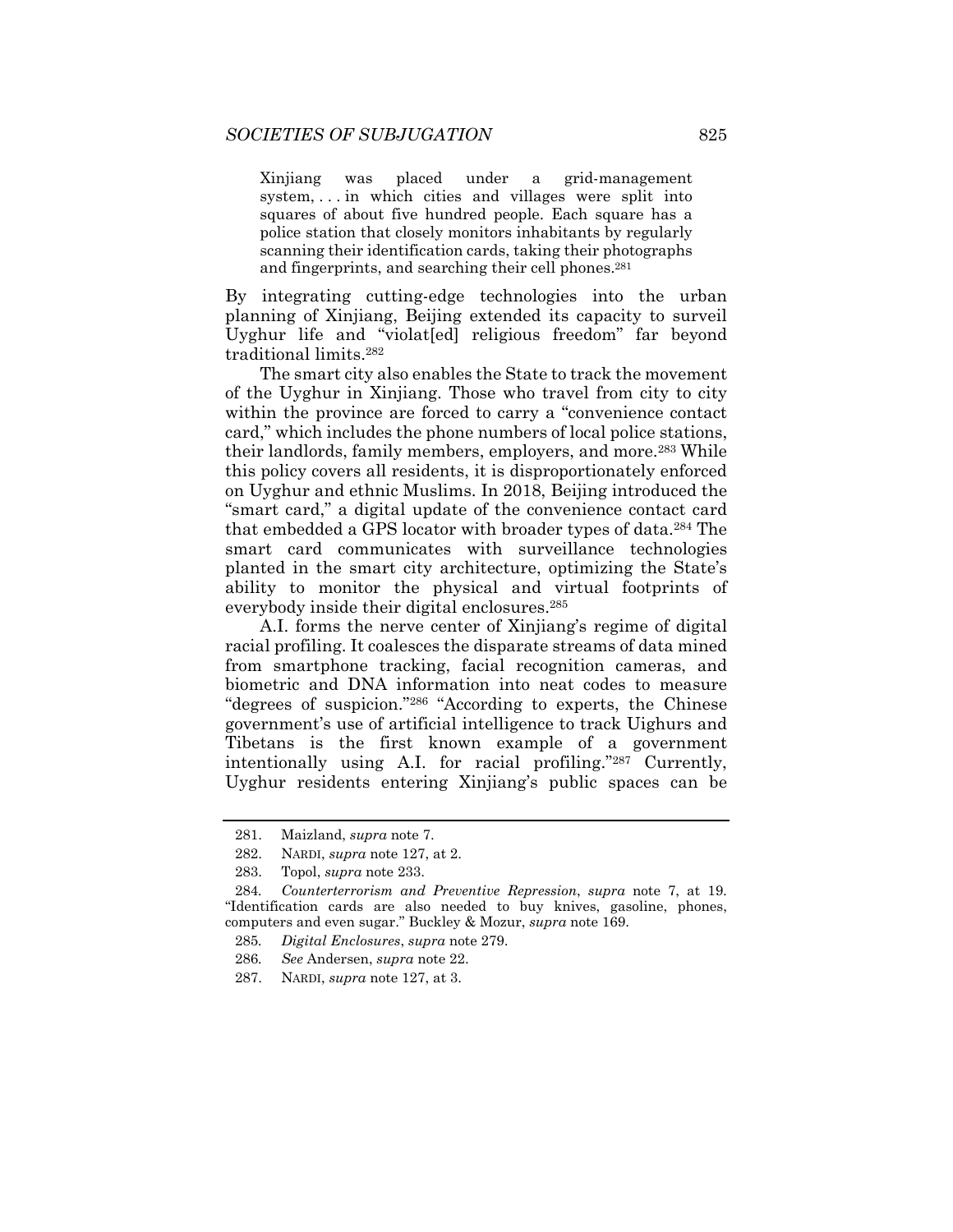> Xinjiang was placed under a grid-management system, . . . in which cities and villages were split into squares of about five hundred people. Each square has a police station that closely monitors inhabitants by regularly scanning their identification cards, taking their photographs and fingerprints, and searching their cell phones.[281]

By integrating cutting-edge technologies into the urban planning of Xinjiang, Beijing extended its capacity to surveil Uyghur life and "violat[ed] religious freedom" far beyond traditional limits.[282]

The smart city also enables the State to track the movement of the Uyghur in Xinjiang. Those who travel from city to city within the province are forced to carry a "convenience contact card," which includes the phone numbers of local police stations, their landlords, family members, employers, and more.[283] While this policy covers all residents, it is disproportionately enforced on Uyghur and ethnic Muslims. In 2018, Beijing introduced the "smart card," a digital update of the convenience contact card that embedded a GPS locator with broader types of data.[284] The smart card communicates with surveillance technologies planted in the smart city architecture, optimizing the State's ability to monitor the physical and virtual footprints of everybody inside their digital enclosures.[285]

A.I. forms the nerve center of Xinjiang's regime of digital racial profiling. It coalesces the disparate streams of data mined from smartphone tracking, facial recognition cameras, and biometric and DNA information into neat codes to measure "degrees of suspicion."[286] "According to experts, the Chinese government's use of artificial intelligence to track Uighurs and Tibetans is the first known example of a government intentionally using A.I. for racial profiling."[287] Currently, Uyghur residents entering Xinjiang's public spaces can be

---

281. Maizland, *supra* note 7.

282. NARDI, *supra* note 127, at 2.

283. Topol, *supra* note 233.

284. *Counterterrorism and Preventive Repression*, *supra* note 7, at 19. "Identification cards are also needed to buy knives, gasoline, phones, computers and even sugar." Buckley & Mozur, *supra* note 169.

285. *Digital Enclosures*, *supra* note 279.

286. *See* Andersen, *supra* note 22.

287. NARDI, *supra* note 127, at 3.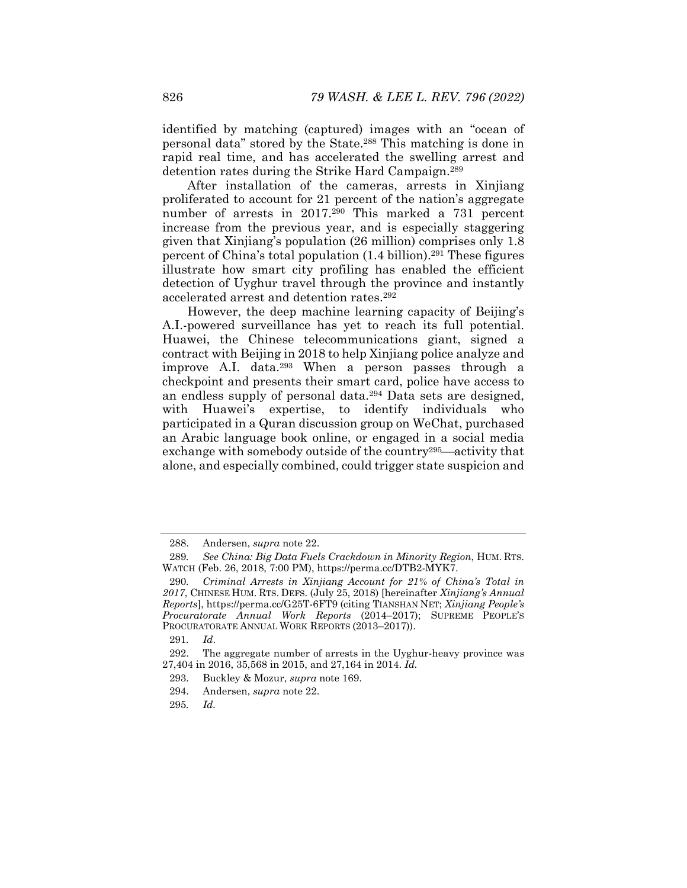identified by matching (captured) images with an "ocean of personal data" stored by the State.[288] This matching is done in rapid real time, and has accelerated the swelling arrest and detention rates during the Strike Hard Campaign.[289]

After installation of the cameras, arrests in Xinjiang proliferated to account for 21 percent of the nation's aggregate number of arrests in 2017.[290] This marked a 731 percent increase from the previous year, and is especially staggering given that Xinjiang's population (26 million) comprises only 1.8 percent of China's total population (1.4 billion).[291] These figures illustrate how smart city profiling has enabled the efficient detection of Uyghur travel through the province and instantly accelerated arrest and detention rates.[292]

However, the deep machine learning capacity of Beijing's A.I.-powered surveillance has yet to reach its full potential. Huawei, the Chinese telecommunications giant, signed a contract with Beijing in 2018 to help Xinjiang police analyze and improve A.I. data.[293] When a person passes through a checkpoint and presents their smart card, police have access to an endless supply of personal data.[294] Data sets are designed, with Huawei's expertise, to identify individuals who participated in a Quran discussion group on WeChat, purchased an Arabic language book online, or engaged in a social media exchange with somebody outside of the country[295]—activity that alone, and especially combined, could trigger state suspicion and

---

288. Andersen, *supra* note 22.

289. *See China: Big Data Fuels Crackdown in Minority Region*, HUM. RTS. WATCH (Feb. 26, 2018, 7:00 PM), https://perma.cc/DTB2-MYK7.

290. *Criminal Arrests in Xinjiang Account for 21% of China's Total in 2017*, CHINESE HUM. RTS. DEFS. (July 25, 2018) [hereinafter *Xinjiang's Annual Reports*], https://perma.cc/G25T-6FT9 (citing TIANSHAN NET; *Xinjiang People's Procuratorate Annual Work Reports* (2014–2017); SUPREME PEOPLE'S PROCURATORATE ANNUAL WORK REPORTS (2013–2017)).

291. *Id*.

292. The aggregate number of arrests in the Uyghur-heavy province was 27,404 in 2016, 35,568 in 2015, and 27,164 in 2014. *Id.*

293. Buckley & Mozur, *supra* note 169.

294. Andersen, *supra* note 22.

295. *Id.*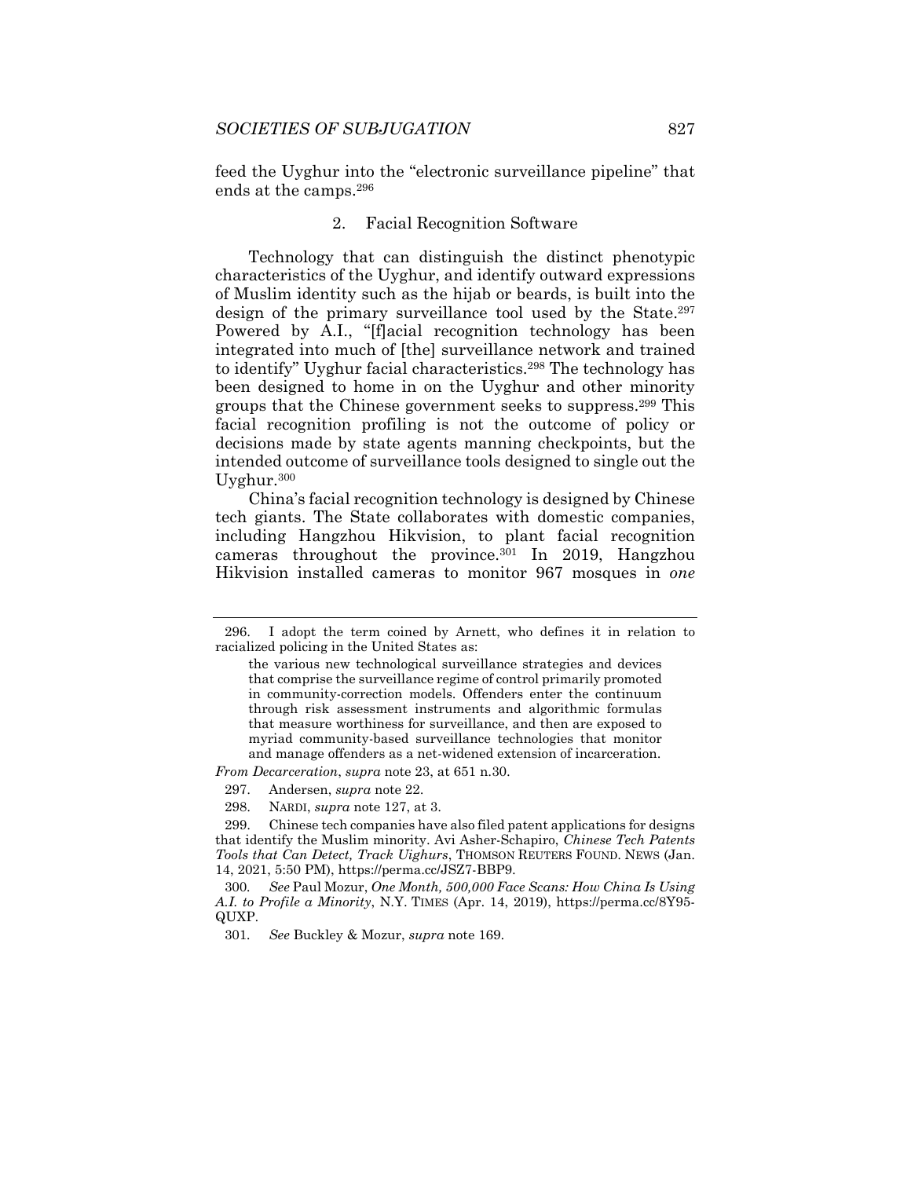feed the Uyghur into the "electronic surveillance pipeline" that ends at the camps.[296]

### 2. Facial Recognition Software

Technology that can distinguish the distinct phenotypic characteristics of the Uyghur, and identify outward expressions of Muslim identity such as the hijab or beards, is built into the design of the primary surveillance tool used by the State.[297] Powered by A.I., "[f]acial recognition technology has been integrated into much of [the] surveillance network and trained to identify" Uyghur facial characteristics.[298] The technology has been designed to home in on the Uyghur and other minority groups that the Chinese government seeks to suppress.[299] This facial recognition profiling is not the outcome of policy or decisions made by state agents manning checkpoints, but the intended outcome of surveillance tools designed to single out the Uyghur.[300]

China's facial recognition technology is designed by Chinese tech giants. The State collaborates with domestic companies, including Hangzhou Hikvision, to plant facial recognition cameras throughout the province.[301] In 2019, Hangzhou Hikvision installed cameras to monitor 967 mosques in *one*

---

296. I adopt the term coined by Arnett, who defines it in relation to racialized policing in the United States as:

> the various new technological surveillance strategies and devices that comprise the surveillance regime of control primarily promoted in community-correction models. Offenders enter the continuum through risk assessment instruments and algorithmic formulas that measure worthiness for surveillance, and then are exposed to myriad community-based surveillance technologies that monitor and manage offenders as a net-widened extension of incarceration.

*From Decarceration*, *supra* note 23, at 651 n.30.

297. Andersen, *supra* note 22.

298. NARDI, *supra* note 127, at 3.

299. Chinese tech companies have also filed patent applications for designs that identify the Muslim minority. Avi Asher-Schapiro, *Chinese Tech Patents Tools that Can Detect, Track Uighurs*, THOMSON REUTERS FOUND. NEWS (Jan. 14, 2021, 5:50 PM), https://perma.cc/JSZ7-BBP9.

300. *See* Paul Mozur, *One Month, 500,000 Face Scans: How China Is Using A.I. to Profile a Minority*, N.Y. TIMES (Apr. 14, 2019), https://perma.cc/8Y95-QUXP.

301. *See* Buckley & Mozur, *supra* note 169.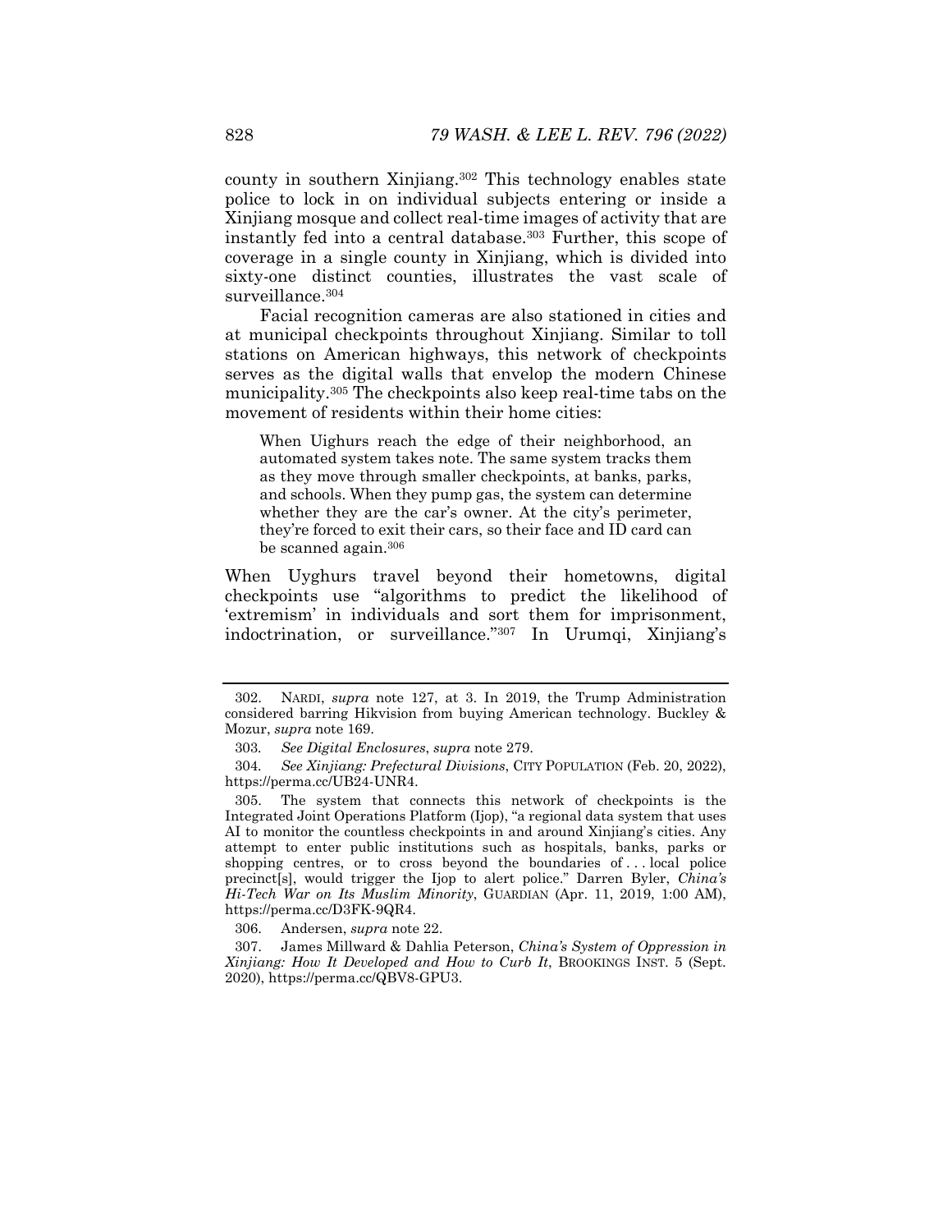county in southern Xinjiang.[302] This technology enables state police to lock in on individual subjects entering or inside a Xinjiang mosque and collect real-time images of activity that are instantly fed into a central database.[303] Further, this scope of coverage in a single county in Xinjiang, which is divided into sixty-one distinct counties, illustrates the vast scale of surveillance.[304]

Facial recognition cameras are also stationed in cities and at municipal checkpoints throughout Xinjiang. Similar to toll stations on American highways, this network of checkpoints serves as the digital walls that envelop the modern Chinese municipality.[305] The checkpoints also keep real-time tabs on the movement of residents within their home cities:

> When Uighurs reach the edge of their neighborhood, an automated system takes note. The same system tracks them as they move through smaller checkpoints, at banks, parks, and schools. When they pump gas, the system can determine whether they are the car's owner. At the city's perimeter, they're forced to exit their cars, so their face and ID card can be scanned again.[306]

When Uyghurs travel beyond their hometowns, digital checkpoints use "algorithms to predict the likelihood of 'extremism' in individuals and sort them for imprisonment, indoctrination, or surveillance."[307] In Urumqi, Xinjiang's

---

302. NARDI, *supra* note 127, at 3. In 2019, the Trump Administration considered barring Hikvision from buying American technology. Buckley & Mozur, *supra* note 169.

303. *See Digital Enclosures*, *supra* note 279.

304. *See Xinjiang: Prefectural Divisions*, CITY POPULATION (Feb. 20, 2022), https://perma.cc/UB24-UNR4.

305. The system that connects this network of checkpoints is the Integrated Joint Operations Platform (Ijop), "a regional data system that uses AI to monitor the countless checkpoints in and around Xinjiang's cities. Any attempt to enter public institutions such as hospitals, banks, parks or shopping centres, or to cross beyond the boundaries of . . . local police precinct[s], would trigger the Ijop to alert police." Darren Byler, *China's Hi-Tech War on Its Muslim Minority*, GUARDIAN (Apr. 11, 2019, 1:00 AM), https://perma.cc/D3FK-9QR4.

306. Andersen, *supra* note 22.

307. James Millward & Dahlia Peterson, *China's System of Oppression in Xinjiang: How It Developed and How to Curb It*, BROOKINGS INST. 5 (Sept. 2020), https://perma.cc/QBV8-GPU3.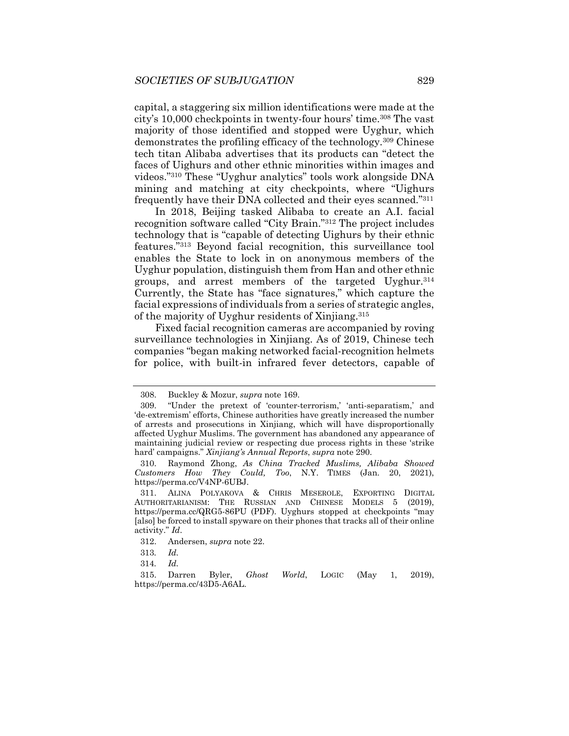capital, a staggering six million identifications were made at the city's 10,000 checkpoints in twenty-four hours' time.[308] The vast majority of those identified and stopped were Uyghur, which demonstrates the profiling efficacy of the technology.[309] Chinese tech titan Alibaba advertises that its products can "detect the faces of Uighurs and other ethnic minorities within images and videos."[310] These "Uyghur analytics" tools work alongside DNA mining and matching at city checkpoints, where "Uighurs frequently have their DNA collected and their eyes scanned."[311]

In 2018, Beijing tasked Alibaba to create an A.I. facial recognition software called "City Brain."[312] The project includes technology that is "capable of detecting Uighurs by their ethnic features."[313] Beyond facial recognition, this surveillance tool enables the State to lock in on anonymous members of the Uyghur population, distinguish them from Han and other ethnic groups, and arrest members of the targeted Uyghur.[314] Currently, the State has "face signatures," which capture the facial expressions of individuals from a series of strategic angles, of the majority of Uyghur residents of Xinjiang.[315]

Fixed facial recognition cameras are accompanied by roving surveillance technologies in Xinjiang. As of 2019, Chinese tech companies "began making networked facial-recognition helmets for police, with built-in infrared fever detectors, capable of

---

308. Buckley & Mozur, *supra* note 169.

309. "Under the pretext of 'counter-terrorism,' 'anti-separatism,' and 'de-extremism' efforts, Chinese authorities have greatly increased the number of arrests and prosecutions in Xinjiang, which will have disproportionally affected Uyghur Muslims. The government has abandoned any appearance of maintaining judicial review or respecting due process rights in these 'strike hard' campaigns." *Xinjiang's Annual Reports*, *supra* note 290.

310. Raymond Zhong, *As China Tracked Muslims, Alibaba Showed Customers How They Could, Too*, N.Y. TIMES (Jan. 20, 2021), https://perma.cc/V4NP-6UBJ.

311. ALINA POLYAKOVA & CHRIS MESEROLE, EXPORTING DIGITAL AUTHORITARIANISM: THE RUSSIAN AND CHINESE MODELS 5 (2019), https://perma.cc/QRG5-86PU (PDF). Uyghurs stopped at checkpoints "may [also] be forced to install spyware on their phones that tracks all of their online activity." *Id*.

312. Andersen, *supra* note 22.

313. *Id.*

314. *Id.*

315. Darren Byler, *Ghost World*, LOGIC (May 1, 2019), https://perma.cc/43D5-A6AL.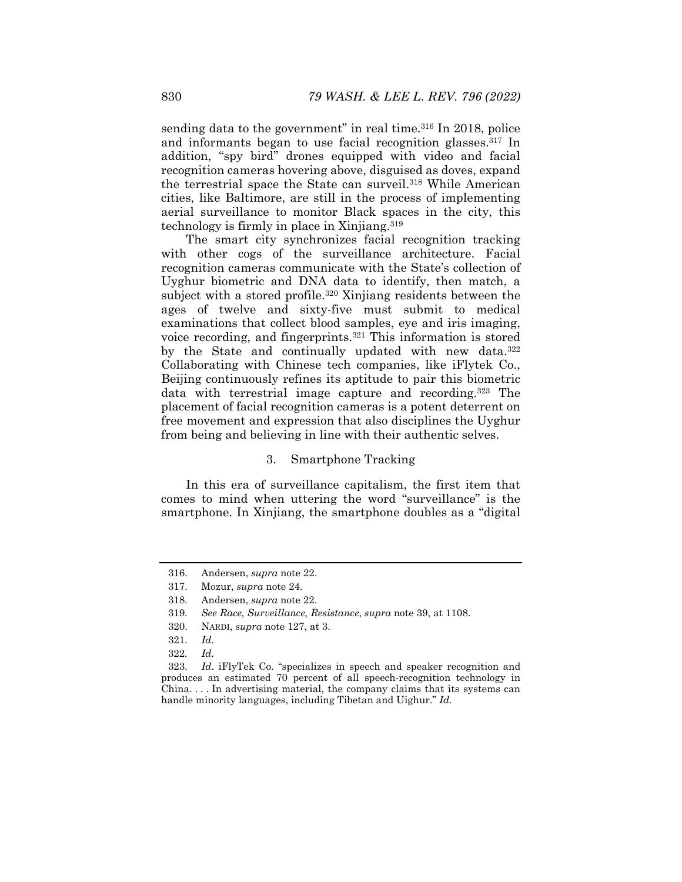sending data to the government" in real time.[316] In 2018, police and informants began to use facial recognition glasses.[317] In addition, "spy bird" drones equipped with video and facial recognition cameras hovering above, disguised as doves, expand the terrestrial space the State can surveil.[318] While American cities, like Baltimore, are still in the process of implementing aerial surveillance to monitor Black spaces in the city, this technology is firmly in place in Xinjiang.[319]

The smart city synchronizes facial recognition tracking with other cogs of the surveillance architecture. Facial recognition cameras communicate with the State's collection of Uyghur biometric and DNA data to identify, then match, a subject with a stored profile.[320] Xinjiang residents between the ages of twelve and sixty-five must submit to medical examinations that collect blood samples, eye and iris imaging, voice recording, and fingerprints.[321] This information is stored by the State and continually updated with new data.[322] Collaborating with Chinese tech companies, like iFlytek Co., Beijing continuously refines its aptitude to pair this biometric data with terrestrial image capture and recording.[323] The placement of facial recognition cameras is a potent deterrent on free movement and expression that also disciplines the Uyghur from being and believing in line with their authentic selves.

### 3. Smartphone Tracking

In this era of surveillance capitalism, the first item that comes to mind when uttering the word "surveillance" is the smartphone. In Xinjiang, the smartphone doubles as a "digital

---

316. Andersen, *supra* note 22.

317. Mozur, *supra* note 24.

318. Andersen, *supra* note 22.

319. *See Race, Surveillance, Resistance*, *supra* note 39, at 1108.

320. NARDI, *supra* note 127, at 3.

321. *Id.*

322. *Id.*

323. *Id*. iFlyTek Co. "specializes in speech and speaker recognition and produces an estimated 70 percent of all speech-recognition technology in China. . . . In advertising material, the company claims that its systems can handle minority languages, including Tibetan and Uighur." *Id.*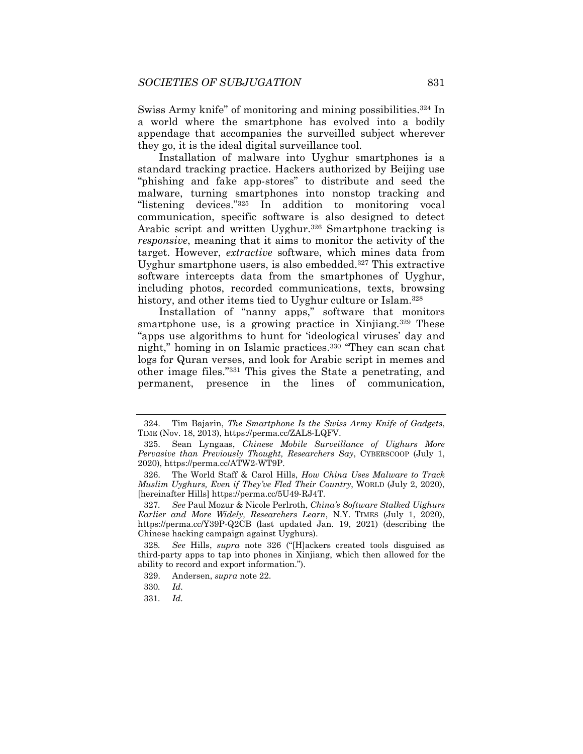Swiss Army knife" of monitoring and mining possibilities.[324] In a world where the smartphone has evolved into a bodily appendage that accompanies the surveilled subject wherever they go, it is the ideal digital surveillance tool.

Installation of malware into Uyghur smartphones is a standard tracking practice. Hackers authorized by Beijing use "phishing and fake app-stores" to distribute and seed the malware, turning smartphones into nonstop tracking and "listening devices."[325] In addition to monitoring vocal communication, specific software is also designed to detect Arabic script and written Uyghur.[326] Smartphone tracking is *responsive*, meaning that it aims to monitor the activity of the target. However, *extractive* software, which mines data from Uyghur smartphone users, is also embedded.[327] This extractive software intercepts data from the smartphones of Uyghur, including photos, recorded communications, texts, browsing history, and other items tied to Uyghur culture or Islam.[328]

Installation of "nanny apps," software that monitors smartphone use, is a growing practice in Xinjiang.[329] These "apps use algorithms to hunt for 'ideological viruses' day and night," homing in on Islamic practices.[330] "They can scan chat logs for Quran verses, and look for Arabic script in memes and other image files."[331] This gives the State a penetrating, and permanent, presence in the lines of communication,

---

324. Tim Bajarin, *The Smartphone Is the Swiss Army Knife of Gadgets*, TIME (Nov. 18, 2013), https://perma.cc/ZAL8-LQFV.

325. Sean Lyngaas, *Chinese Mobile Surveillance of Uighurs More Pervasive than Previously Thought, Researchers Say*, CYBERSCOOP (July 1, 2020), https://perma.cc/ATW2-WT9P.

326. The World Staff & Carol Hills, *How China Uses Malware to Track Muslim Uyghurs, Even if They've Fled Their Country*, WORLD (July 2, 2020), [hereinafter Hills] https://perma.cc/5U49-RJ4T.

327. *See* Paul Mozur & Nicole Perlroth, *China's Software Stalked Uighurs Earlier and More Widely, Researchers Learn*, N.Y. TIMES (July 1, 2020), https://perma.cc/Y39P-Q2CB (last updated Jan. 19, 2021) (describing the Chinese hacking campaign against Uyghurs).

328. *See* Hills, *supra* note 326 ("[H]ackers created tools disguised as third-party apps to tap into phones in Xinjiang, which then allowed for the ability to record and export information.").

329. Andersen, *supra* note 22.

330. *Id.*

331. *Id.*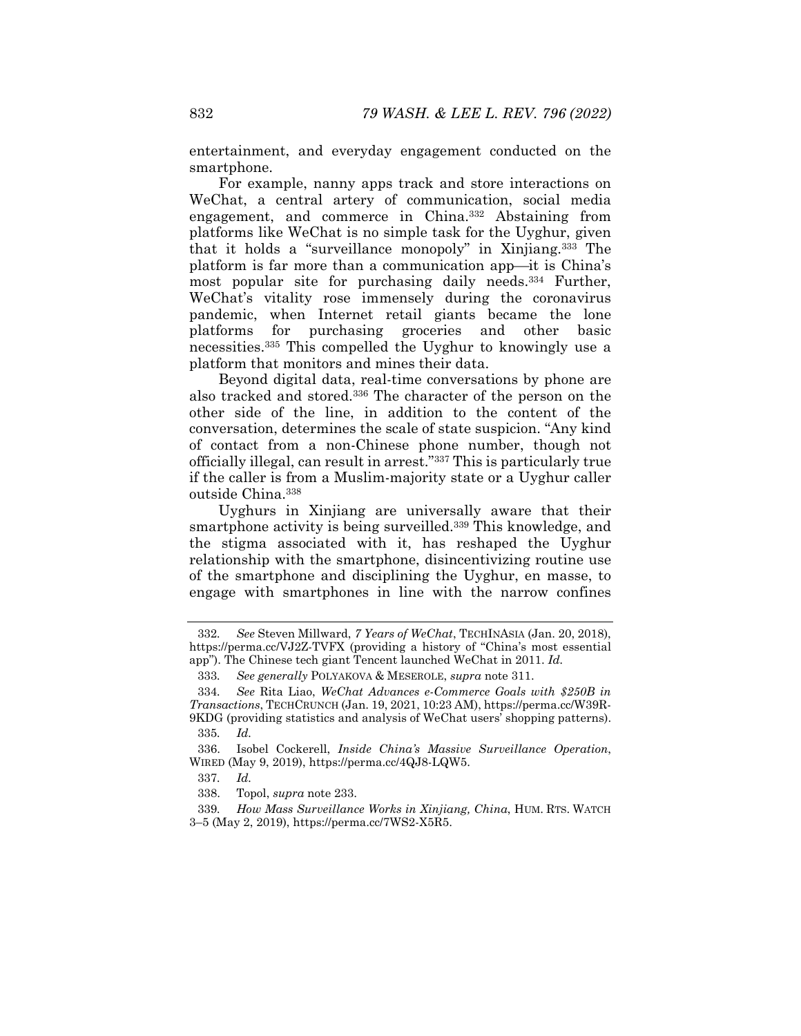entertainment, and everyday engagement conducted on the smartphone.

For example, nanny apps track and store interactions on WeChat, a central artery of communication, social media engagement, and commerce in China.[332] Abstaining from platforms like WeChat is no simple task for the Uyghur, given that it holds a "surveillance monopoly" in Xinjiang.[333] The platform is far more than a communication app—it is China's most popular site for purchasing daily needs.[334] Further, WeChat's vitality rose immensely during the coronavirus pandemic, when Internet retail giants became the lone platforms for purchasing groceries and other basic necessities.[335] This compelled the Uyghur to knowingly use a platform that monitors and mines their data.

Beyond digital data, real-time conversations by phone are also tracked and stored.[336] The character of the person on the other side of the line, in addition to the content of the conversation, determines the scale of state suspicion. "Any kind of contact from a non-Chinese phone number, though not officially illegal, can result in arrest."[337] This is particularly true if the caller is from a Muslim-majority state or a Uyghur caller outside China.[338]

Uyghurs in Xinjiang are universally aware that their smartphone activity is being surveilled.[339] This knowledge, and the stigma associated with it, has reshaped the Uyghur relationship with the smartphone, disincentivizing routine use of the smartphone and disciplining the Uyghur, en masse, to engage with smartphones in line with the narrow confines

---

332. *See* Steven Millward, *7 Years of WeChat*, TECHINASIA (Jan. 20, 2018), https://perma.cc/VJ2Z-TVFX (providing a history of "China's most essential app"). The Chinese tech giant Tencent launched WeChat in 2011. *Id.*

333. *See generally* POLYAKOVA & MESEROLE, *supra* note 311.

334. *See* Rita Liao, *WeChat Advances e-Commerce Goals with $250B in Transactions*, TECHCRUNCH (Jan. 19, 2021, 10:23 AM), https://perma.cc/W39R-9KDG (providing statistics and analysis of WeChat users' shopping patterns).

335. *Id.*

336. Isobel Cockerell, *Inside China's Massive Surveillance Operation*, WIRED (May 9, 2019), https://perma.cc/4QJ8-LQW5.

337. *Id.*

338. Topol, *supra* note 233.

339. *How Mass Surveillance Works in Xinjiang, China*, HUM. RTS. WATCH 3–5 (May 2, 2019), https://perma.cc/7WS2-X5R5.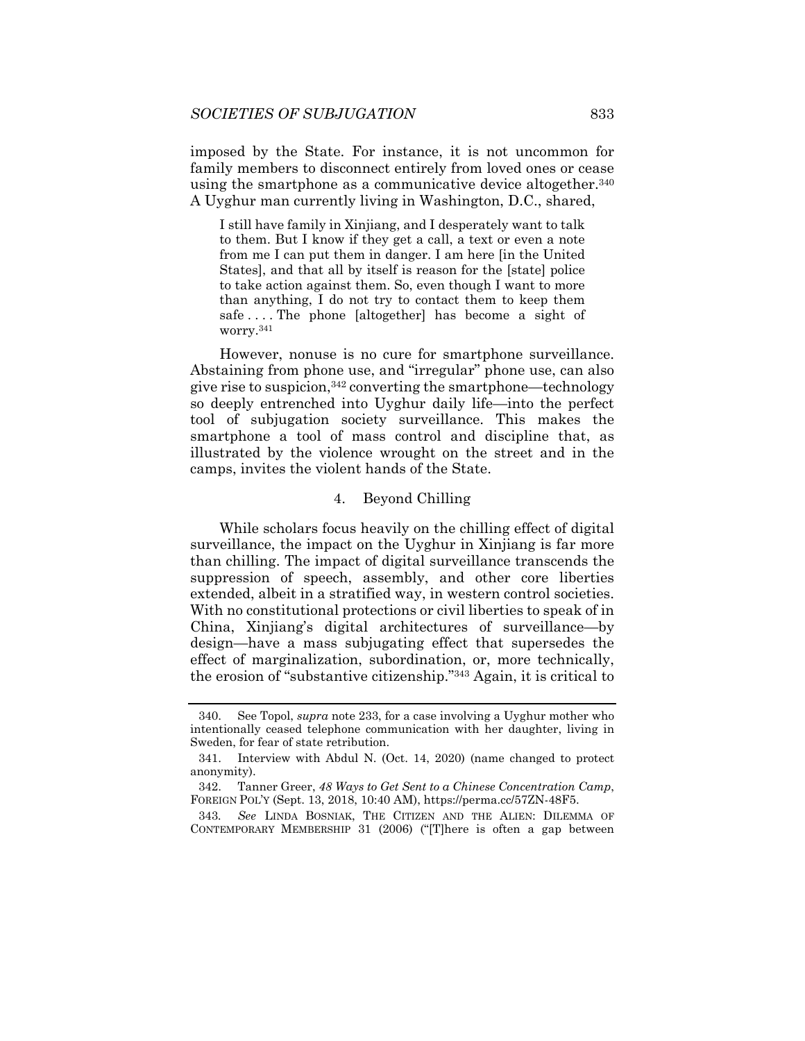imposed by the State. For instance, it is not uncommon for family members to disconnect entirely from loved ones or cease using the smartphone as a communicative device altogether.[340] A Uyghur man currently living in Washington, D.C., shared,

> I still have family in Xinjiang, and I desperately want to talk to them. But I know if they get a call, a text or even a note from me I can put them in danger. I am here [in the United States], and that all by itself is reason for the [state] police to take action against them. So, even though I want to more than anything, I do not try to contact them to keep them safe . . . . The phone [altogether] has become a sight of worry.[341]

However, nonuse is no cure for smartphone surveillance. Abstaining from phone use, and "irregular" phone use, can also give rise to suspicion,[342] converting the smartphone—technology so deeply entrenched into Uyghur daily life—into the perfect tool of subjugation society surveillance. This makes the smartphone a tool of mass control and discipline that, as illustrated by the violence wrought on the street and in the camps, invites the violent hands of the State.

#### 4. Beyond Chilling

While scholars focus heavily on the chilling effect of digital surveillance, the impact on the Uyghur in Xinjiang is far more than chilling. The impact of digital surveillance transcends the suppression of speech, assembly, and other core liberties extended, albeit in a stratified way, in western control societies. With no constitutional protections or civil liberties to speak of in China, Xinjiang's digital architectures of surveillance—by design—have a mass subjugating effect that supersedes the effect of marginalization, subordination, or, more technically, the erosion of "substantive citizenship."[343] Again, it is critical to

---

340. See Topol, *supra* note 233, for a case involving a Uyghur mother who intentionally ceased telephone communication with her daughter, living in Sweden, for fear of state retribution.

341. Interview with Abdul N. (Oct. 14, 2020) (name changed to protect anonymity).

342. Tanner Greer, *48 Ways to Get Sent to a Chinese Concentration Camp*, FOREIGN POL'Y (Sept. 13, 2018, 10:40 AM), https://perma.cc/57ZN-48F5.

343. *See* LINDA BOSNIAK, THE CITIZEN AND THE ALIEN: DILEMMA OF CONTEMPORARY MEMBERSHIP 31 (2006) ("[T]here is often a gap between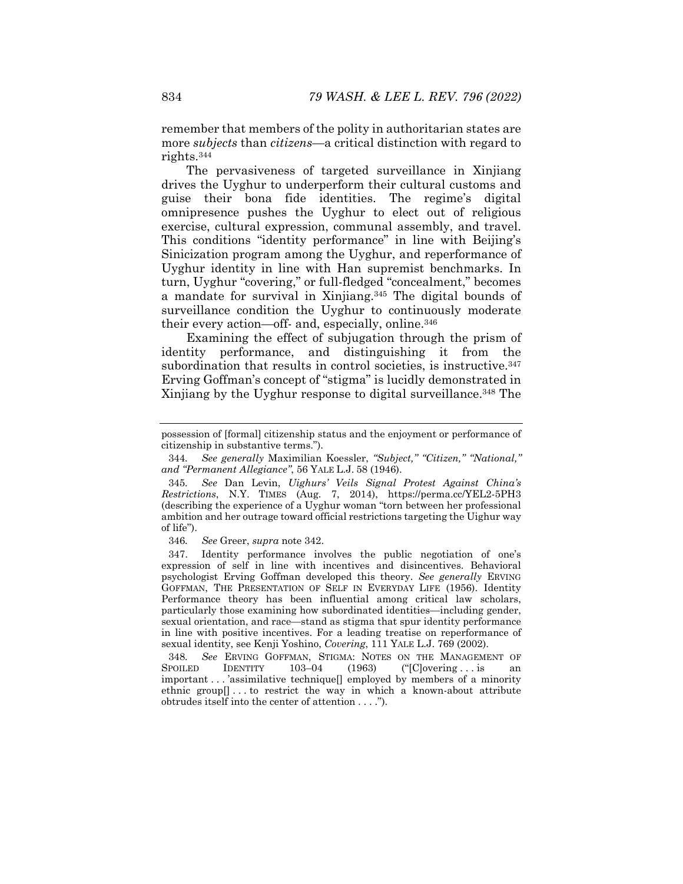remember that members of the polity in authoritarian states are more *subjects* than *citizens*—a critical distinction with regard to rights.[344]

The pervasiveness of targeted surveillance in Xinjiang drives the Uyghur to underperform their cultural customs and guise their bona fide identities. The regime's digital omnipresence pushes the Uyghur to elect out of religious exercise, cultural expression, communal assembly, and travel. This conditions "identity performance" in line with Beijing's Sinicization program among the Uyghur, and reperformance of Uyghur identity in line with Han supremist benchmarks. In turn, Uyghur "covering," or full-fledged "concealment," becomes a mandate for survival in Xinjiang.[345] The digital bounds of surveillance condition the Uyghur to continuously moderate their every action—off- and, especially, online.[346]

Examining the effect of subjugation through the prism of identity performance, and distinguishing it from the subordination that results in control societies, is instructive.[347] Erving Goffman's concept of "stigma" is lucidly demonstrated in Xinjiang by the Uyghur response to digital surveillance.[348] The

---

possession of [formal] citizenship status and the enjoyment or performance of citizenship in substantive terms.").

344. *See generally* Maximilian Koessler, *"Subject," "Citizen," "National," and "Permanent Allegiance"*, 56 YALE L.J. 58 (1946).

345. *See* Dan Levin, *Uighurs' Veils Signal Protest Against China's Restrictions*, N.Y. TIMES (Aug. 7, 2014), https://perma.cc/YEL2-5PH3 (describing the experience of a Uyghur woman "torn between her professional ambition and her outrage toward official restrictions targeting the Uighur way of life").

346. *See* Greer, *supra* note 342.

347. Identity performance involves the public negotiation of one's expression of self in line with incentives and disincentives. Behavioral psychologist Erving Goffman developed this theory. *See generally* ERVING GOFFMAN, THE PRESENTATION OF SELF IN EVERYDAY LIFE (1956). Identity Performance theory has been influential among critical law scholars, particularly those examining how subordinated identities—including gender, sexual orientation, and race—stand as stigma that spur identity performance in line with positive incentives. For a leading treatise on reperformance of sexual identity, see Kenji Yoshino, *Covering*, 111 YALE L.J. 769 (2002).

348. *See* ERVING GOFFMAN, STIGMA: NOTES ON THE MANAGEMENT OF SPOILED IDENTITY 103–04 (1963) ("[C]overing . . . is an important . . . 'assimilative technique[] employed by members of a minority ethnic group[] . . . to restrict the way in which a known-about attribute obtrudes itself into the center of attention . . . .").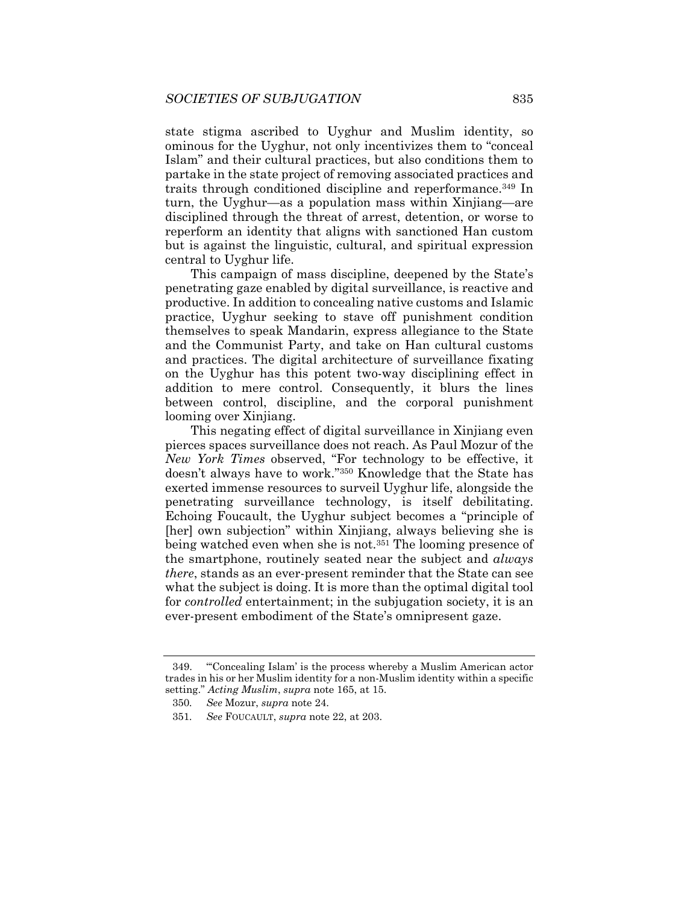state stigma ascribed to Uyghur and Muslim identity, so ominous for the Uyghur, not only incentivizes them to "conceal Islam" and their cultural practices, but also conditions them to partake in the state project of removing associated practices and traits through conditioned discipline and reperformance.[349] In turn, the Uyghur—as a population mass within Xinjiang—are disciplined through the threat of arrest, detention, or worse to reperform an identity that aligns with sanctioned Han custom but is against the linguistic, cultural, and spiritual expression central to Uyghur life.

This campaign of mass discipline, deepened by the State's penetrating gaze enabled by digital surveillance, is reactive and productive. In addition to concealing native customs and Islamic practice, Uyghur seeking to stave off punishment condition themselves to speak Mandarin, express allegiance to the State and the Communist Party, and take on Han cultural customs and practices. The digital architecture of surveillance fixating on the Uyghur has this potent two-way disciplining effect in addition to mere control. Consequently, it blurs the lines between control, discipline, and the corporal punishment looming over Xinjiang.

This negating effect of digital surveillance in Xinjiang even pierces spaces surveillance does not reach. As Paul Mozur of the *New York Times* observed, "For technology to be effective, it doesn't always have to work."[350] Knowledge that the State has exerted immense resources to surveil Uyghur life, alongside the penetrating surveillance technology, is itself debilitating. Echoing Foucault, the Uyghur subject becomes a "principle of [her] own subjection" within Xinjiang, always believing she is being watched even when she is not.[351] The looming presence of the smartphone, routinely seated near the subject and *always there*, stands as an ever-present reminder that the State can see what the subject is doing. It is more than the optimal digital tool for *controlled* entertainment; in the subjugation society, it is an ever-present embodiment of the State's omnipresent gaze.

---

349. "'Concealing Islam' is the process whereby a Muslim American actor trades in his or her Muslim identity for a non-Muslim identity within a specific setting." *Acting Muslim*, *supra* note 165, at 15.

350. *See* Mozur, *supra* note 24.

351. *See* FOUCAULT, *supra* note 22, at 203.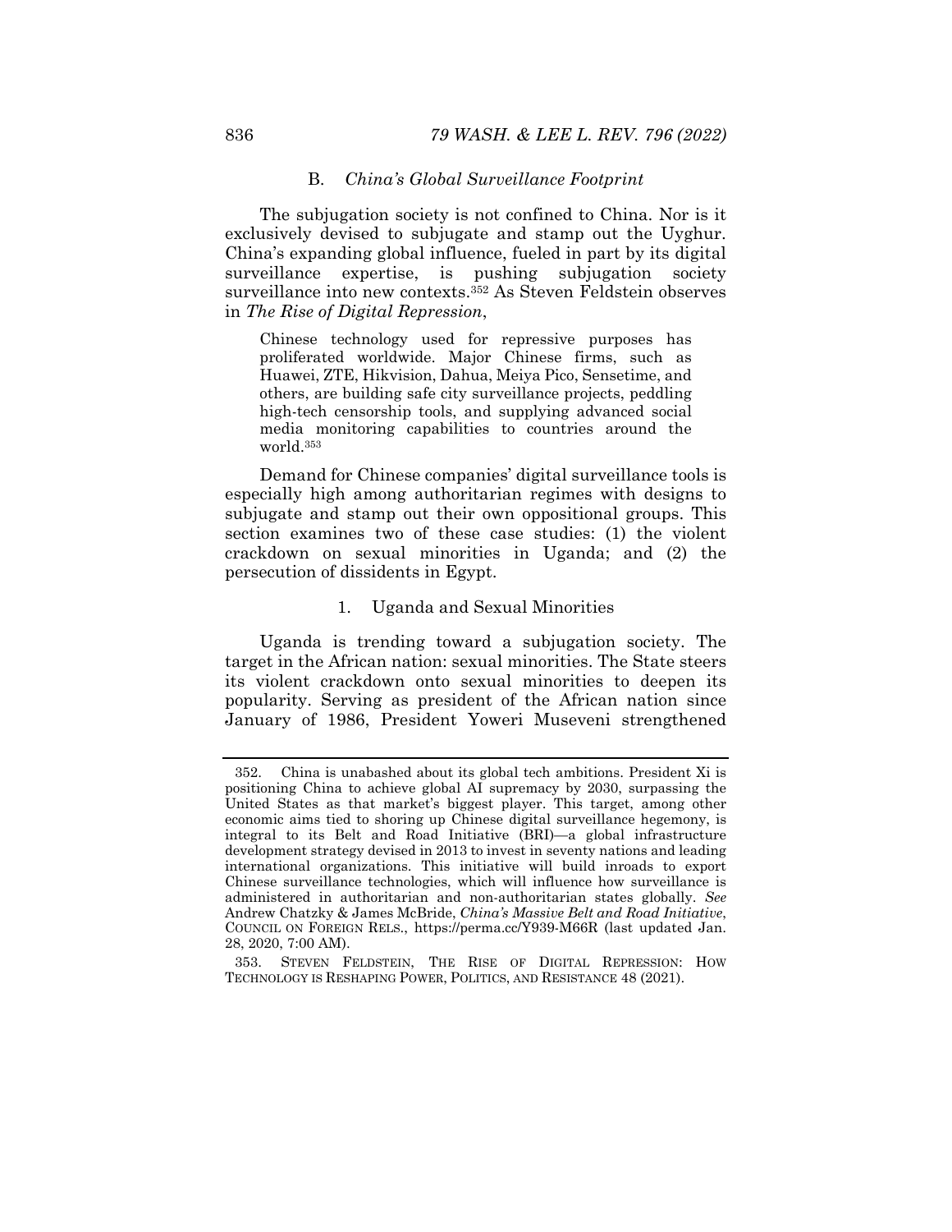### B. *China's Global Surveillance Footprint*

The subjugation society is not confined to China. Nor is it exclusively devised to subjugate and stamp out the Uyghur. China's expanding global influence, fueled in part by its digital surveillance expertise, is pushing subjugation society surveillance into new contexts.[352] As Steven Feldstein observes in *The Rise of Digital Repression*,

> Chinese technology used for repressive purposes has proliferated worldwide. Major Chinese firms, such as Huawei, ZTE, Hikvision, Dahua, Meiya Pico, Sensetime, and others, are building safe city surveillance projects, peddling high-tech censorship tools, and supplying advanced social media monitoring capabilities to countries around the world.[353]

Demand for Chinese companies' digital surveillance tools is especially high among authoritarian regimes with designs to subjugate and stamp out their own oppositional groups. This section examines two of these case studies: (1) the violent crackdown on sexual minorities in Uganda; and (2) the persecution of dissidents in Egypt.

#### 1. Uganda and Sexual Minorities

Uganda is trending toward a subjugation society. The target in the African nation: sexual minorities. The State steers its violent crackdown onto sexual minorities to deepen its popularity. Serving as president of the African nation since January of 1986, President Yoweri Museveni strengthened

---

352. China is unabashed about its global tech ambitions. President Xi is positioning China to achieve global AI supremacy by 2030, surpassing the United States as that market's biggest player. This target, among other economic aims tied to shoring up Chinese digital surveillance hegemony, is integral to its Belt and Road Initiative (BRI)—a global infrastructure development strategy devised in 2013 to invest in seventy nations and leading international organizations. This initiative will build inroads to export Chinese surveillance technologies, which will influence how surveillance is administered in authoritarian and non-authoritarian states globally. *See* Andrew Chatzky & James McBride, *China's Massive Belt and Road Initiative*, COUNCIL ON FOREIGN RELS., https://perma.cc/Y939-M66R (last updated Jan. 28, 2020, 7:00 AM).

353. STEVEN FELDSTEIN, THE RISE OF DIGITAL REPRESSION: HOW TECHNOLOGY IS RESHAPING POWER, POLITICS, AND RESISTANCE 48 (2021).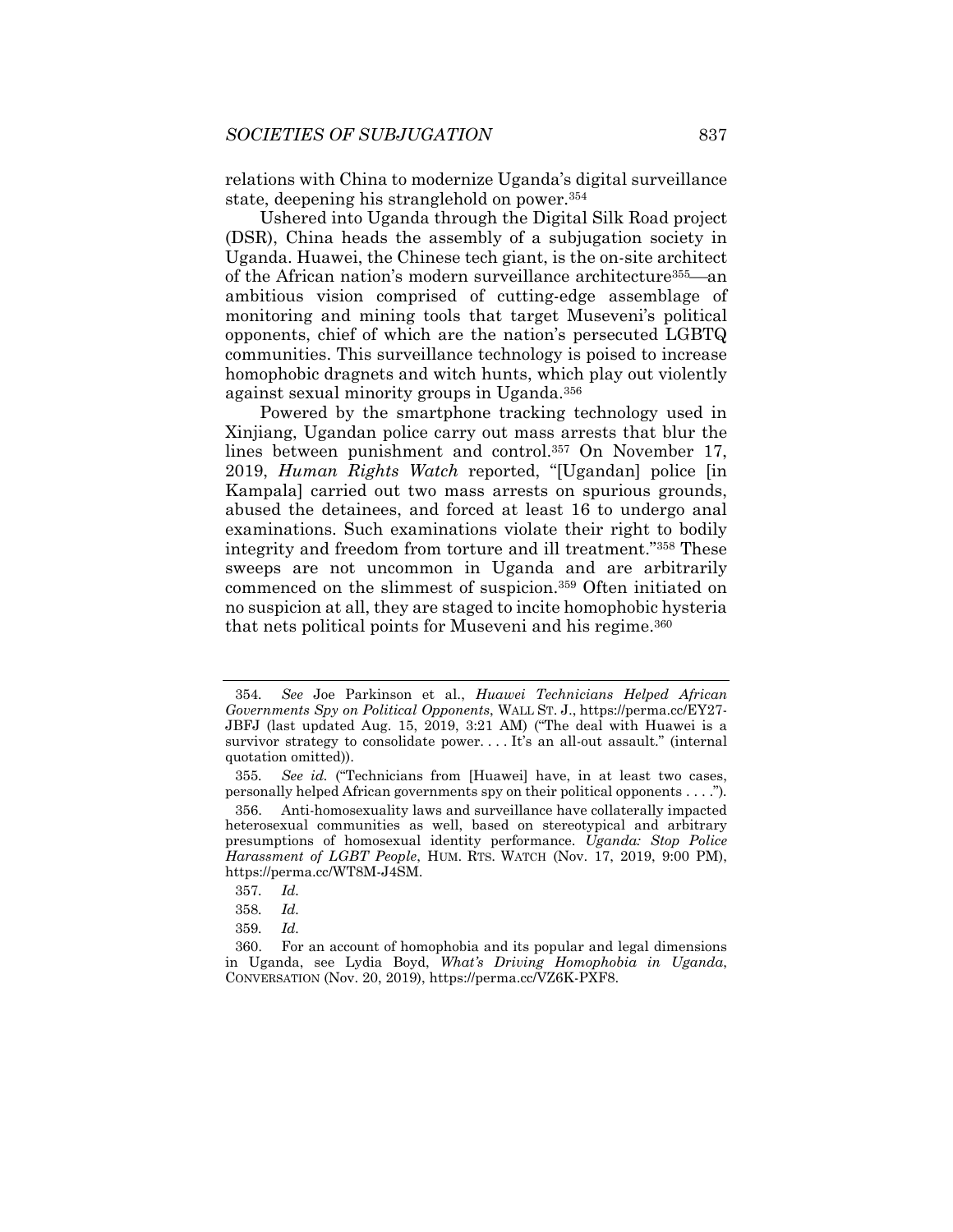relations with China to modernize Uganda's digital surveillance state, deepening his stranglehold on power.[354]

Ushered into Uganda through the Digital Silk Road project (DSR), China heads the assembly of a subjugation society in Uganda. Huawei, the Chinese tech giant, is the on-site architect of the African nation's modern surveillance architecture[355]—an ambitious vision comprised of cutting-edge assemblage of monitoring and mining tools that target Museveni's political opponents, chief of which are the nation's persecuted LGBTQ communities. This surveillance technology is poised to increase homophobic dragnets and witch hunts, which play out violently against sexual minority groups in Uganda.[356]

Powered by the smartphone tracking technology used in Xinjiang, Ugandan police carry out mass arrests that blur the lines between punishment and control.[357] On November 17, 2019, *Human Rights Watch* reported, "[Ugandan] police [in Kampala] carried out two mass arrests on spurious grounds, abused the detainees, and forced at least 16 to undergo anal examinations. Such examinations violate their right to bodily integrity and freedom from torture and ill treatment."[358] These sweeps are not uncommon in Uganda and are arbitrarily commenced on the slimmest of suspicion.[359] Often initiated on no suspicion at all, they are staged to incite homophobic hysteria that nets political points for Museveni and his regime.[360]

---

354. *See* Joe Parkinson et al., *Huawei Technicians Helped African Governments Spy on Political Opponents*, WALL ST. J., https://perma.cc/EY27-JBFJ (last updated Aug. 15, 2019, 3:21 AM) ("The deal with Huawei is a survivor strategy to consolidate power. . . . It's an all-out assault." (internal quotation omitted)).

355. *See id.* ("Technicians from [Huawei] have, in at least two cases, personally helped African governments spy on their political opponents . . . .").

356. Anti-homosexuality laws and surveillance have collaterally impacted heterosexual communities as well, based on stereotypical and arbitrary presumptions of homosexual identity performance. *Uganda: Stop Police Harassment of LGBT People*, HUM. RTS. WATCH (Nov. 17, 2019, 9:00 PM), https://perma.cc/WT8M-J4SM.

357. *Id.*

358. *Id.*

359. *Id.*

360. For an account of homophobia and its popular and legal dimensions in Uganda, see Lydia Boyd, *What's Driving Homophobia in Uganda*, CONVERSATION (Nov. 20, 2019), https://perma.cc/VZ6K-PXF8.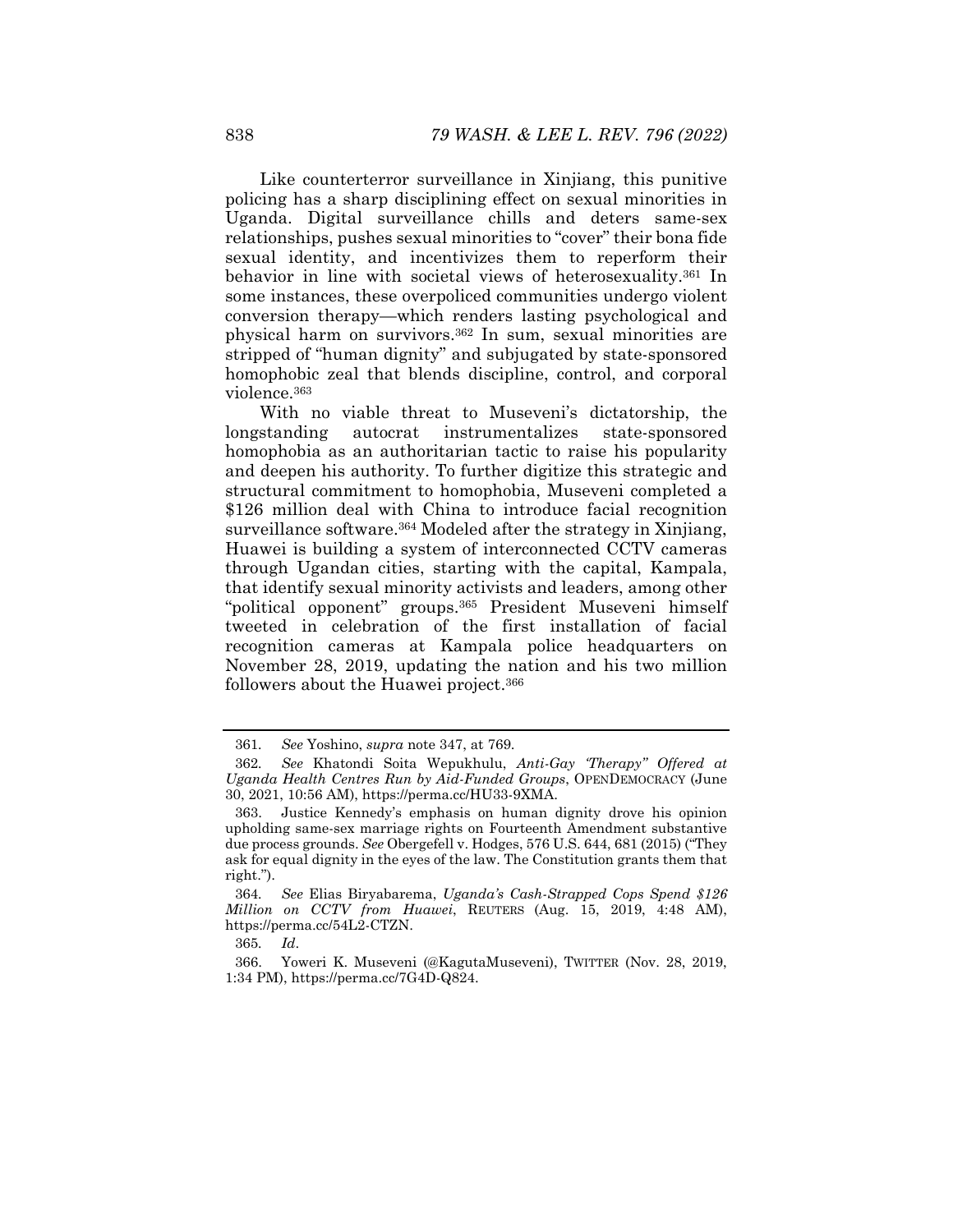Like counterterror surveillance in Xinjiang, this punitive policing has a sharp disciplining effect on sexual minorities in Uganda. Digital surveillance chills and deters same-sex relationships, pushes sexual minorities to "cover" their bona fide sexual identity, and incentivizes them to reperform their behavior in line with societal views of heterosexuality.[361] In some instances, these overpoliced communities undergo violent conversion therapy—which renders lasting psychological and physical harm on survivors.[362] In sum, sexual minorities are stripped of "human dignity" and subjugated by state-sponsored homophobic zeal that blends discipline, control, and corporal violence.[363]

With no viable threat to Museveni's dictatorship, the longstanding autocrat instrumentalizes state-sponsored homophobia as an authoritarian tactic to raise his popularity and deepen his authority. To further digitize this strategic and structural commitment to homophobia, Museveni completed a $126 million deal with China to introduce facial recognition surveillance software.[364] Modeled after the strategy in Xinjiang, Huawei is building a system of interconnected CCTV cameras through Ugandan cities, starting with the capital, Kampala, that identify sexual minority activists and leaders, among other "political opponent" groups.[365] President Museveni himself tweeted in celebration of the first installation of facial recognition cameras at Kampala police headquarters on November 28, 2019, updating the nation and his two million followers about the Huawei project.[366]

---

361. *See* Yoshino, *supra* note 347, at 769.

362. *See* Khatondi Soita Wepukhulu, *Anti-Gay "Therapy" Offered at Uganda Health Centres Run by Aid-Funded Groups*, OPENDEMOCRACY (June 30, 2021, 10:56 AM), https://perma.cc/HU33-9XMA.

363. Justice Kennedy's emphasis on human dignity drove his opinion upholding same-sex marriage rights on Fourteenth Amendment substantive due process grounds. *See* Obergefell v. Hodges, 576 U.S. 644, 681 (2015) ("They ask for equal dignity in the eyes of the law. The Constitution grants them that right.").

364. *See* Elias Biryabarema, *Uganda's Cash-Strapped Cops Spend $126 Million on CCTV from Huawei*, REUTERS (Aug. 15, 2019, 4:48 AM), https://perma.cc/54L2-CTZN.

365. *Id*.

366. Yoweri K. Museveni (@KagutaMuseveni), TWITTER (Nov. 28, 2019, 1:34 PM), https://perma.cc/7G4D-Q824.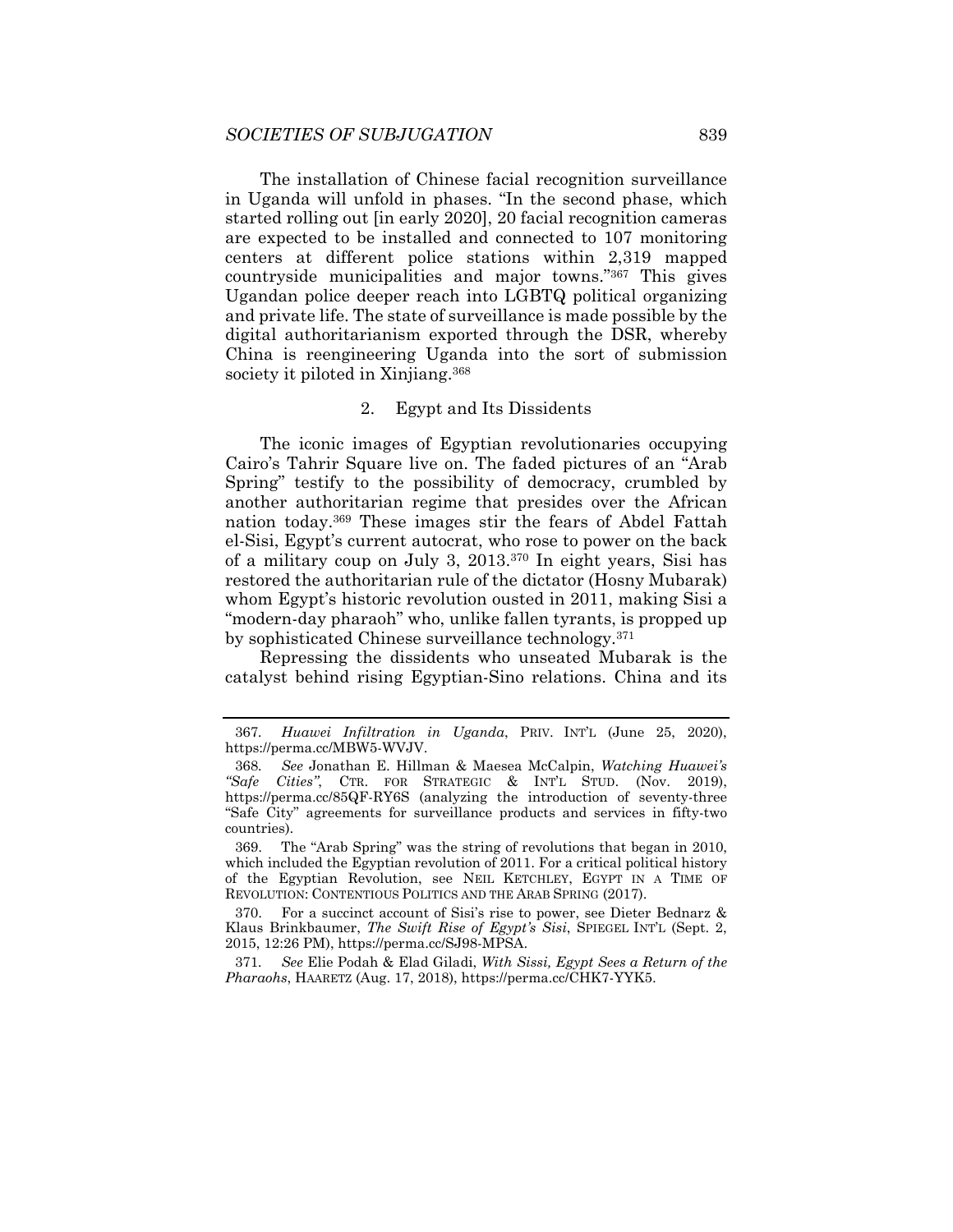The installation of Chinese facial recognition surveillance in Uganda will unfold in phases. "In the second phase, which started rolling out [in early 2020], 20 facial recognition cameras are expected to be installed and connected to 107 monitoring centers at different police stations within 2,319 mapped countryside municipalities and major towns."[367] This gives Ugandan police deeper reach into LGBTQ political organizing and private life. The state of surveillance is made possible by the digital authoritarianism exported through the DSR, whereby China is reengineering Uganda into the sort of submission society it piloted in Xinjiang.[368]

### 2. Egypt and Its Dissidents

The iconic images of Egyptian revolutionaries occupying Cairo's Tahrir Square live on. The faded pictures of an "Arab Spring" testify to the possibility of democracy, crumbled by another authoritarian regime that presides over the African nation today.[369] These images stir the fears of Abdel Fattah el-Sisi, Egypt's current autocrat, who rose to power on the back of a military coup on July 3, 2013.[370] In eight years, Sisi has restored the authoritarian rule of the dictator (Hosny Mubarak) whom Egypt's historic revolution ousted in 2011, making Sisi a "modern-day pharaoh" who, unlike fallen tyrants, is propped up by sophisticated Chinese surveillance technology.[371]

Repressing the dissidents who unseated Mubarak is the catalyst behind rising Egyptian-Sino relations. China and its

---

367. *Huawei Infiltration in Uganda*, PRIV. INT'L (June 25, 2020), https://perma.cc/MBW5-WVJV.

368. *See* Jonathan E. Hillman & Maesea McCalpin, *Watching Huawei's "Safe Cities"*, CTR. FOR STRATEGIC & INT'L STUD. (Nov. 2019), https://perma.cc/85QF-RY6S (analyzing the introduction of seventy-three "Safe City" agreements for surveillance products and services in fifty-two countries).

369. The "Arab Spring" was the string of revolutions that began in 2010, which included the Egyptian revolution of 2011. For a critical political history of the Egyptian Revolution, see NEIL KETCHLEY, EGYPT IN A TIME OF REVOLUTION: CONTENTIOUS POLITICS AND THE ARAB SPRING (2017).

370. For a succinct account of Sisi's rise to power, see Dieter Bednarz & Klaus Brinkbaumer, *The Swift Rise of Egypt's Sisi*, SPIEGEL INT'L (Sept. 2, 2015, 12:26 PM), https://perma.cc/SJ98-MPSA.

371. *See* Elie Podah & Elad Giladi, *With Sissi, Egypt Sees a Return of the Pharaohs*, HAARETZ (Aug. 17, 2018), https://perma.cc/CHK7-YYK5.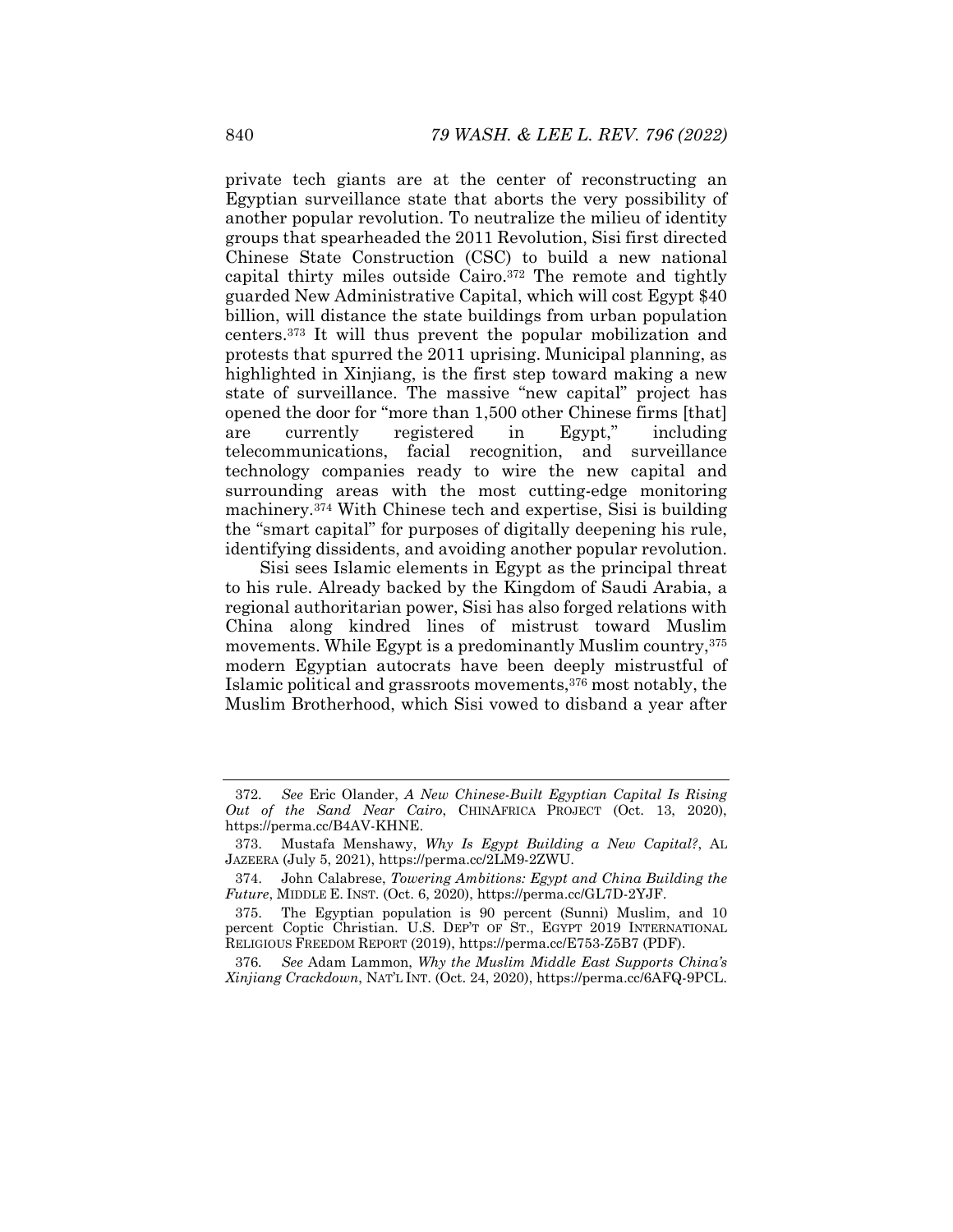private tech giants are at the center of reconstructing an Egyptian surveillance state that aborts the very possibility of another popular revolution. To neutralize the milieu of identity groups that spearheaded the 2011 Revolution, Sisi first directed Chinese State Construction (CSC) to build a new national capital thirty miles outside Cairo.[372] The remote and tightly guarded New Administrative Capital, which will cost Egypt $40 billion, will distance the state buildings from urban population centers.[373] It will thus prevent the popular mobilization and protests that spurred the 2011 uprising. Municipal planning, as highlighted in Xinjiang, is the first step toward making a new state of surveillance. The massive "new capital" project has opened the door for "more than 1,500 other Chinese firms [that] are currently registered in Egypt," including telecommunications, facial recognition, and surveillance technology companies ready to wire the new capital and surrounding areas with the most cutting-edge monitoring machinery.[374] With Chinese tech and expertise, Sisi is building the "smart capital" for purposes of digitally deepening his rule, identifying dissidents, and avoiding another popular revolution.

Sisi sees Islamic elements in Egypt as the principal threat to his rule. Already backed by the Kingdom of Saudi Arabia, a regional authoritarian power, Sisi has also forged relations with China along kindred lines of mistrust toward Muslim movements. While Egypt is a predominantly Muslim country,[375] modern Egyptian autocrats have been deeply mistrustful of Islamic political and grassroots movements,[376] most notably, the Muslim Brotherhood, which Sisi vowed to disband a year after

---

372. *See* Eric Olander, *A New Chinese-Built Egyptian Capital Is Rising Out of the Sand Near Cairo*, CHINAFRICA PROJECT (Oct. 13, 2020), https://perma.cc/B4AV-KHNE.

373. Mustafa Menshawy, *Why Is Egypt Building a New Capital?*, AL JAZEERA (July 5, 2021), https://perma.cc/2LM9-2ZWU.

374. John Calabrese, *Towering Ambitions: Egypt and China Building the Future*, MIDDLE E. INST. (Oct. 6, 2020), https://perma.cc/GL7D-2YJF.

375. The Egyptian population is 90 percent (Sunni) Muslim, and 10 percent Coptic Christian. U.S. DEP'T OF ST., EGYPT 2019 INTERNATIONAL RELIGIOUS FREEDOM REPORT (2019), https://perma.cc/E753-Z5B7 (PDF).

376. *See* Adam Lammon, *Why the Muslim Middle East Supports China's Xinjiang Crackdown*, NAT'L INT. (Oct. 24, 2020), https://perma.cc/6AFQ-9PCL.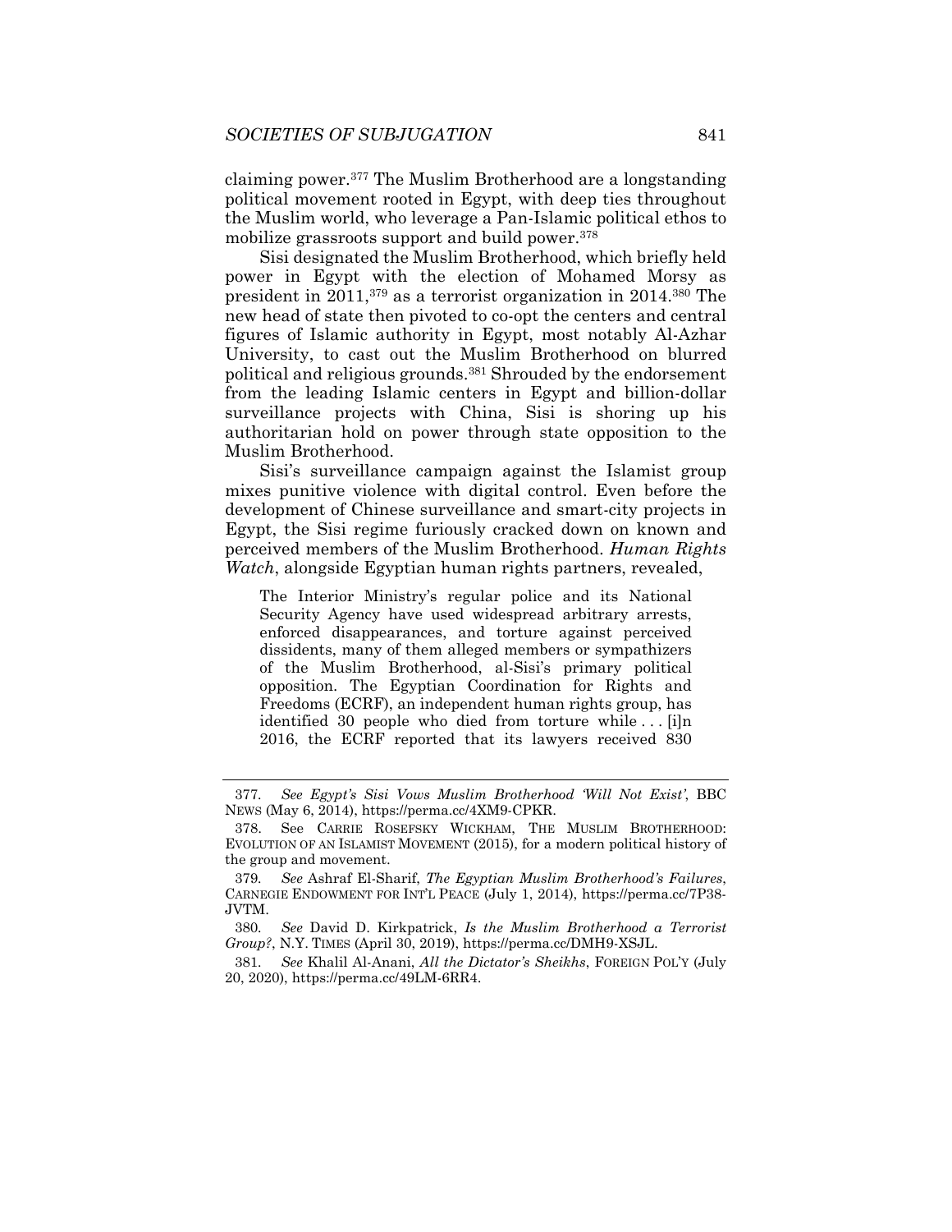claiming power.[377] The Muslim Brotherhood are a longstanding political movement rooted in Egypt, with deep ties throughout the Muslim world, who leverage a Pan-Islamic political ethos to mobilize grassroots support and build power.[378]

Sisi designated the Muslim Brotherhood, which briefly held power in Egypt with the election of Mohamed Morsy as president in 2011,[379] as a terrorist organization in 2014.[380] The new head of state then pivoted to co-opt the centers and central figures of Islamic authority in Egypt, most notably Al-Azhar University, to cast out the Muslim Brotherhood on blurred political and religious grounds.[381] Shrouded by the endorsement from the leading Islamic centers in Egypt and billion-dollar surveillance projects with China, Sisi is shoring up his authoritarian hold on power through state opposition to the Muslim Brotherhood.

Sisi's surveillance campaign against the Islamist group mixes punitive violence with digital control. Even before the development of Chinese surveillance and smart-city projects in Egypt, the Sisi regime furiously cracked down on known and perceived members of the Muslim Brotherhood. *Human Rights Watch*, alongside Egyptian human rights partners, revealed,

> The Interior Ministry's regular police and its National Security Agency have used widespread arbitrary arrests, enforced disappearances, and torture against perceived dissidents, many of them alleged members or sympathizers of the Muslim Brotherhood, al-Sisi's primary political opposition. The Egyptian Coordination for Rights and Freedoms (ECRF), an independent human rights group, has identified 30 people who died from torture while . . . [i]n 2016, the ECRF reported that its lawyers received 830

---

377. *See Egypt's Sisi Vows Muslim Brotherhood 'Will Not Exist'*, BBC NEWS (May 6, 2014), https://perma.cc/4XM9-CPKR.

378. See CARRIE ROSEFSKY WICKHAM, THE MUSLIM BROTHERHOOD: EVOLUTION OF AN ISLAMIST MOVEMENT (2015), for a modern political history of the group and movement.

379. *See* Ashraf El-Sharif, *The Egyptian Muslim Brotherhood's Failures*, CARNEGIE ENDOWMENT FOR INT'L PEACE (July 1, 2014), https://perma.cc/7P38-JVTM.

380. *See* David D. Kirkpatrick, *Is the Muslim Brotherhood a Terrorist Group?*, N.Y. TIMES (April 30, 2019), https://perma.cc/DMH9-XSJL.

381. *See* Khalil Al-Anani, *All the Dictator's Sheikhs*, FOREIGN POL'Y (July 20, 2020), https://perma.cc/49LM-6RR4.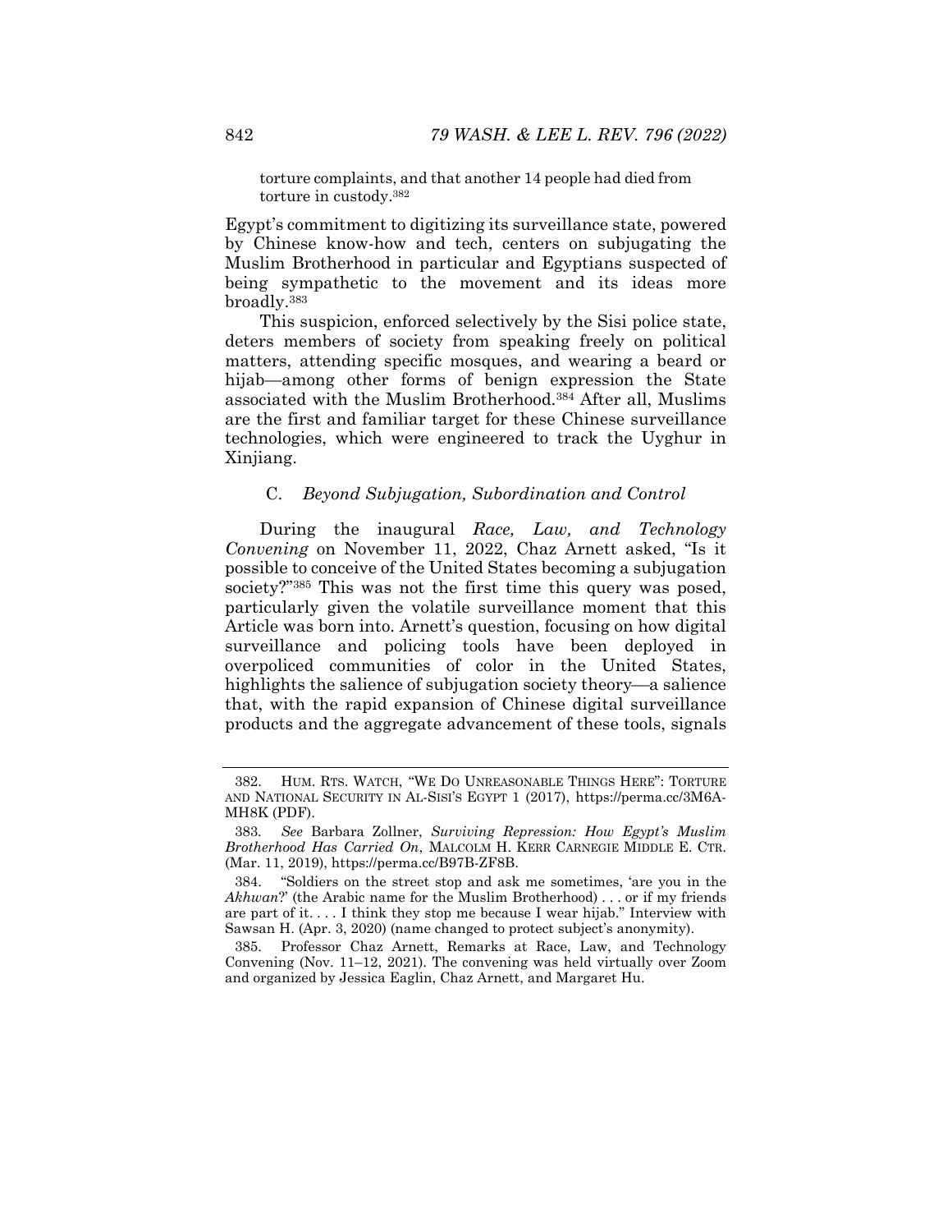torture complaints, and that another 14 people had died from torture in custody.[382]

Egypt's commitment to digitizing its surveillance state, powered by Chinese know-how and tech, centers on subjugating the Muslim Brotherhood in particular and Egyptians suspected of being sympathetic to the movement and its ideas more broadly.[383]

This suspicion, enforced selectively by the Sisi police state, deters members of society from speaking freely on political matters, attending specific mosques, and wearing a beard or hijab—among other forms of benign expression the State associated with the Muslim Brotherhood.[384] After all, Muslims are the first and familiar target for these Chinese surveillance technologies, which were engineered to track the Uyghur in Xinjiang.

### C. *Beyond Subjugation, Subordination and Control*

During the inaugural *Race, Law, and Technology Convening* on November 11, 2022, Chaz Arnett asked, "Is it possible to conceive of the United States becoming a subjugation society?"[385] This was not the first time this query was posed, particularly given the volatile surveillance moment that this Article was born into. Arnett's question, focusing on how digital surveillance and policing tools have been deployed in overpoliced communities of color in the United States, highlights the salience of subjugation society theory—a salience that, with the rapid expansion of Chinese digital surveillance products and the aggregate advancement of these tools, signals

---

382. HUM. RTS. WATCH, "WE DO UNREASONABLE THINGS HERE": TORTURE AND NATIONAL SECURITY IN AL-SISI'S EGYPT 1 (2017), https://perma.cc/3M6A-MH8K (PDF).

383. *See* Barbara Zollner, *Surviving Repression: How Egypt's Muslim Brotherhood Has Carried On*, MALCOLM H. KERR CARNEGIE MIDDLE E. CTR. (Mar. 11, 2019), https://perma.cc/B97B-ZF8B.

384. "Soldiers on the street stop and ask me sometimes, 'are you in the *Akhwan*?' (the Arabic name for the Muslim Brotherhood) . . . or if my friends are part of it. . . . I think they stop me because I wear hijab." Interview with Sawsan H. (Apr. 3, 2020) (name changed to protect subject's anonymity).

385. Professor Chaz Arnett, Remarks at Race, Law, and Technology Convening (Nov. 11–12, 2021). The convening was held virtually over Zoom and organized by Jessica Eaglin, Chaz Arnett, and Margaret Hu.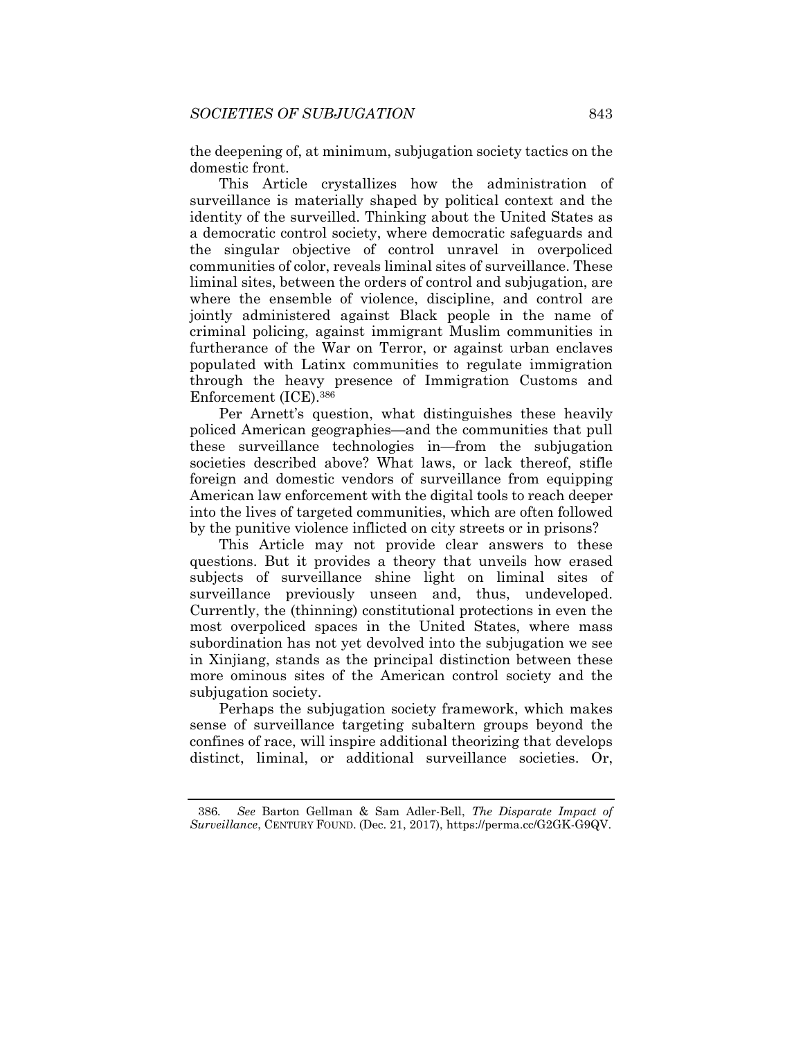the deepening of, at minimum, subjugation society tactics on the domestic front.

This Article crystallizes how the administration of surveillance is materially shaped by political context and the identity of the surveilled. Thinking about the United States as a democratic control society, where democratic safeguards and the singular objective of control unravel in overpoliced communities of color, reveals liminal sites of surveillance. These liminal sites, between the orders of control and subjugation, are where the ensemble of violence, discipline, and control are jointly administered against Black people in the name of criminal policing, against immigrant Muslim communities in furtherance of the War on Terror, or against urban enclaves populated with Latinx communities to regulate immigration through the heavy presence of Immigration Customs and Enforcement (ICE).[386]

Per Arnett's question, what distinguishes these heavily policed American geographies—and the communities that pull these surveillance technologies in—from the subjugation societies described above? What laws, or lack thereof, stifle foreign and domestic vendors of surveillance from equipping American law enforcement with the digital tools to reach deeper into the lives of targeted communities, which are often followed by the punitive violence inflicted on city streets or in prisons?

This Article may not provide clear answers to these questions. But it provides a theory that unveils how erased subjects of surveillance shine light on liminal sites of surveillance previously unseen and, thus, undeveloped. Currently, the (thinning) constitutional protections in even the most overpoliced spaces in the United States, where mass subordination has not yet devolved into the subjugation we see in Xinjiang, stands as the principal distinction between these more ominous sites of the American control society and the subjugation society.

Perhaps the subjugation society framework, which makes sense of surveillance targeting subaltern groups beyond the confines of race, will inspire additional theorizing that develops distinct, liminal, or additional surveillance societies. Or,

---

386. *See* Barton Gellman & Sam Adler-Bell, *The Disparate Impact of Surveillance*, CENTURY FOUND. (Dec. 21, 2017), https://perma.cc/G2GK-G9QV.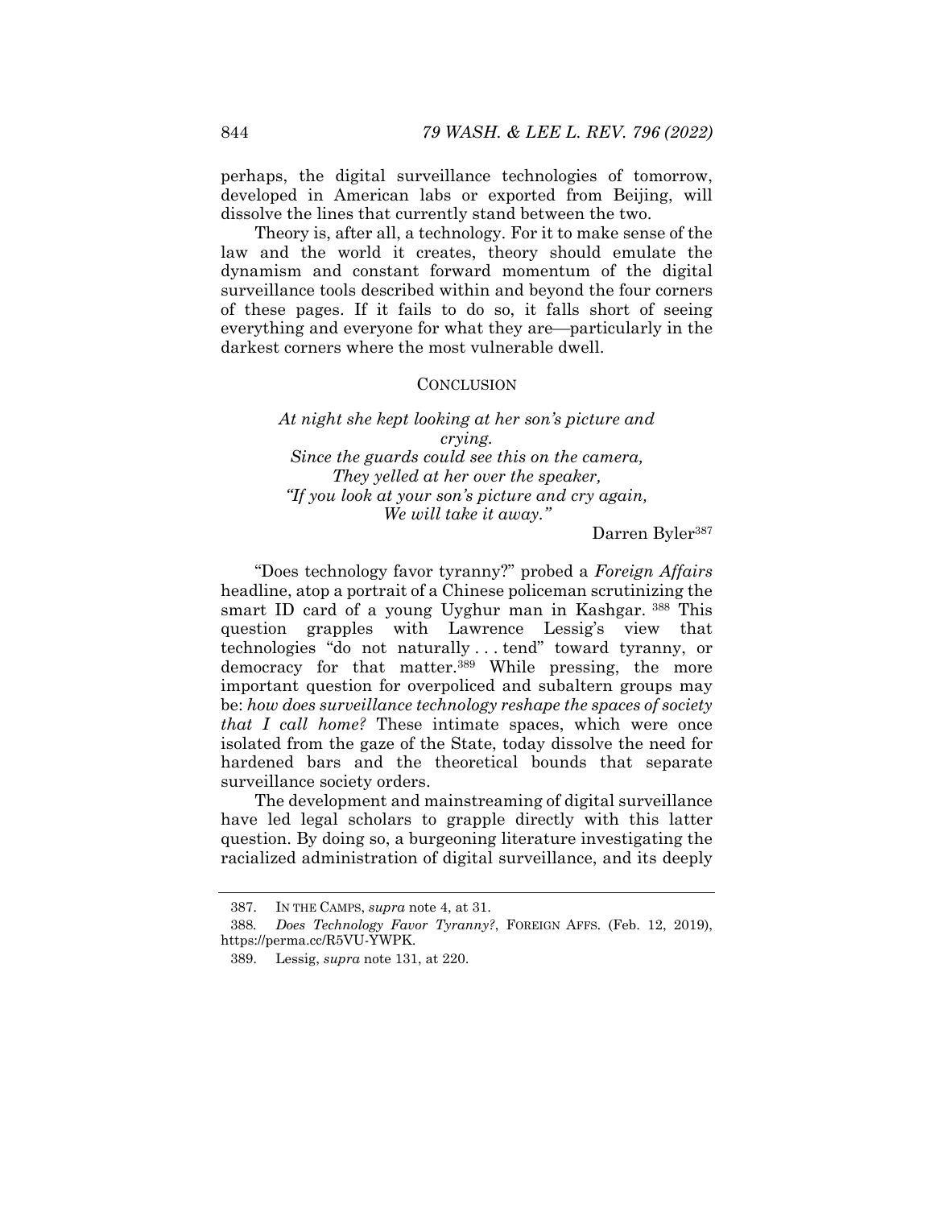perhaps, the digital surveillance technologies of tomorrow, developed in American labs or exported from Beijing, will dissolve the lines that currently stand between the two.

Theory is, after all, a technology. For it to make sense of the law and the world it creates, theory should emulate the dynamism and constant forward momentum of the digital surveillance tools described within and beyond the four corners of these pages. If it fails to do so, it falls short of seeing everything and everyone for what they are—particularly in the darkest corners where the most vulnerable dwell.

## CONCLUSION

> *At night she kept looking at her son's picture and crying.*
> *Since the guards could see this on the camera,*
> *They yelled at her over the speaker,*
> *"If you look at your son's picture and cry again,*
> *We will take it away."*
>
> Darren Byler[387]

"Does technology favor tyranny?" probed a *Foreign Affairs* headline, atop a portrait of a Chinese policeman scrutinizing the smart ID card of a young Uyghur man in Kashgar.[388] This question grapples with Lawrence Lessig's view that technologies "do not naturally . . . tend" toward tyranny, or democracy for that matter.[389] While pressing, the more important question for overpoliced and subaltern groups may be: *how does surveillance technology reshape the spaces of society that I call home?* These intimate spaces, which were once isolated from the gaze of the State, today dissolve the need for hardened bars and the theoretical bounds that separate surveillance society orders.

The development and mainstreaming of digital surveillance have led legal scholars to grapple directly with this latter question. By doing so, a burgeoning literature investigating the racialized administration of digital surveillance, and its deeply

---

387. IN THE CAMPS, *supra* note 4, at 31.

388. *Does Technology Favor Tyranny?*, FOREIGN AFFS. (Feb. 12, 2019), https://perma.cc/R5VU-YWPK.

389. Lessig, *supra* note 131, at 220.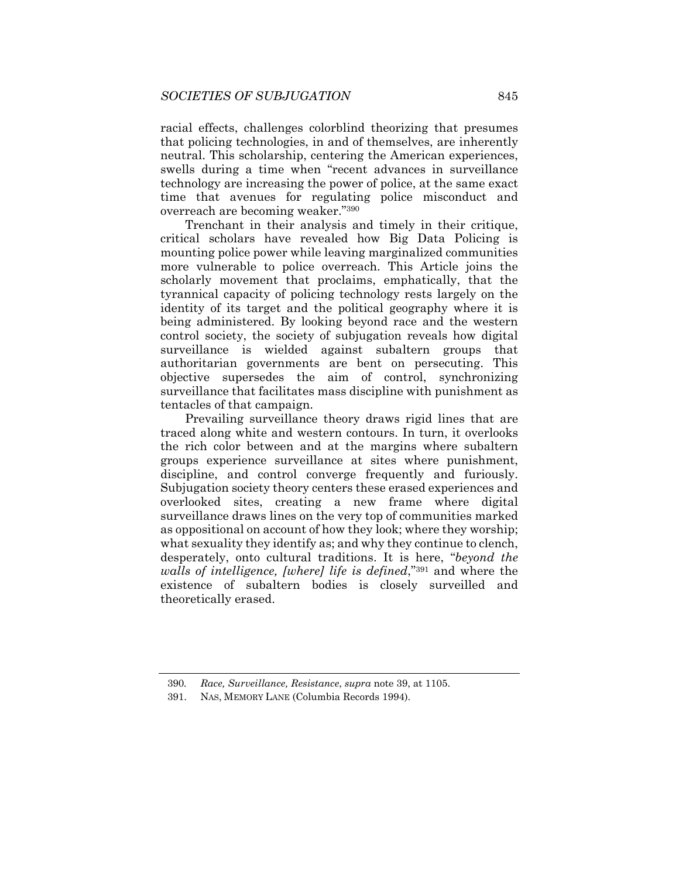racial effects, challenges colorblind theorizing that presumes that policing technologies, in and of themselves, are inherently neutral. This scholarship, centering the American experiences, swells during a time when "recent advances in surveillance technology are increasing the power of police, at the same exact time that avenues for regulating police misconduct and overreach are becoming weaker."[390]

Trenchant in their analysis and timely in their critique, critical scholars have revealed how Big Data Policing is mounting police power while leaving marginalized communities more vulnerable to police overreach. This Article joins the scholarly movement that proclaims, emphatically, that the tyrannical capacity of policing technology rests largely on the identity of its target and the political geography where it is being administered. By looking beyond race and the western control society, the society of subjugation reveals how digital surveillance is wielded against subaltern groups that authoritarian governments are bent on persecuting. This objective supersedes the aim of control, synchronizing surveillance that facilitates mass discipline with punishment as tentacles of that campaign.

Prevailing surveillance theory draws rigid lines that are traced along white and western contours. In turn, it overlooks the rich color between and at the margins where subaltern groups experience surveillance at sites where punishment, discipline, and control converge frequently and furiously. Subjugation society theory centers these erased experiences and overlooked sites, creating a new frame where digital surveillance draws lines on the very top of communities marked as oppositional on account of how they look; where they worship; what sexuality they identify as; and why they continue to clench, desperately, onto cultural traditions. It is here, "*beyond the walls of intelligence, [where] life is defined*,"[391] and where the existence of subaltern bodies is closely surveilled and theoretically erased.

---

390. *Race, Surveillance, Resistance*, *supra* note 39, at 1105.

391. NAS, MEMORY LANE (Columbia Records 1994).